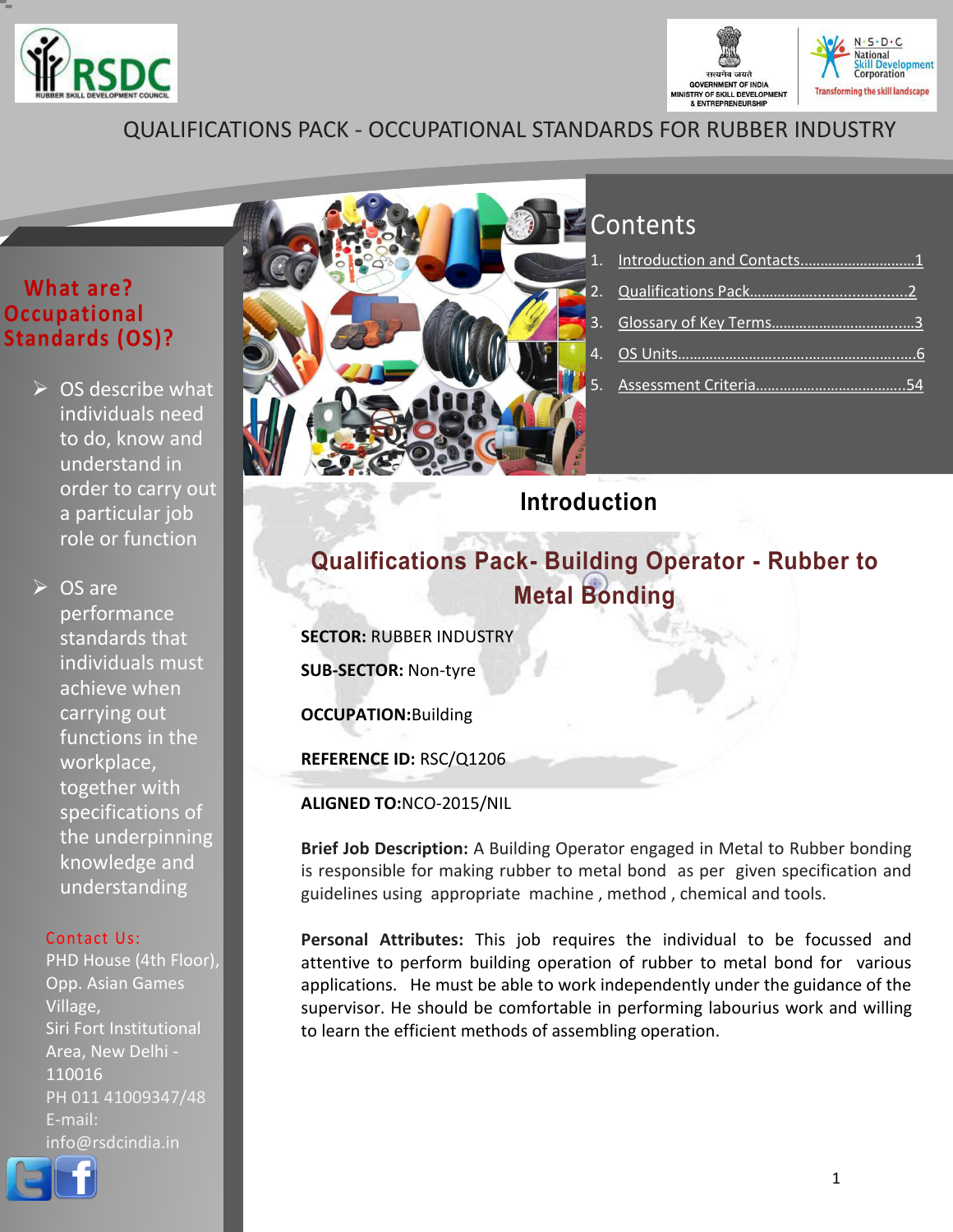QUALIFICATIONS PACK - OCCUPATIONAL STANDARDS FOR RUBBER INDUSTRY

## What are? Occupational Standards (OS)?

- OS describe what individuals need to do, know and understand in order to carry out a particular job role or function
- OS are performance standards that individuals must achieve when carrying out functions in the workplace, together with specifications of the underpinning knowledge and understanding

Contact Us:
PHD House (4th Floor), Opp. Asian Games Village,
Siri Fort Institutional Area, New Delhi - 110016
PH 011 41009347/48
E-mail: info@rsdcindia.in

## Contents

1. Introduction and Contacts.............................1
2. Qualifications Pack.......................................2
3. Glossary of Key Terms....................................3
4. OS Units...........................................................6
5. Assessment Criteria......................................54

## Introduction

### Qualifications Pack- Building Operator - Rubber to Metal Bonding

**SECTOR:** RUBBER INDUSTRY

**SUB-SECTOR:** Non-tyre

**OCCUPATION:**Building

**REFERENCE ID:** RSC/Q1206

**ALIGNED TO:**NCO-2015/NIL

**Brief Job Description:** A Building Operator engaged in Metal to Rubber bonding is responsible for making rubber to metal bond as per given specification and guidelines using appropriate machine , method , chemical and tools.

**Personal Attributes:** This job requires the individual to be focussed and attentive to perform building operation of rubber to metal bond for various applications. He must be able to work independently under the guidance of the supervisor. He should be comfortable in performing labourius work and willing to learn the efficient methods of assembling operation.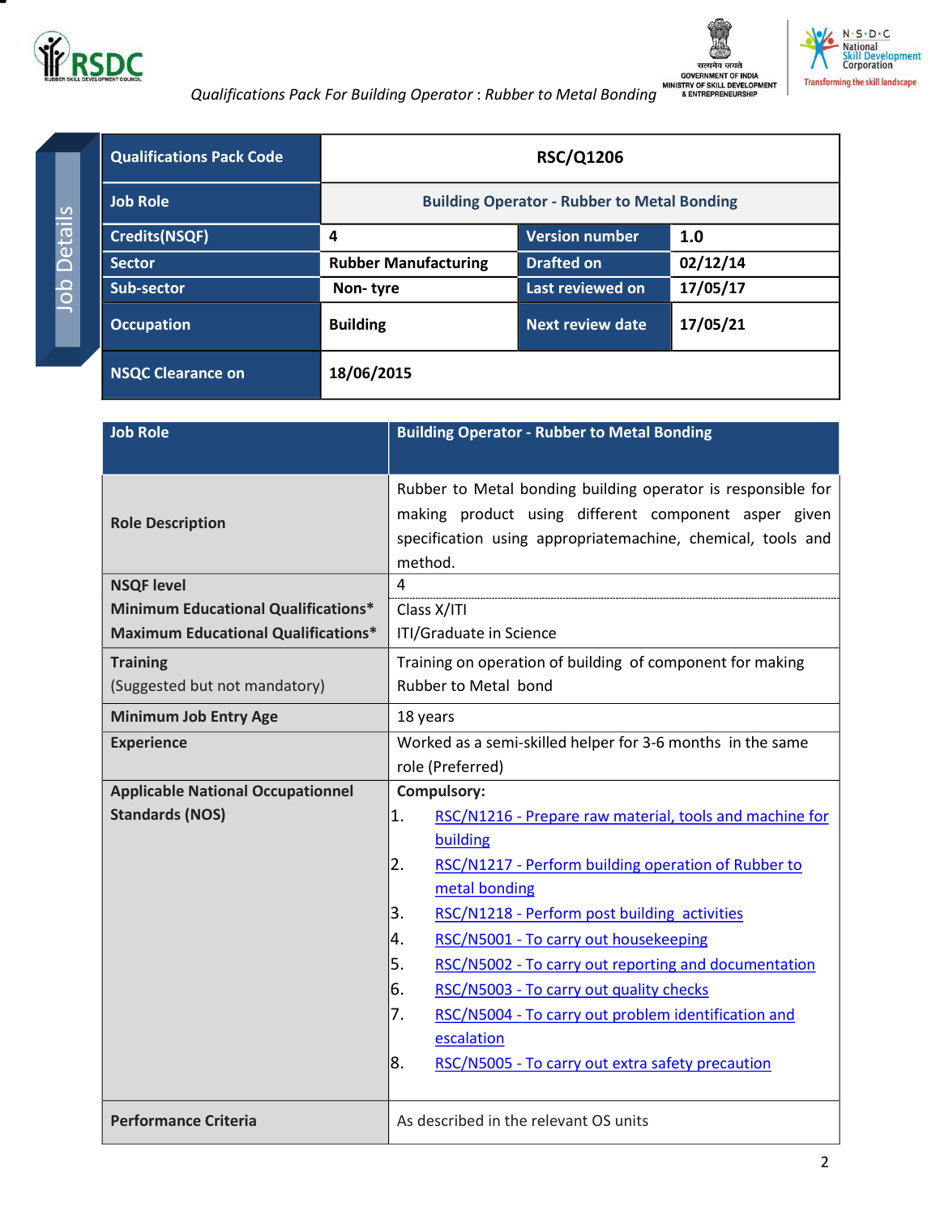Job Details

| Qualifications Pack Code | RSC/Q1206 | | |
|---|---|---|---|
| Job Role | Building Operator - Rubber to Metal Bonding | | |
| Credits(NSQF) | 4 | Version number | 1.0 |
| Sector | Rubber Manufacturing | Drafted on | 02/12/14 |
| Sub-sector | Non- tyre | Last reviewed on | 17/05/17 |
| Occupation | Building | Next review date | 17/05/21 |
| NSQC Clearance on | 18/06/2015 | | |

| Job Role | Building Operator - Rubber to Metal Bonding |
|---|---|
| **Role Description** | Rubber to Metal bonding building operator is responsible for making product using different component asper given specification using appropriatemachine, chemical, tools and method. |
| **NSQF level** | 4 |
| **Minimum Educational Qualifications*** | Class X/ITI |
| **Maximum Educational Qualifications*** | ITI/Graduate in Science |
| **Training** (Suggested but not mandatory) | Training on operation of building of component for making Rubber to Metal bond |
| **Minimum Job Entry Age** | 18 years |
| **Experience** | Worked as a semi-skilled helper for 3-6 months in the same role (Preferred) |
| **Applicable National Occupationnel Standards (NOS)** | **Compulsory:**<br>1. RSC/N1216 - Prepare raw material, tools and machine for building<br>2. RSC/N1217 - Perform building operation of Rubber to metal bonding<br>3. RSC/N1218 - Perform post building activities<br>4. RSC/N5001 - To carry out housekeeping<br>5. RSC/N5002 - To carry out reporting and documentation<br>6. RSC/N5003 - To carry out quality checks<br>7. RSC/N5004 - To carry out problem identification and escalation<br>8. RSC/N5005 - To carry out extra safety precaution |
| **Performance Criteria** | As described in the relevant OS units |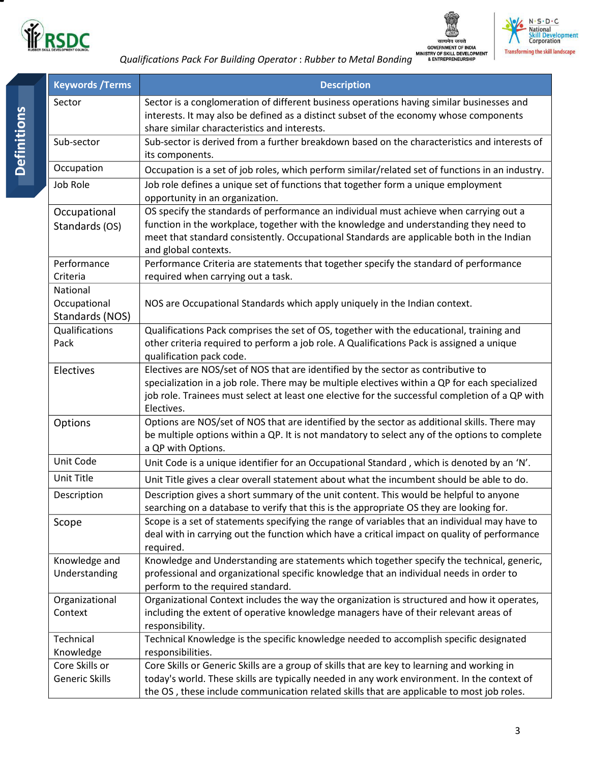## Definitions

| Keywords /Terms | Description |
|---|---|
| Sector | Sector is a conglomeration of different business operations having similar businesses and interests. It may also be defined as a distinct subset of the economy whose components share similar characteristics and interests. |
| Sub-sector | Sub-sector is derived from a further breakdown based on the characteristics and interests of its components. |
| Occupation | Occupation is a set of job roles, which perform similar/related set of functions in an industry. |
| Job Role | Job role defines a unique set of functions that together form a unique employment opportunity in an organization. |
| Occupational Standards (OS) | OS specify the standards of performance an individual must achieve when carrying out a function in the workplace, together with the knowledge and understanding they need to meet that standard consistently. Occupational Standards are applicable both in the Indian and global contexts. |
| Performance Criteria | Performance Criteria are statements that together specify the standard of performance required when carrying out a task. |
| National Occupational Standards (NOS) | NOS are Occupational Standards which apply uniquely in the Indian context. |
| Qualifications Pack | Qualifications Pack comprises the set of OS, together with the educational, training and other criteria required to perform a job role. A Qualifications Pack is assigned a unique qualification pack code. |
| Electives | Electives are NOS/set of NOS that are identified by the sector as contributive to specialization in a job role. There may be multiple electives within a QP for each specialized job role. Trainees must select at least one elective for the successful completion of a QP with Electives. |
| Options | Options are NOS/set of NOS that are identified by the sector as additional skills. There may be multiple options within a QP. It is not mandatory to select any of the options to complete a QP with Options. |
| Unit Code | Unit Code is a unique identifier for an Occupational Standard , which is denoted by an 'N'. |
| Unit Title | Unit Title gives a clear overall statement about what the incumbent should be able to do. |
| Description | Description gives a short summary of the unit content. This would be helpful to anyone searching on a database to verify that this is the appropriate OS they are looking for. |
| Scope | Scope is a set of statements specifying the range of variables that an individual may have to deal with in carrying out the function which have a critical impact on quality of performance required. |
| Knowledge and Understanding | Knowledge and Understanding are statements which together specify the technical, generic, professional and organizational specific knowledge that an individual needs in order to perform to the required standard. |
| Organizational Context | Organizational Context includes the way the organization is structured and how it operates, including the extent of operative knowledge managers have of their relevant areas of responsibility. |
| Technical Knowledge | Technical Knowledge is the specific knowledge needed to accomplish specific designated responsibilities. |
| Core Skills or Generic Skills | Core Skills or Generic Skills are a group of skills that are key to learning and working in today's world. These skills are typically needed in any work environment. In the context of the OS , these include communication related skills that are applicable to most job roles. |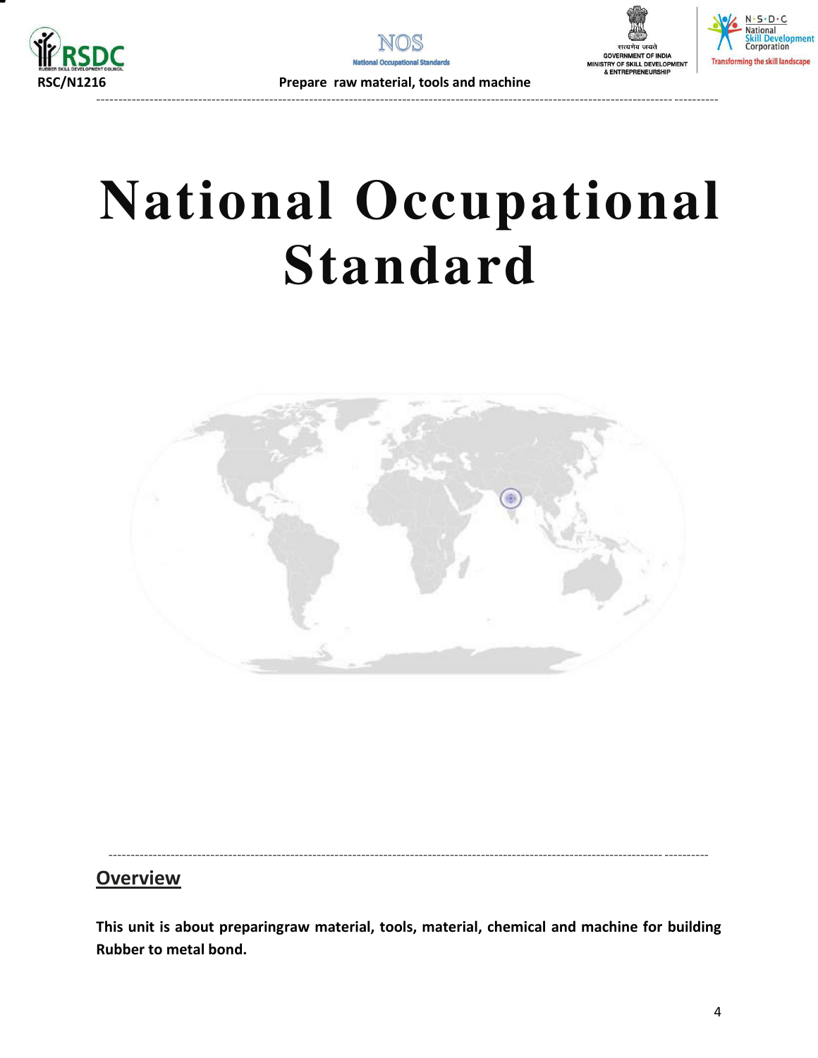# National Occupational Standard

## Overview

**This unit is about preparingraw material, tools, material, chemical and machine for building Rubber to metal bond.**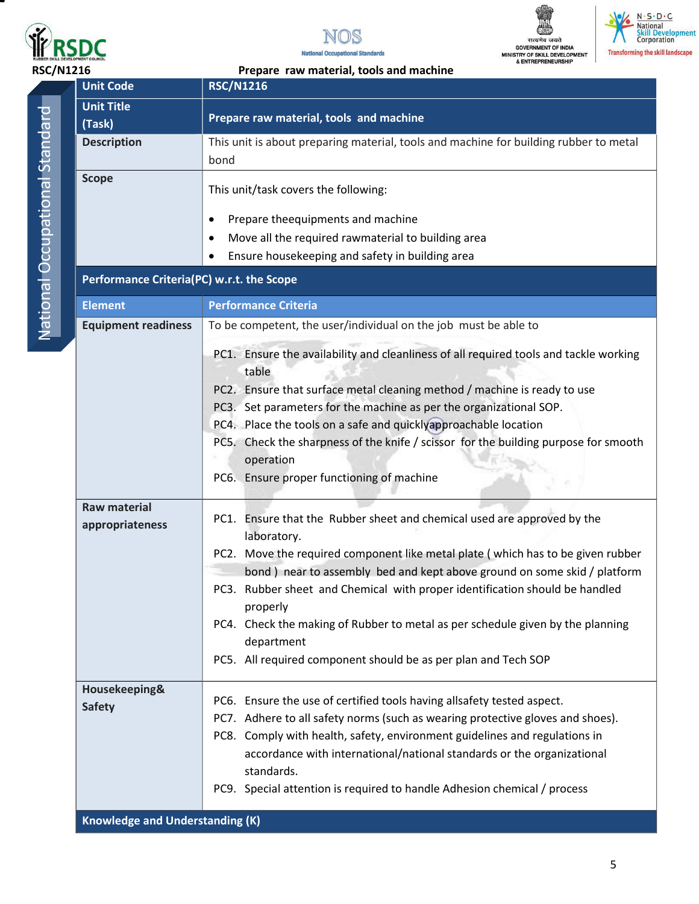RSC/N1216 Prepare raw material, tools and machine

| Unit Code | RSC/N1216 |
|---|---|
| Unit Title (Task) | Prepare raw material, tools and machine |
| Description | This unit is about preparing material, tools and machine for building rubber to metal bond |
| Scope | This unit/task covers the following:<br>• Prepare theequipments and machine<br>• Move all the required rawmaterial to building area<br>• Ensure housekeeping and safety in building area |
| **Performance Criteria(PC) w.r.t. the Scope** | |
| **Element** | **Performance Criteria** |
| Equipment readiness | To be competent, the user/individual on the job must be able to<br>PC1. Ensure the availability and cleanliness of all required tools and tackle working table<br>PC2. Ensure that surface metal cleaning method / machine is ready to use<br>PC3. Set parameters for the machine as per the organizational SOP.<br>PC4. Place the tools on a safe and quicklyapproachable location<br>PC5. Check the sharpness of the knife / scissor for the building purpose for smooth operation<br>PC6. Ensure proper functioning of machine |
| Raw material appropriateness | PC1. Ensure that the Rubber sheet and chemical used are approved by the laboratory.<br>PC2. Move the required component like metal plate ( which has to be given rubber bond ) near to assembly bed and kept above ground on some skid / platform<br>PC3. Rubber sheet and Chemical with proper identification should be handled properly<br>PC4. Check the making of Rubber to metal as per schedule given by the planning department<br>PC5. All required component should be as per plan and Tech SOP |
| Housekeeping& Safety | PC6. Ensure the use of certified tools having allsafety tested aspect.<br>PC7. Adhere to all safety norms (such as wearing protective gloves and shoes).<br>PC8. Comply with health, safety, environment guidelines and regulations in accordance with international/national standards or the organizational standards.<br>PC9. Special attention is required to handle Adhesion chemical / process |
| **Knowledge and Understanding (K)** | |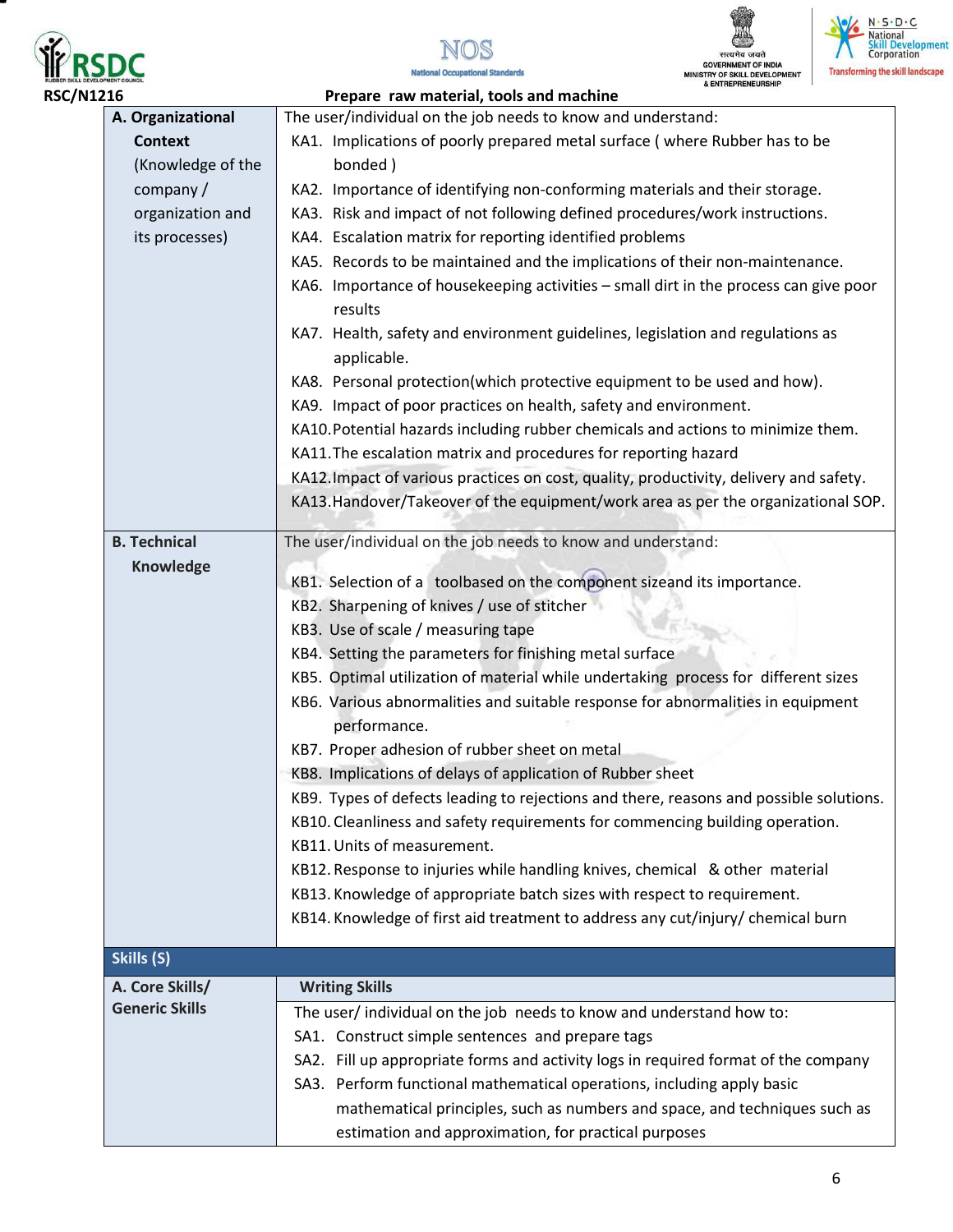RSC/N1216 **Prepare raw material, tools and machine**

| | |
|---|---|
| **A. Organizational Context** (Knowledge of the company / organization and its processes) | The user/individual on the job needs to know and understand:<br>KA1. Implications of poorly prepared metal surface ( where Rubber has to be bonded )<br>KA2. Importance of identifying non-conforming materials and their storage.<br>KA3. Risk and impact of not following defined procedures/work instructions.<br>KA4. Escalation matrix for reporting identified problems<br>KA5. Records to be maintained and the implications of their non-maintenance.<br>KA6. Importance of housekeeping activities – small dirt in the process can give poor results<br>KA7. Health, safety and environment guidelines, legislation and regulations as applicable.<br>KA8. Personal protection(which protective equipment to be used and how).<br>KA9. Impact of poor practices on health, safety and environment.<br>KA10. Potential hazards including rubber chemicals and actions to minimize them.<br>KA11. The escalation matrix and procedures for reporting hazard<br>KA12. Impact of various practices on cost, quality, productivity, delivery and safety.<br>KA13. Handover/Takeover of the equipment/work area as per the organizational SOP. |
| **B. Technical Knowledge** | The user/individual on the job needs to know and understand:<br>KB1. Selection of a toolbased on the component sizeand its importance.<br>KB2. Sharpening of knives / use of stitcher<br>KB3. Use of scale / measuring tape<br>KB4. Setting the parameters for finishing metal surface<br>KB5. Optimal utilization of material while undertaking process for different sizes<br>KB6. Various abnormalities and suitable response for abnormalities in equipment performance.<br>KB7. Proper adhesion of rubber sheet on metal<br>KB8. Implications of delays of application of Rubber sheet<br>KB9. Types of defects leading to rejections and there, reasons and possible solutions.<br>KB10. Cleanliness and safety requirements for commencing building operation.<br>KB11. Units of measurement.<br>KB12. Response to injuries while handling knives, chemical & other material<br>KB13. Knowledge of appropriate batch sizes with respect to requirement.<br>KB14. Knowledge of first aid treatment to address any cut/injury/ chemical burn |
| **Skills (S)** | |
| **A. Core Skills/ Generic Skills** | **Writing Skills**<br>The user/ individual on the job needs to know and understand how to:<br>SA1. Construct simple sentences and prepare tags<br>SA2. Fill up appropriate forms and activity logs in required format of the company<br>SA3. Perform functional mathematical operations, including apply basic mathematical principles, such as numbers and space, and techniques such as estimation and approximation, for practical purposes |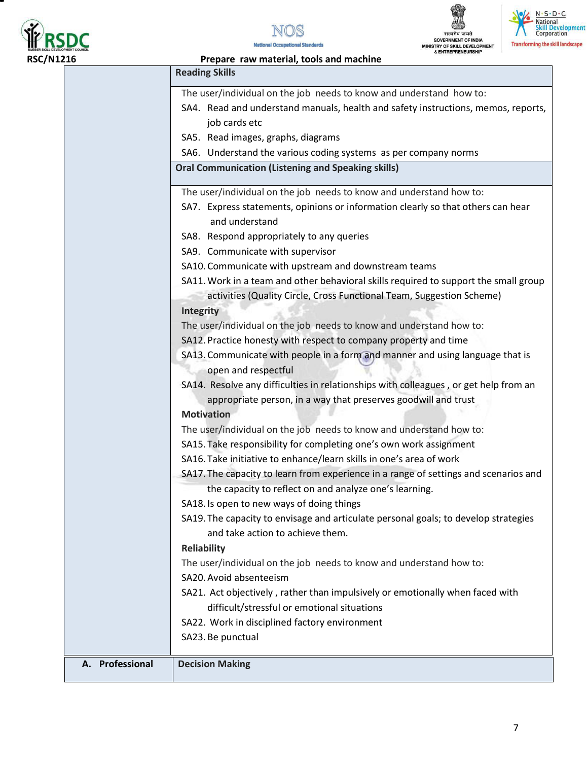| | |
|---|---|
| | **Reading Skills** |
| | The user/individual on the job needs to know and understand how to:<br>SA4. Read and understand manuals, health and safety instructions, memos, reports, job cards etc<br>SA5. Read images, graphs, diagrams<br>SA6. Understand the various coding systems as per company norms |
| | **Oral Communication (Listening and Speaking skills)** |
| | The user/individual on the job needs to know and understand how to:<br>SA7. Express statements, opinions or information clearly so that others can hear and understand<br>SA8. Respond appropriately to any queries<br>SA9. Communicate with supervisor<br>SA10. Communicate with upstream and downstream teams<br>SA11. Work in a team and other behavioral skills required to support the small group activities (Quality Circle, Cross Functional Team, Suggestion Scheme)<br>**Integrity**<br>The user/individual on the job needs to know and understand how to:<br>SA12. Practice honesty with respect to company property and time<br>SA13. Communicate with people in a form and manner and using language that is open and respectful<br>SA14. Resolve any difficulties in relationships with colleagues , or get help from an appropriate person, in a way that preserves goodwill and trust<br>**Motivation**<br>The user/individual on the job needs to know and understand how to:<br>SA15. Take responsibility for completing one's own work assignment<br>SA16. Take initiative to enhance/learn skills in one's area of work<br>SA17. The capacity to learn from experience in a range of settings and scenarios and the capacity to reflect on and analyze one's learning.<br>SA18. Is open to new ways of doing things<br>SA19. The capacity to envisage and articulate personal goals; to develop strategies and take action to achieve them.<br>**Reliability**<br>The user/individual on the job needs to know and understand how to:<br>SA20. Avoid absenteeism<br>SA21. Act objectively , rather than impulsively or emotionally when faced with difficult/stressful or emotional situations<br>SA22. Work in disciplined factory environment<br>SA23. Be punctual |
| **A. Professional** | **Decision Making** |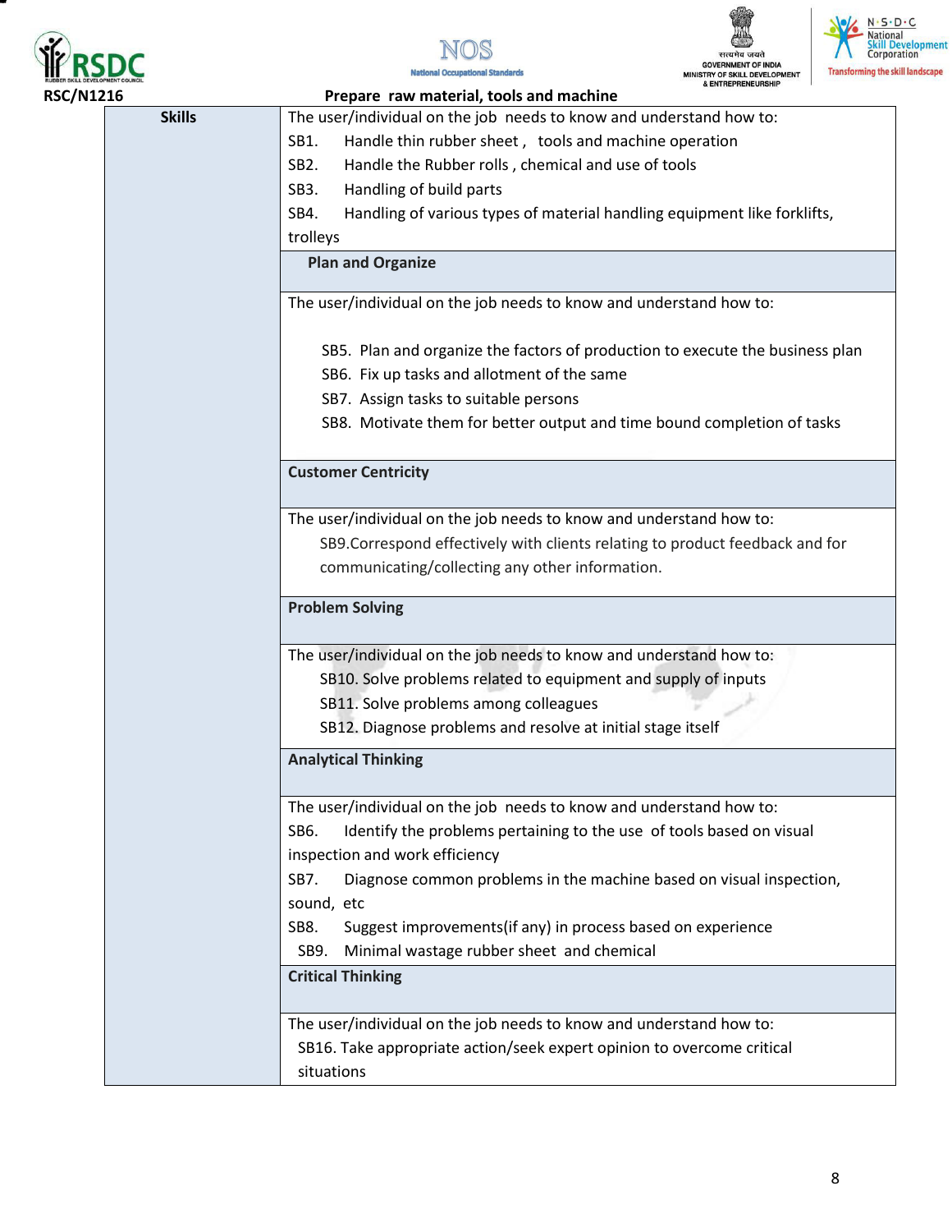RSC/N1216 Prepare raw material, tools and machine

| Skills | |
|---|---|
| | The user/individual on the job needs to know and understand how to:<br>SB1. Handle thin rubber sheet , tools and machine operation<br>SB2. Handle the Rubber rolls , chemical and use of tools<br>SB3. Handling of build parts<br>SB4. Handling of various types of material handling equipment like forklifts, trolleys |
| | **Plan and Organize** |
| | The user/individual on the job needs to know and understand how to:<br>SB5. Plan and organize the factors of production to execute the business plan<br>SB6. Fix up tasks and allotment of the same<br>SB7. Assign tasks to suitable persons<br>SB8. Motivate them for better output and time bound completion of tasks |
| | **Customer Centricity** |
| | The user/individual on the job needs to know and understand how to:<br>SB9.Correspond effectively with clients relating to product feedback and for communicating/collecting any other information. |
| | **Problem Solving** |
| | The user/individual on the job needs to know and understand how to:<br>SB10. Solve problems related to equipment and supply of inputs<br>SB11. Solve problems among colleagues<br>SB12. Diagnose problems and resolve at initial stage itself |
| | **Analytical Thinking** |
| | The user/individual on the job needs to know and understand how to:<br>SB6. Identify the problems pertaining to the use of tools based on visual inspection and work efficiency<br>SB7. Diagnose common problems in the machine based on visual inspection, sound, etc<br>SB8. Suggest improvements(if any) in process based on experience<br>SB9. Minimal wastage rubber sheet and chemical |
| | **Critical Thinking** |
| | The user/individual on the job needs to know and understand how to:<br>SB16. Take appropriate action/seek expert opinion to overcome critical situations |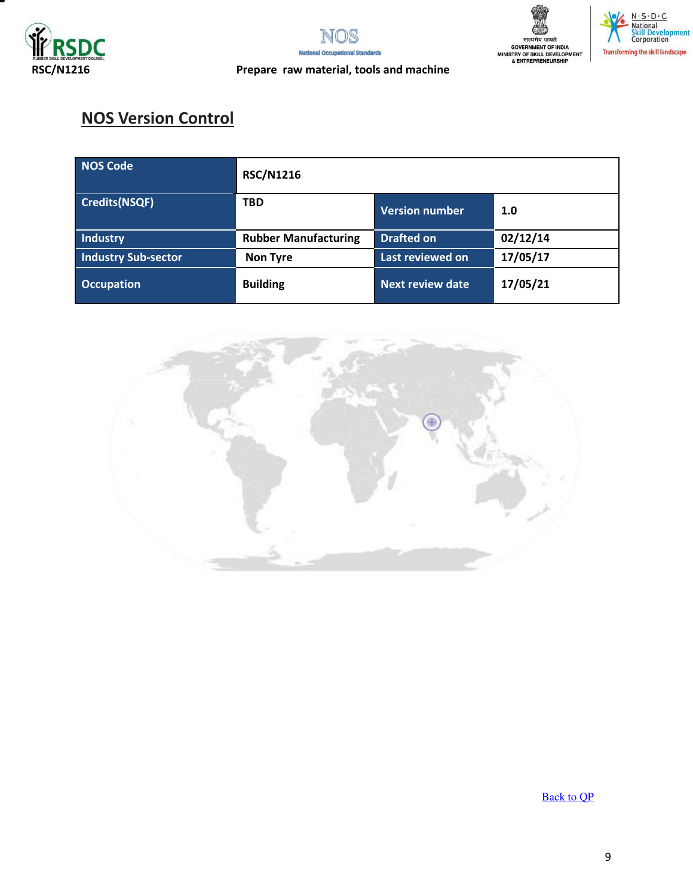## NOS Version Control

| NOS Code | RSC/N1216 | | |
|---|---|---|---|
| Credits(NSQF) | TBD | Version number | 1.0 |
| Industry | Rubber Manufacturing | Drafted on | 02/12/14 |
| Industry Sub-sector | Non Tyre | Last reviewed on | 17/05/17 |
| Occupation | Building | Next review date | 17/05/21 |

Back to QP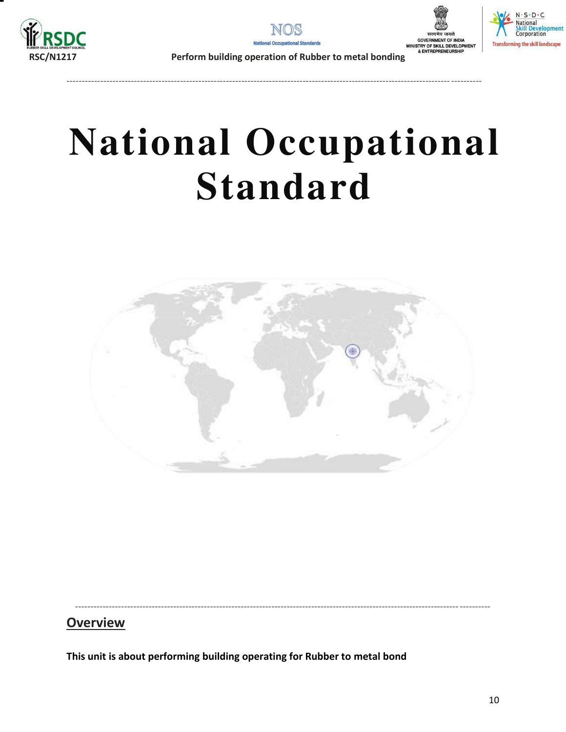# National Occupational Standard

## Overview

**This unit is about performing building operating for Rubber to metal bond**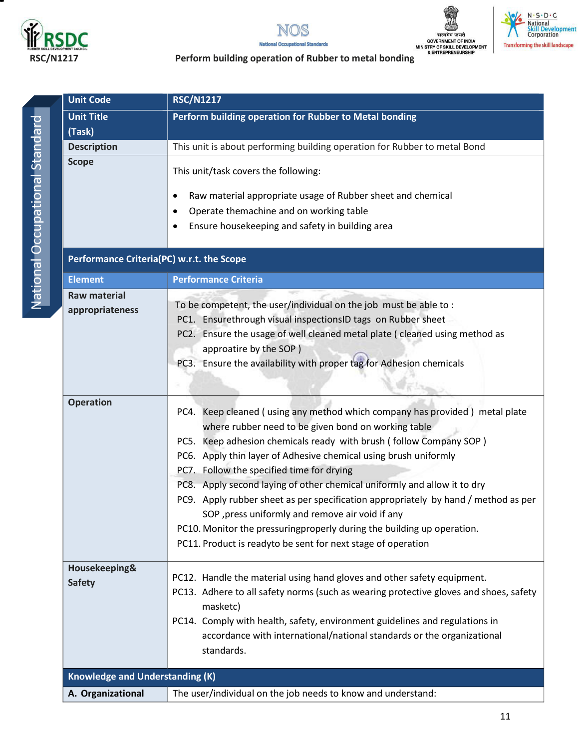RSC/N1217

**Perform building operation of Rubber to metal bonding**

| Unit Code | RSC/N1217 |
|---|---|
| Unit Title (Task) | Perform building operation for Rubber to Metal bonding |
| Description | This unit is about performing building operation for Rubber to metal Bond |
| Scope | This unit/task covers the following:<br>• Raw material appropriate usage of Rubber sheet and chemical<br>• Operate themachine and on working table<br>• Ensure housekeeping and safety in building area |
| **Performance Criteria(PC) w.r.t. the Scope** | |
| **Element** | **Performance Criteria** |
| Raw material appropriateness | To be competent, the user/individual on the job must be able to :<br>PC1. Ensurethrough visual inspectionsID tags on Rubber sheet<br>PC2. Ensure the usage of well cleaned metal plate ( cleaned using method as approatire by the SOP )<br>PC3. Ensure the availability with proper tag for Adhesion chemicals |
| Operation | PC4. Keep cleaned ( using any method which company has provided ) metal plate where rubber need to be given bond on working table<br>PC5. Keep adhesion chemicals ready with brush ( follow Company SOP )<br>PC6. Apply thin layer of Adhesive chemical using brush uniformly<br>PC7. Follow the specified time for drying<br>PC8. Apply second laying of other chemical uniformly and allow it to dry<br>PC9. Apply rubber sheet as per specification appropriately by hand / method as per SOP ,press uniformly and remove air void if any<br>PC10. Monitor the pressuringproperly during the building up operation.<br>PC11. Product is readyto be sent for next stage of operation |
| Housekeeping& Safety | PC12. Handle the material using hand gloves and other safety equipment.<br>PC13. Adhere to all safety norms (such as wearing protective gloves and shoes, safety masketc)<br>PC14. Comply with health, safety, environment guidelines and regulations in accordance with international/national standards or the organizational standards. |
| **Knowledge and Understanding (K)** | |
| A. Organizational | The user/individual on the job needs to know and understand: |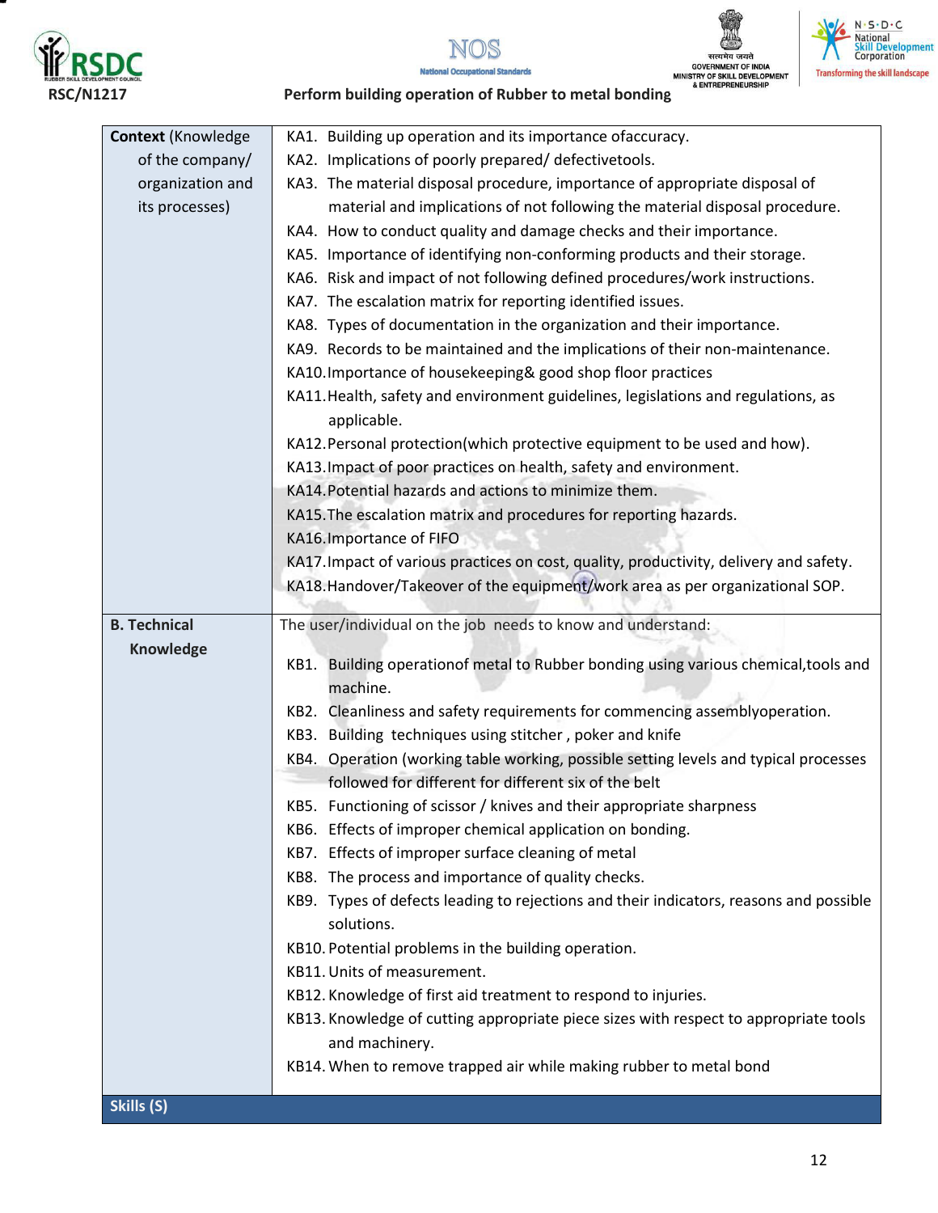| | |
|---|---|
| **Context** (Knowledge of the company/ organization and its processes) | KA1. Building up operation and its importance ofaccuracy.<br>KA2. Implications of poorly prepared/ defectivetools.<br>KA3. The material disposal procedure, importance of appropriate disposal of material and implications of not following the material disposal procedure.<br>KA4. How to conduct quality and damage checks and their importance.<br>KA5. Importance of identifying non-conforming products and their storage.<br>KA6. Risk and impact of not following defined procedures/work instructions.<br>KA7. The escalation matrix for reporting identified issues.<br>KA8. Types of documentation in the organization and their importance.<br>KA9. Records to be maintained and the implications of their non-maintenance.<br>KA10. Importance of housekeeping& good shop floor practices<br>KA11. Health, safety and environment guidelines, legislations and regulations, as applicable.<br>KA12. Personal protection(which protective equipment to be used and how).<br>KA13. Impact of poor practices on health, safety and environment.<br>KA14. Potential hazards and actions to minimize them.<br>KA15. The escalation matrix and procedures for reporting hazards.<br>KA16. Importance of FIFO<br>KA17. Impact of various practices on cost, quality, productivity, delivery and safety.<br>KA18. Handover/Takeover of the equipment/work area as per organizational SOP. |
| **B. Technical Knowledge** | The user/individual on the job needs to know and understand:<br>KB1. Building operationof metal to Rubber bonding using various chemical,tools and machine.<br>KB2. Cleanliness and safety requirements for commencing assemblyoperation.<br>KB3. Building techniques using stitcher , poker and knife<br>KB4. Operation (working table working, possible setting levels and typical processes followed for different for different six of the belt<br>KB5. Functioning of scissor / knives and their appropriate sharpness<br>KB6. Effects of improper chemical application on bonding.<br>KB7. Effects of improper surface cleaning of metal<br>KB8. The process and importance of quality checks.<br>KB9. Types of defects leading to rejections and their indicators, reasons and possible solutions.<br>KB10. Potential problems in the building operation.<br>KB11. Units of measurement.<br>KB12. Knowledge of first aid treatment to respond to injuries.<br>KB13. Knowledge of cutting appropriate piece sizes with respect to appropriate tools and machinery.<br>KB14. When to remove trapped air while making rubber to metal bond |
| **Skills (S)** | |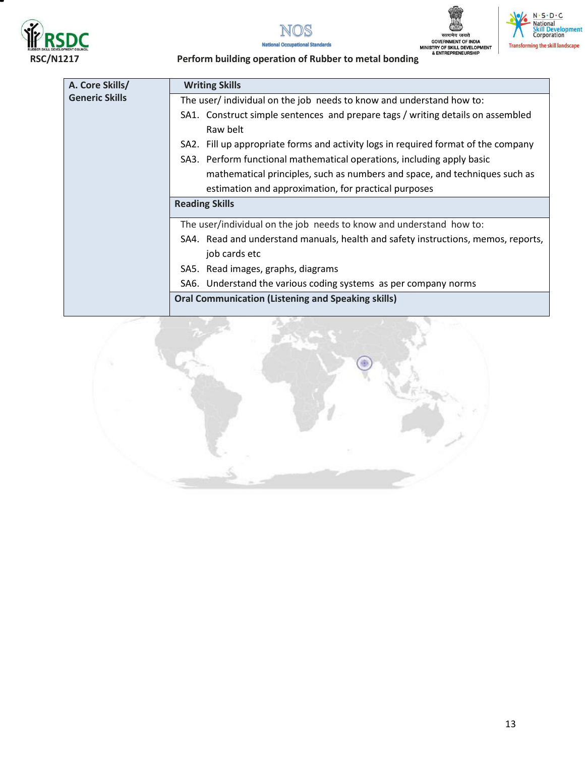| A. Core Skills/ Generic Skills | **Writing Skills** |
|---|---|
| | The user/ individual on the job needs to know and understand how to:<br>SA1. Construct simple sentences and prepare tags / writing details on assembled Raw belt<br>SA2. Fill up appropriate forms and activity logs in required format of the company<br>SA3. Perform functional mathematical operations, including apply basic mathematical principles, such as numbers and space, and techniques such as estimation and approximation, for practical purposes |
| | **Reading Skills** |
| | The user/individual on the job needs to know and understand how to:<br>SA4. Read and understand manuals, health and safety instructions, memos, reports, job cards etc<br>SA5. Read images, graphs, diagrams<br>SA6. Understand the various coding systems as per company norms |
| | **Oral Communication (Listening and Speaking skills)** |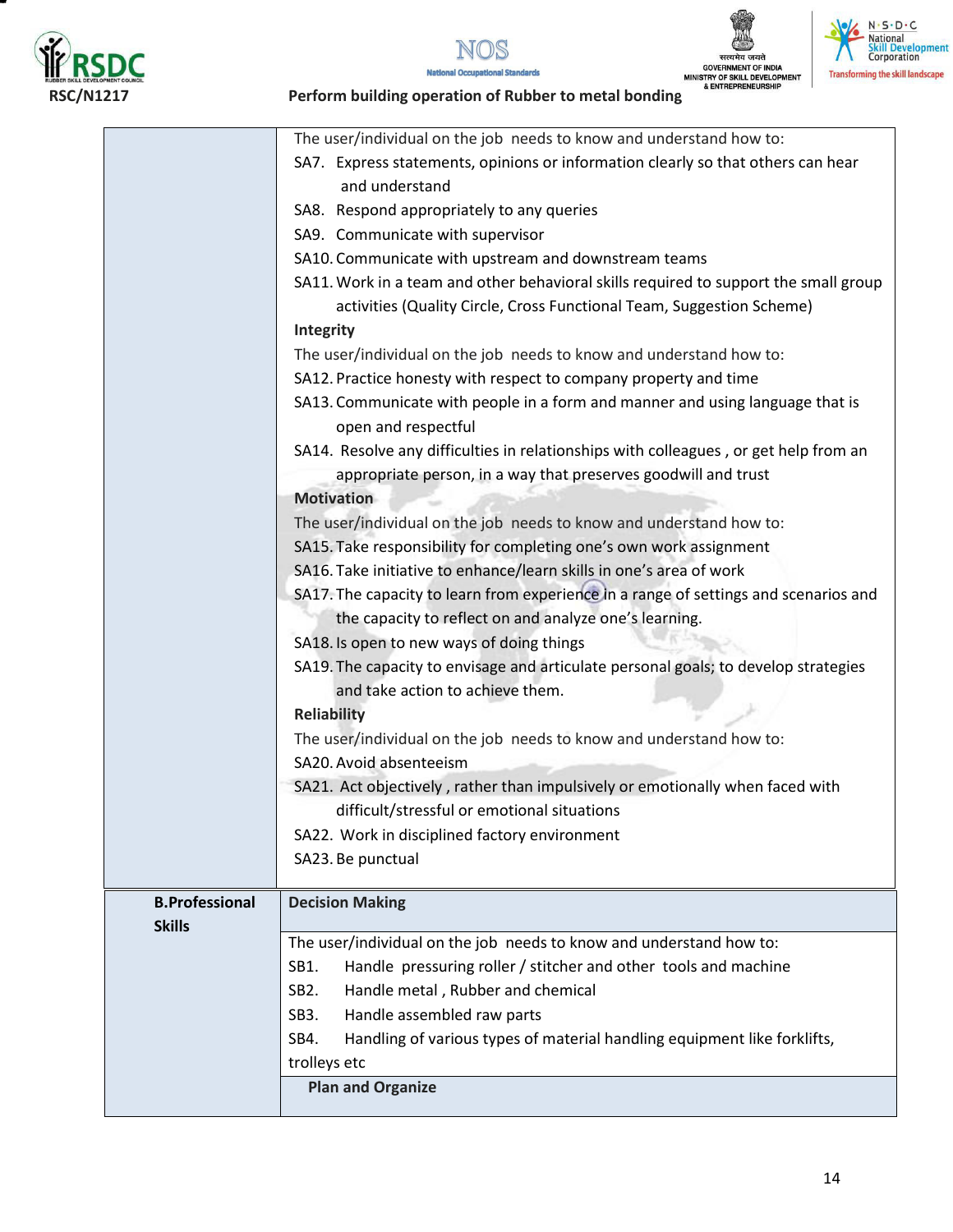| | |
|---|---|
| | The user/individual on the job needs to know and understand how to:<br>SA7. Express statements, opinions or information clearly so that others can hear and understand<br>SA8. Respond appropriately to any queries<br>SA9. Communicate with supervisor<br>SA10. Communicate with upstream and downstream teams<br>SA11. Work in a team and other behavioral skills required to support the small group activities (Quality Circle, Cross Functional Team, Suggestion Scheme)<br>**Integrity**<br>The user/individual on the job needs to know and understand how to:<br>SA12. Practice honesty with respect to company property and time<br>SA13. Communicate with people in a form and manner and using language that is open and respectful<br>SA14. Resolve any difficulties in relationships with colleagues , or get help from an appropriate person, in a way that preserves goodwill and trust<br>**Motivation**<br>The user/individual on the job needs to know and understand how to:<br>SA15. Take responsibility for completing one's own work assignment<br>SA16. Take initiative to enhance/learn skills in one's area of work<br>SA17. The capacity to learn from experience in a range of settings and scenarios and the capacity to reflect on and analyze one's learning.<br>SA18. Is open to new ways of doing things<br>SA19. The capacity to envisage and articulate personal goals; to develop strategies and take action to achieve them.<br>**Reliability**<br>The user/individual on the job needs to know and understand how to:<br>SA20. Avoid absenteeism<br>SA21. Act objectively , rather than impulsively or emotionally when faced with difficult/stressful or emotional situations<br>SA22. Work in disciplined factory environment<br>SA23. Be punctual |
| **B.Professional Skills** | **Decision Making** |
| | The user/individual on the job needs to know and understand how to:<br>SB1. Handle pressuring roller / stitcher and other tools and machine<br>SB2. Handle metal , Rubber and chemical<br>SB3. Handle assembled raw parts<br>SB4. Handling of various types of material handling equipment like forklifts, trolleys etc |
| | **Plan and Organize** |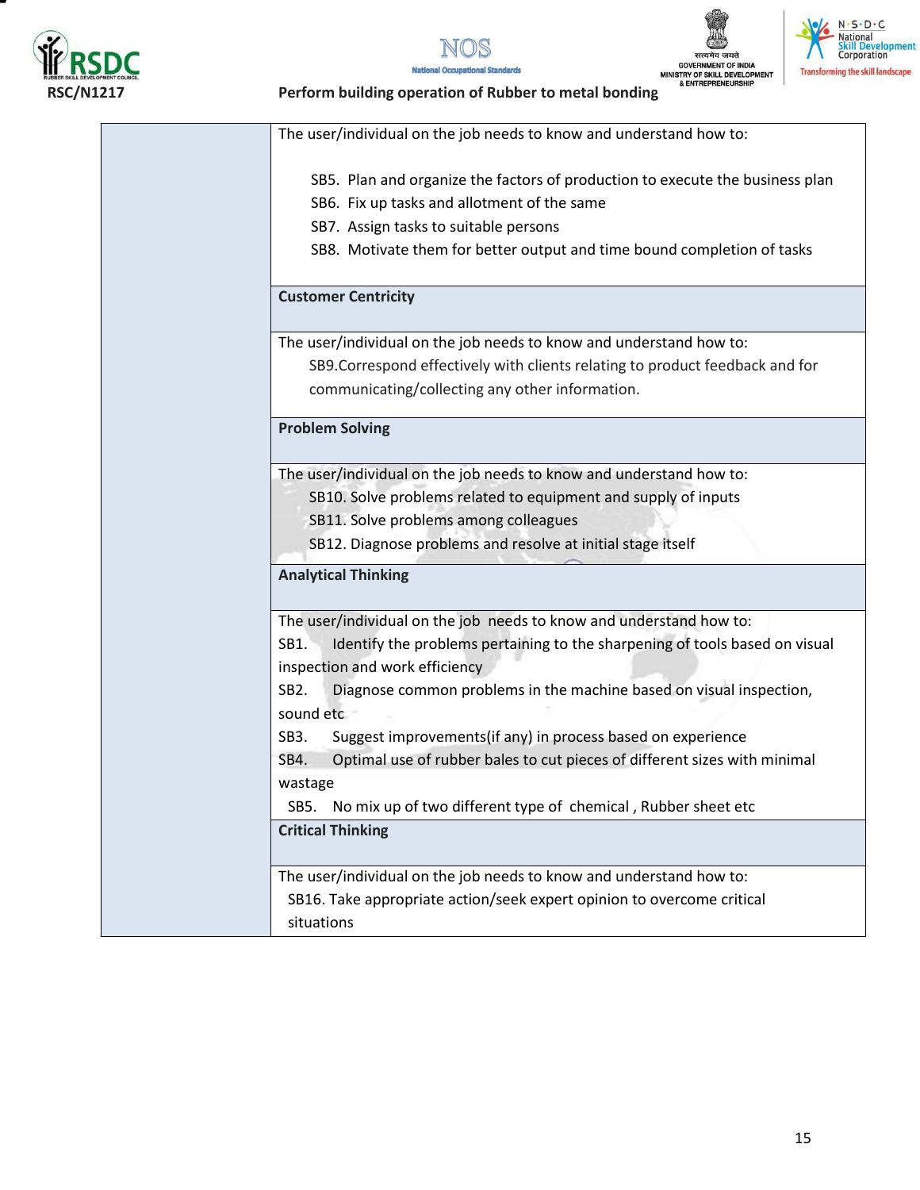| | |
|---|---|
| | The user/individual on the job needs to know and understand how to:<br><br>SB5. Plan and organize the factors of production to execute the business plan<br>SB6. Fix up tasks and allotment of the same<br>SB7. Assign tasks to suitable persons<br>SB8. Motivate them for better output and time bound completion of tasks |
| | **Customer Centricity** |
| | The user/individual on the job needs to know and understand how to:<br>SB9.Correspond effectively with clients relating to product feedback and for communicating/collecting any other information. |
| | **Problem Solving** |
| | The user/individual on the job needs to know and understand how to:<br>SB10. Solve problems related to equipment and supply of inputs<br>SB11. Solve problems among colleagues<br>SB12. Diagnose problems and resolve at initial stage itself |
| | **Analytical Thinking** |
| | The user/individual on the job needs to know and understand how to:<br>SB1. Identify the problems pertaining to the sharpening of tools based on visual inspection and work efficiency<br>SB2. Diagnose common problems in the machine based on visual inspection, sound etc<br>SB3. Suggest improvements(if any) in process based on experience<br>SB4. Optimal use of rubber bales to cut pieces of different sizes with minimal wastage<br>SB5. No mix up of two different type of chemical , Rubber sheet etc |
| | **Critical Thinking** |
| | The user/individual on the job needs to know and understand how to:<br>SB16. Take appropriate action/seek expert opinion to overcome critical situations |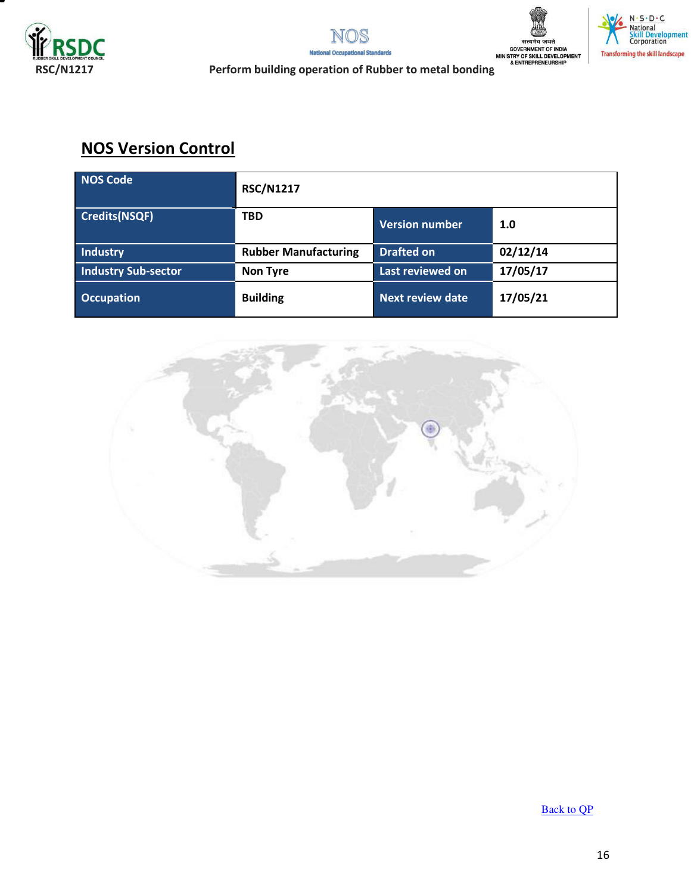## NOS Version Control

| NOS Code | RSC/N1217 | | |
|---|---|---|---|
| Credits(NSQF) | TBD | Version number | 1.0 |
| Industry | Rubber Manufacturing | Drafted on | 02/12/14 |
| Industry Sub-sector | Non Tyre | Last reviewed on | 17/05/17 |
| Occupation | Building | Next review date | 17/05/21 |

Back to QP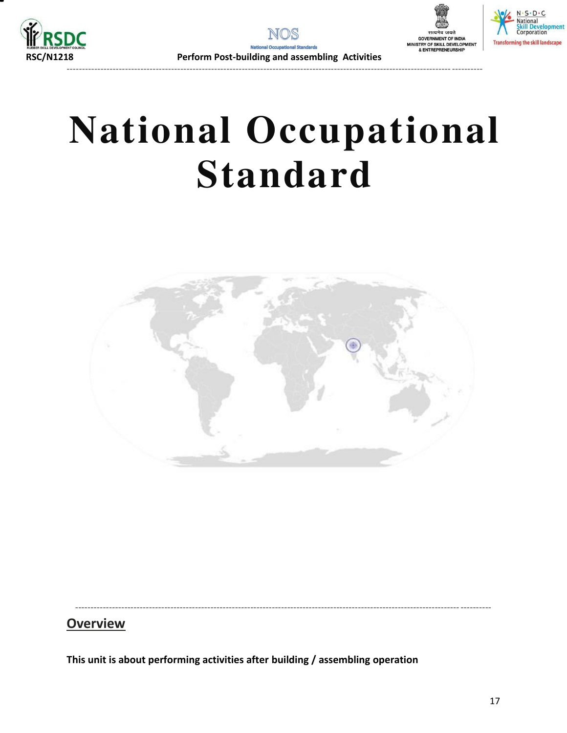# National Occupational Standard

## Overview

**This unit is about performing activities after building / assembling operation**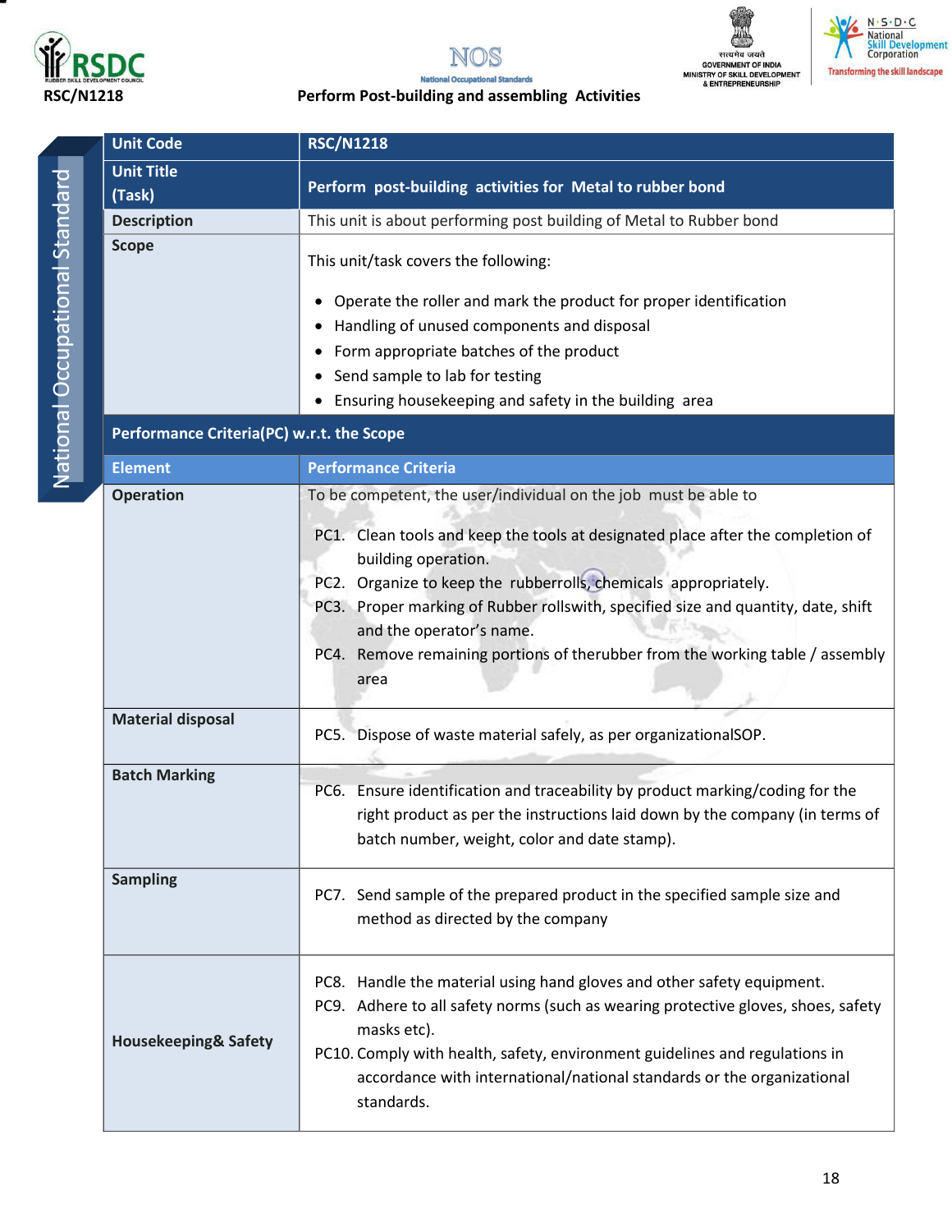RSC/N1218

**Perform Post-building and assembling Activities**

| | |
|---|---|
| **Unit Code** | **RSC/N1218** |
| **Unit Title (Task)** | **Perform post-building activities for Metal to rubber bond** |
| **Description** | This unit is about performing post building of Metal to Rubber bond |
| **Scope** | This unit/task covers the following:<br><br>• Operate the roller and mark the product for proper identification<br>• Handling of unused components and disposal<br>• Form appropriate batches of the product<br>• Send sample to lab for testing<br>• Ensuring housekeeping and safety in the building area |
| **Performance Criteria(PC) w.r.t. the Scope** | |
| **Element** | **Performance Criteria** |
| **Operation** | To be competent, the user/individual on the job must be able to<br><br>PC1. Clean tools and keep the tools at designated place after the completion of building operation.<br>PC2. Organize to keep the rubberrolls, chemicals appropriately.<br>PC3. Proper marking of Rubber rollswith, specified size and quantity, date, shift and the operator's name.<br>PC4. Remove remaining portions of therubber from the working table / assembly area |
| **Material disposal** | PC5. Dispose of waste material safely, as per organizationalSOP. |
| **Batch Marking** | PC6. Ensure identification and traceability by product marking/coding for the right product as per the instructions laid down by the company (in terms of batch number, weight, color and date stamp). |
| **Sampling** | PC7. Send sample of the prepared product in the specified sample size and method as directed by the company |
| **Housekeeping& Safety** | PC8. Handle the material using hand gloves and other safety equipment.<br>PC9. Adhere to all safety norms (such as wearing protective gloves, shoes, safety masks etc).<br>PC10. Comply with health, safety, environment guidelines and regulations in accordance with international/national standards or the organizational standards. |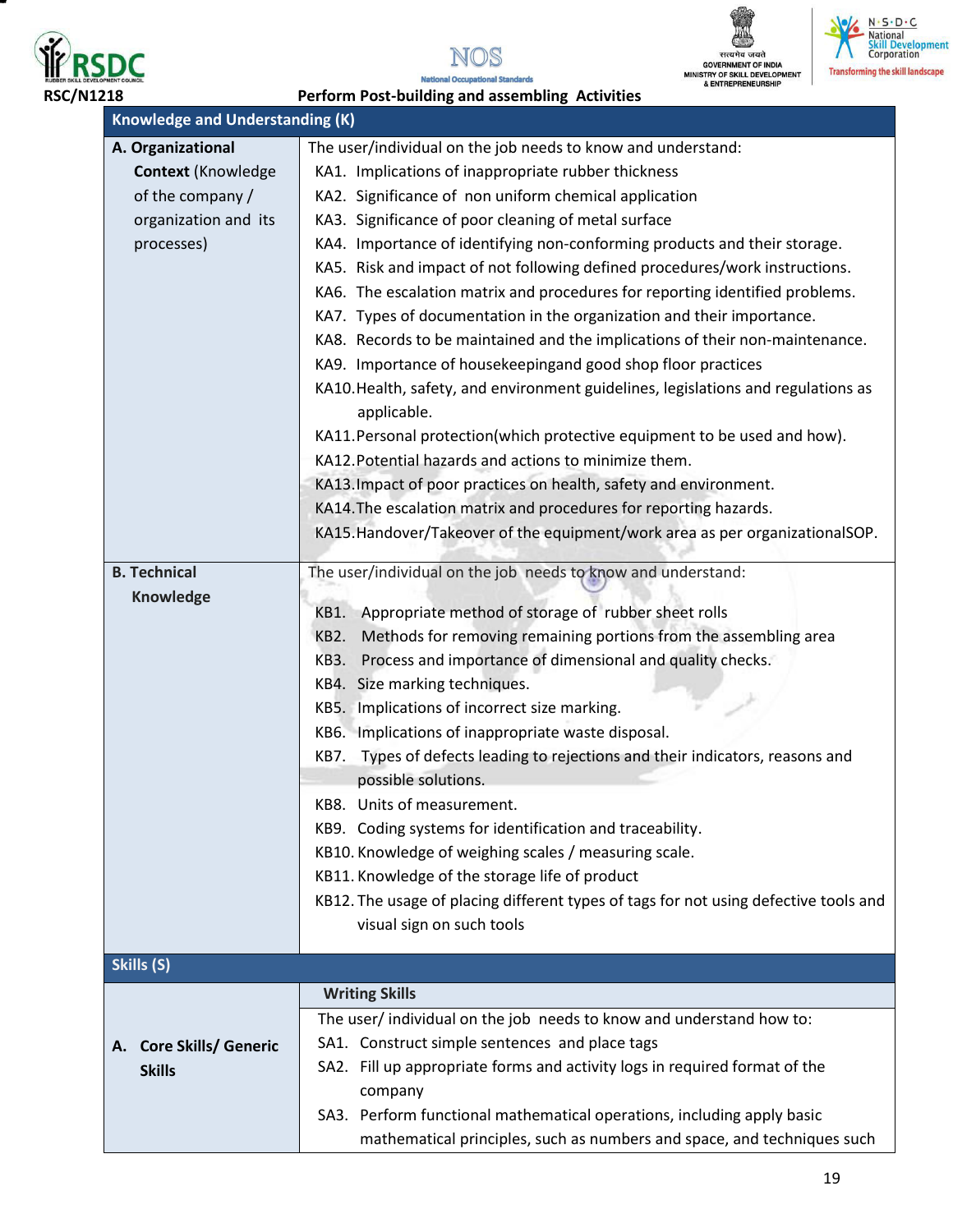RSC/N1218 Perform Post-building and assembling Activities

| Knowledge and Understanding (K) | |
|---|---|
| **A. Organizational Context** (Knowledge of the company / organization and its processes) | The user/individual on the job needs to know and understand:<br>KA1. Implications of inappropriate rubber thickness<br>KA2. Significance of non uniform chemical application<br>KA3. Significance of poor cleaning of metal surface<br>KA4. Importance of identifying non-conforming products and their storage.<br>KA5. Risk and impact of not following defined procedures/work instructions.<br>KA6. The escalation matrix and procedures for reporting identified problems.<br>KA7. Types of documentation in the organization and their importance.<br>KA8. Records to be maintained and the implications of their non-maintenance.<br>KA9. Importance of housekeepingand good shop floor practices<br>KA10. Health, safety, and environment guidelines, legislations and regulations as applicable.<br>KA11. Personal protection(which protective equipment to be used and how).<br>KA12. Potential hazards and actions to minimize them.<br>KA13. Impact of poor practices on health, safety and environment.<br>KA14. The escalation matrix and procedures for reporting hazards.<br>KA15. Handover/Takeover of the equipment/work area as per organizationalSOP. |
| **B. Technical Knowledge** | The user/individual on the job needs to know and understand:<br>KB1. Appropriate method of storage of rubber sheet rolls<br>KB2. Methods for removing remaining portions from the assembling area<br>KB3. Process and importance of dimensional and quality checks.<br>KB4. Size marking techniques.<br>KB5. Implications of incorrect size marking.<br>KB6. Implications of inappropriate waste disposal.<br>KB7. Types of defects leading to rejections and their indicators, reasons and possible solutions.<br>KB8. Units of measurement.<br>KB9. Coding systems for identification and traceability.<br>KB10. Knowledge of weighing scales / measuring scale.<br>KB11. Knowledge of the storage life of product<br>KB12. The usage of placing different types of tags for not using defective tools and visual sign on such tools |
| **Skills (S)** | |
| **A. Core Skills/ Generic Skills** | **Writing Skills**<br>The user/ individual on the job needs to know and understand how to:<br>SA1. Construct simple sentences and place tags<br>SA2. Fill up appropriate forms and activity logs in required format of the company<br>SA3. Perform functional mathematical operations, including apply basic mathematical principles, such as numbers and space, and techniques such |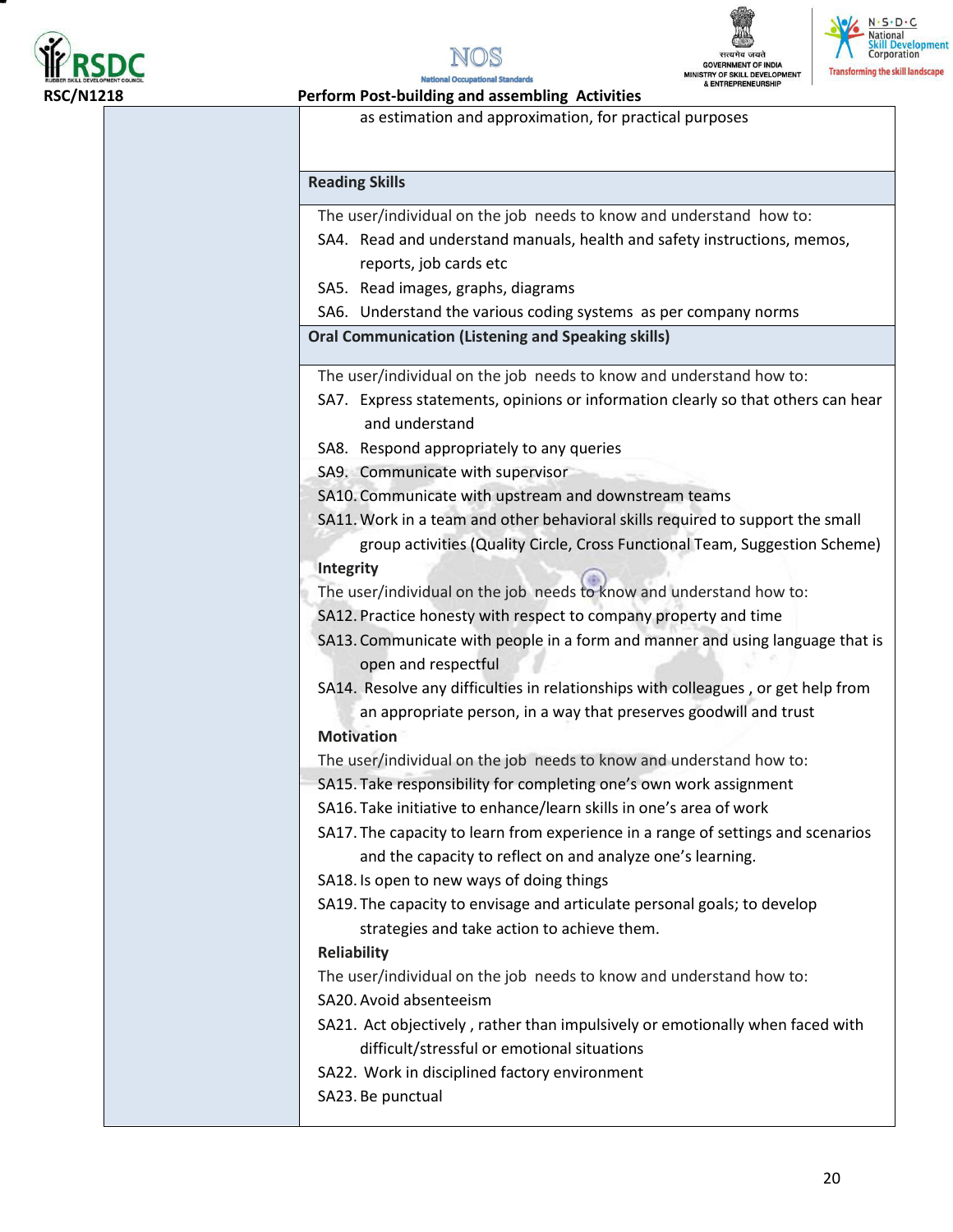as estimation and approximation, for practical purposes

**Reading Skills**

The user/individual on the job needs to know and understand how to:

SA4. Read and understand manuals, health and safety instructions, memos, reports, job cards etc

SA5. Read images, graphs, diagrams

SA6. Understand the various coding systems as per company norms

**Oral Communication (Listening and Speaking skills)**

The user/individual on the job needs to know and understand how to:

SA7. Express statements, opinions or information clearly so that others can hear and understand

SA8. Respond appropriately to any queries

SA9. Communicate with supervisor

SA10. Communicate with upstream and downstream teams

SA11. Work in a team and other behavioral skills required to support the small group activities (Quality Circle, Cross Functional Team, Suggestion Scheme)

**Integrity**

The user/individual on the job needs to know and understand how to:

SA12. Practice honesty with respect to company property and time

SA13. Communicate with people in a form and manner and using language that is open and respectful

SA14. Resolve any difficulties in relationships with colleagues , or get help from an appropriate person, in a way that preserves goodwill and trust

**Motivation**

The user/individual on the job needs to know and understand how to:

SA15. Take responsibility for completing one's own work assignment

SA16. Take initiative to enhance/learn skills in one's area of work

SA17. The capacity to learn from experience in a range of settings and scenarios and the capacity to reflect on and analyze one's learning.

SA18. Is open to new ways of doing things

SA19. The capacity to envisage and articulate personal goals; to develop strategies and take action to achieve them.

**Reliability**

The user/individual on the job needs to know and understand how to:

SA20. Avoid absenteeism

SA21. Act objectively , rather than impulsively or emotionally when faced with difficult/stressful or emotional situations

SA22. Work in disciplined factory environment

SA23. Be punctual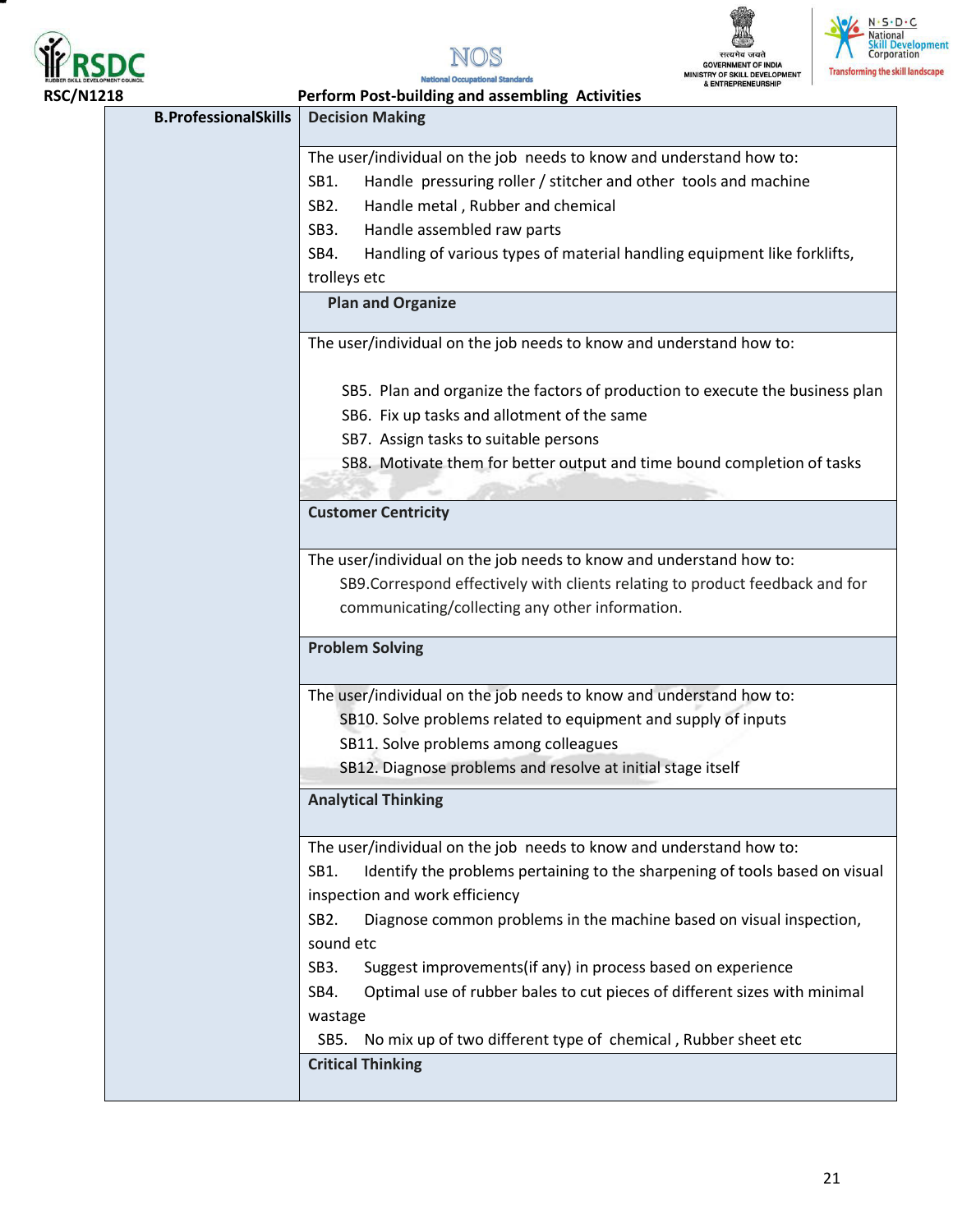| B.ProfessionalSkills | **Decision Making** |
|---|---|
| | The user/individual on the job needs to know and understand how to:<br>SB1. Handle pressuring roller / stitcher and other tools and machine<br>SB2. Handle metal , Rubber and chemical<br>SB3. Handle assembled raw parts<br>SB4. Handling of various types of material handling equipment like forklifts, trolleys etc |
| | **Plan and Organize** |
| | The user/individual on the job needs to know and understand how to:<br>SB5. Plan and organize the factors of production to execute the business plan<br>SB6. Fix up tasks and allotment of the same<br>SB7. Assign tasks to suitable persons<br>SB8. Motivate them for better output and time bound completion of tasks |
| | **Customer Centricity** |
| | The user/individual on the job needs to know and understand how to:<br>SB9.Correspond effectively with clients relating to product feedback and for communicating/collecting any other information. |
| | **Problem Solving** |
| | The user/individual on the job needs to know and understand how to:<br>SB10. Solve problems related to equipment and supply of inputs<br>SB11. Solve problems among colleagues<br>SB12. Diagnose problems and resolve at initial stage itself |
| | **Analytical Thinking** |
| | The user/individual on the job needs to know and understand how to:<br>SB1. Identify the problems pertaining to the sharpening of tools based on visual inspection and work efficiency<br>SB2. Diagnose common problems in the machine based on visual inspection, sound etc<br>SB3. Suggest improvements(if any) in process based on experience<br>SB4. Optimal use of rubber bales to cut pieces of different sizes with minimal wastage<br>SB5. No mix up of two different type of chemical , Rubber sheet etc |
| | **Critical Thinking** |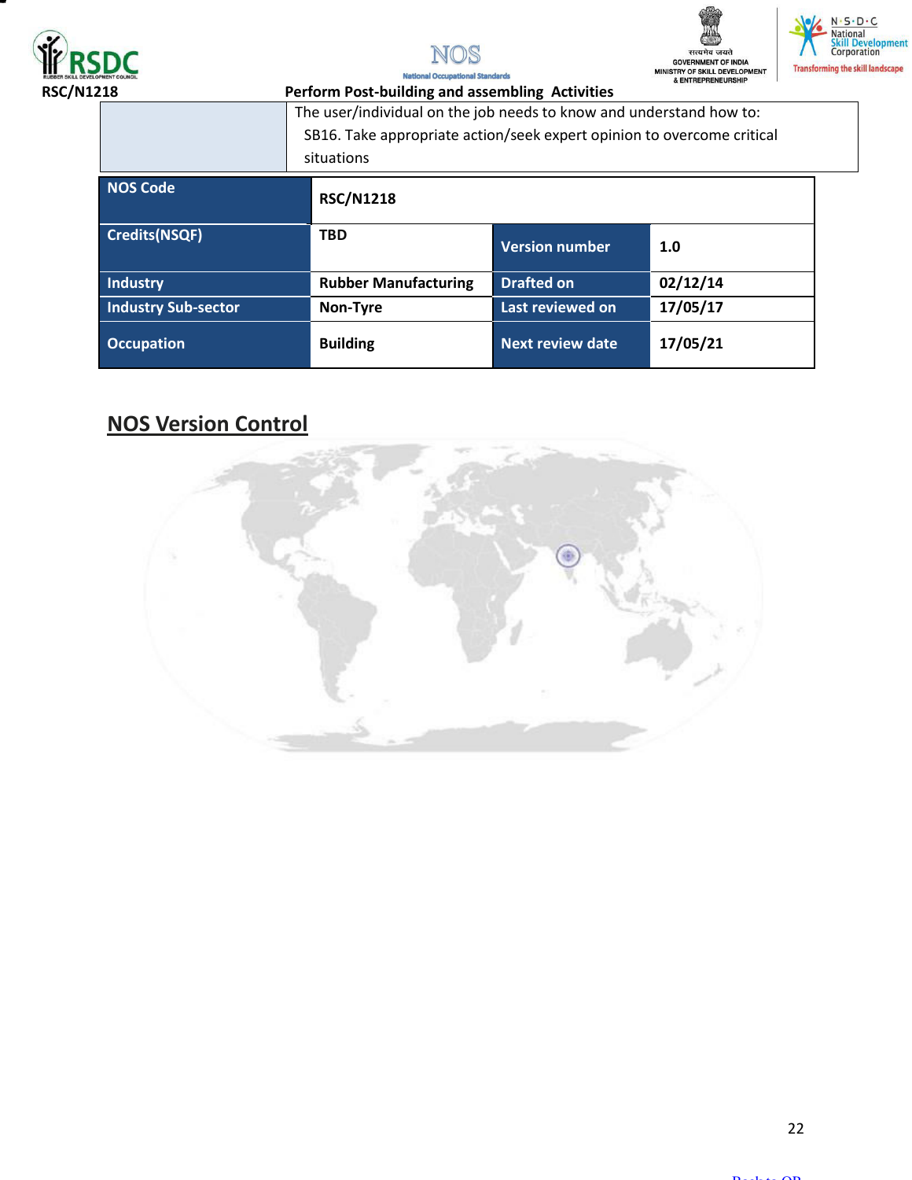| | The user/individual on the job needs to know and understand how to: SB16. Take appropriate action/seek expert opinion to overcome critical situations |
|---|---|

| NOS Code | RSC/N1218 | | |
|---|---|---|---|
| Credits(NSQF) | TBD | Version number | 1.0 |
| Industry | Rubber Manufacturing | Drafted on | 02/12/14 |
| Industry Sub-sector | Non-Tyre | Last reviewed on | 17/05/17 |
| Occupation | Building | Next review date | 17/05/21 |

## NOS Version Control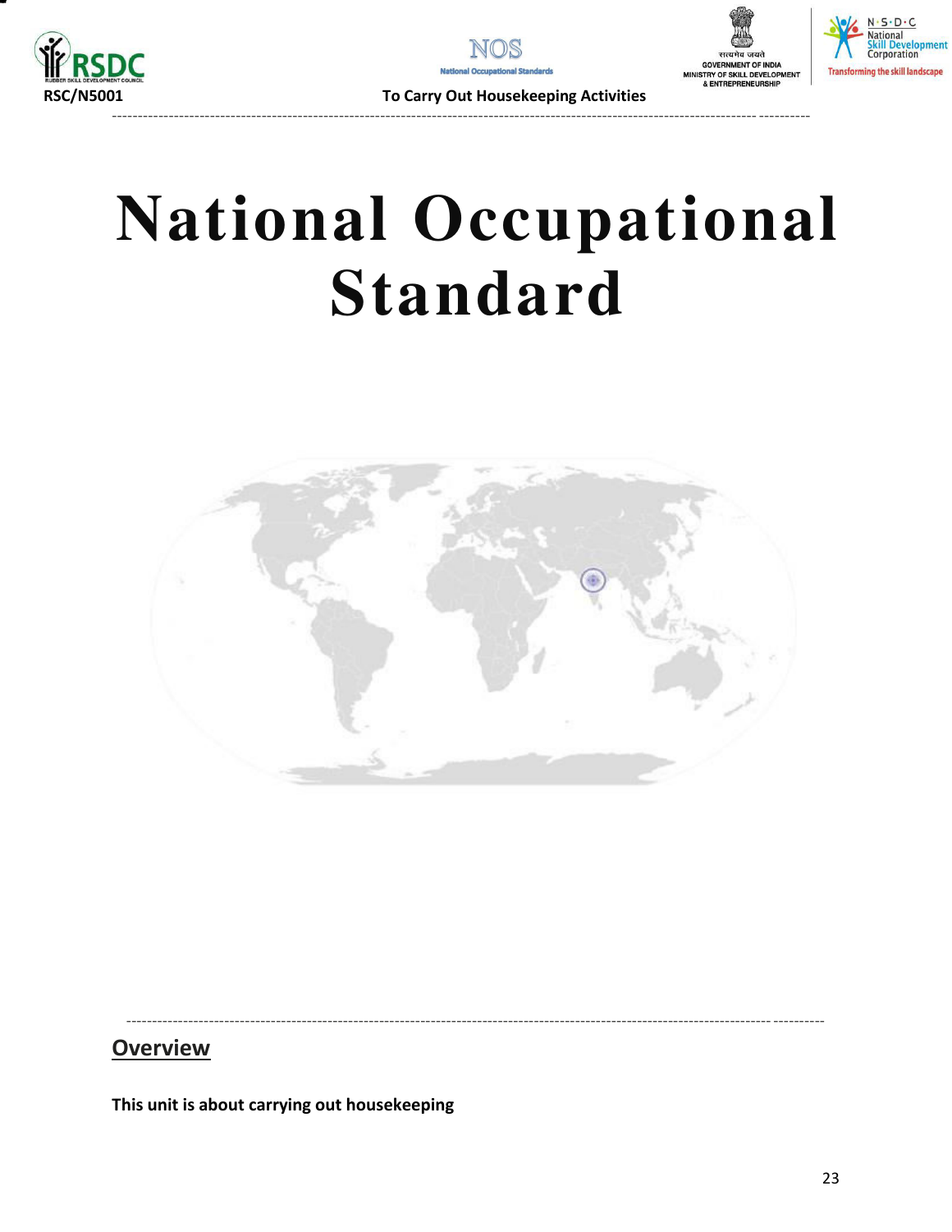# National Occupational Standard

## Overview

**This unit is about carrying out housekeeping**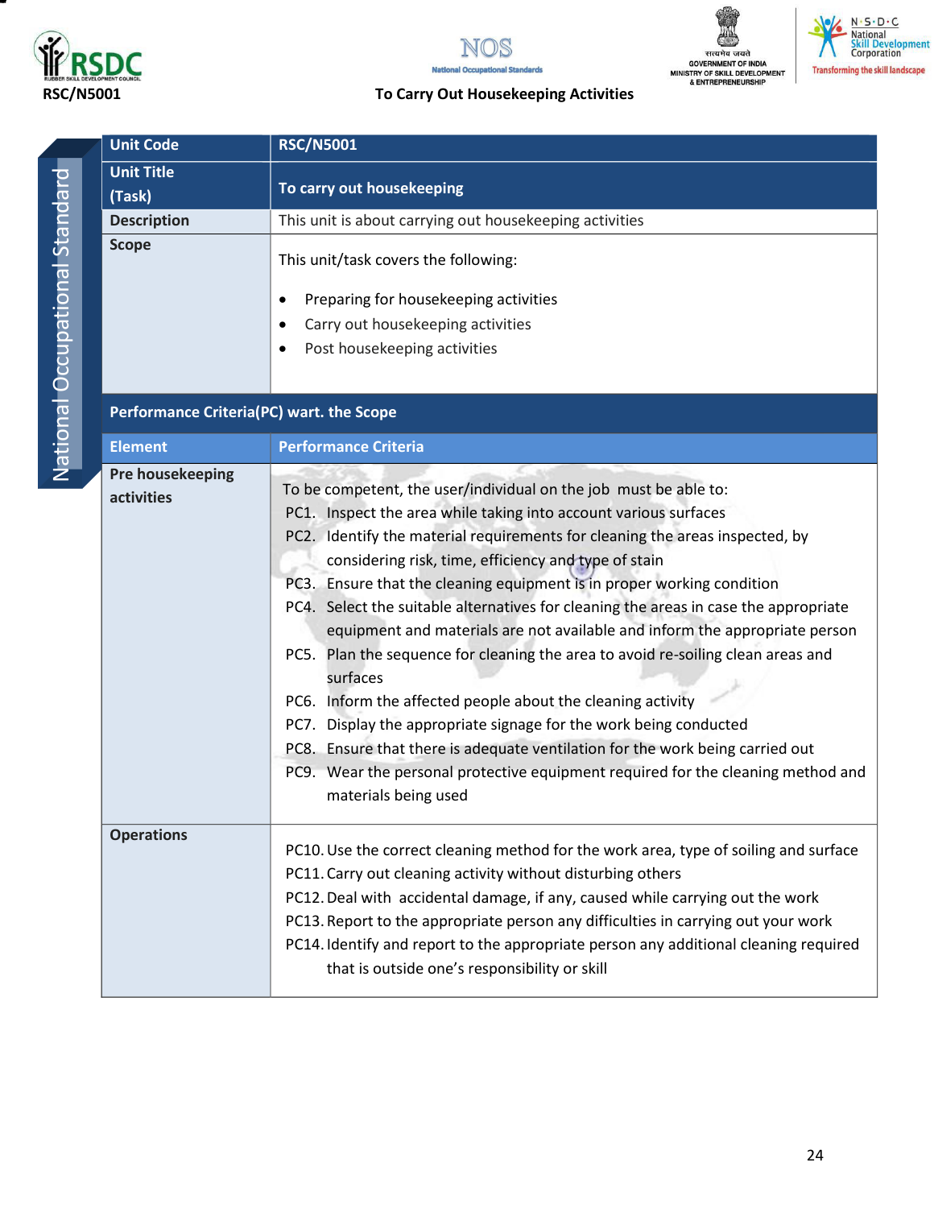RSC/N5001

## To Carry Out Housekeeping Activities

National Occupational Standard

| Unit Code | RSC/N5001 |
|---|---|
| Unit Title (Task) | To carry out housekeeping |
| Description | This unit is about carrying out housekeeping activities |
| Scope | This unit/task covers the following:<br>• Preparing for housekeeping activities<br>• Carry out housekeeping activities<br>• Post housekeeping activities |
| **Performance Criteria(PC) wart. the Scope** | |
| **Element** | **Performance Criteria** |
| Pre housekeeping activities | To be competent, the user/individual on the job must be able to:<br>PC1. Inspect the area while taking into account various surfaces<br>PC2. Identify the material requirements for cleaning the areas inspected, by considering risk, time, efficiency and type of stain<br>PC3. Ensure that the cleaning equipment is in proper working condition<br>PC4. Select the suitable alternatives for cleaning the areas in case the appropriate equipment and materials are not available and inform the appropriate person<br>PC5. Plan the sequence for cleaning the area to avoid re-soiling clean areas and surfaces<br>PC6. Inform the affected people about the cleaning activity<br>PC7. Display the appropriate signage for the work being conducted<br>PC8. Ensure that there is adequate ventilation for the work being carried out<br>PC9. Wear the personal protective equipment required for the cleaning method and materials being used |
| Operations | PC10. Use the correct cleaning method for the work area, type of soiling and surface<br>PC11. Carry out cleaning activity without disturbing others<br>PC12. Deal with accidental damage, if any, caused while carrying out the work<br>PC13. Report to the appropriate person any difficulties in carrying out your work<br>PC14. Identify and report to the appropriate person any additional cleaning required that is outside one's responsibility or skill |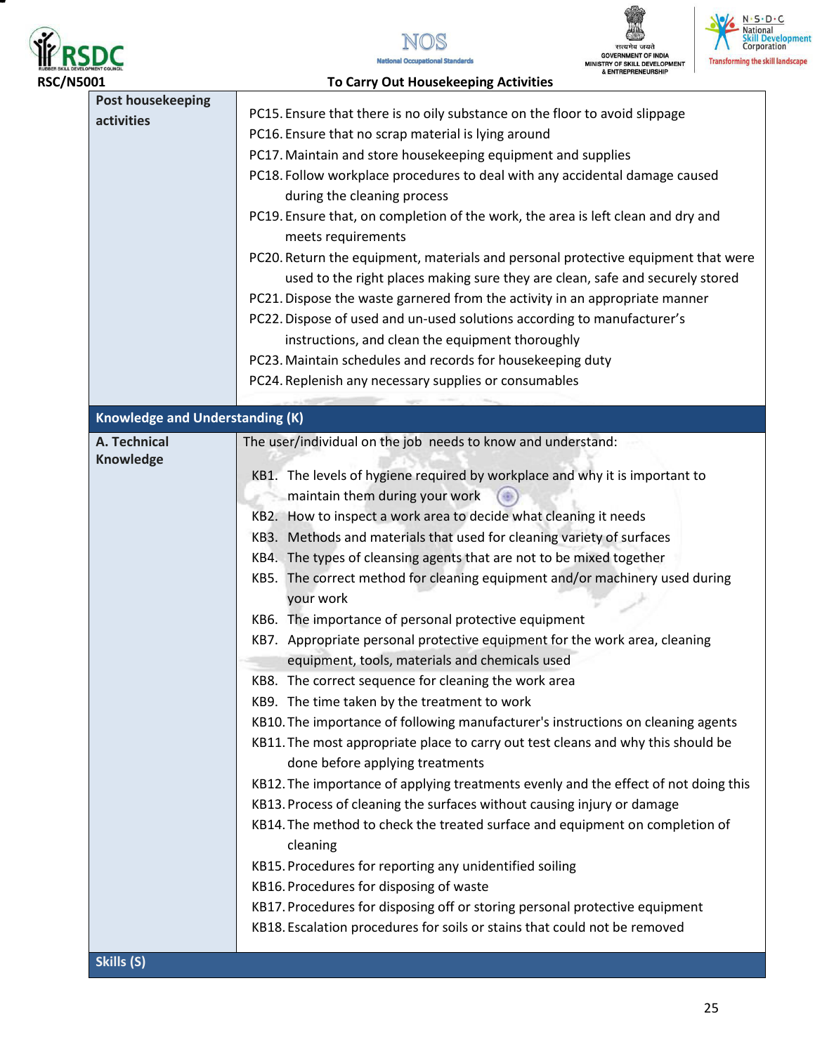| | |
|---|---|
| **Post housekeeping activities** | PC15. Ensure that there is no oily substance on the floor to avoid slippage<br>PC16. Ensure that no scrap material is lying around<br>PC17. Maintain and store housekeeping equipment and supplies<br>PC18. Follow workplace procedures to deal with any accidental damage caused during the cleaning process<br>PC19. Ensure that, on completion of the work, the area is left clean and dry and meets requirements<br>PC20. Return the equipment, materials and personal protective equipment that were used to the right places making sure they are clean, safe and securely stored<br>PC21. Dispose the waste garnered from the activity in an appropriate manner<br>PC22. Dispose of used and un-used solutions according to manufacturer's instructions, and clean the equipment thoroughly<br>PC23. Maintain schedules and records for housekeeping duty<br>PC24. Replenish any necessary supplies or consumables |
| **Knowledge and Understanding (K)** | |
| **A. Technical Knowledge** | The user/individual on the job needs to know and understand:<br>KB1. The levels of hygiene required by workplace and why it is important to maintain them during your work<br>KB2. How to inspect a work area to decide what cleaning it needs<br>KB3. Methods and materials that used for cleaning variety of surfaces<br>KB4. The types of cleansing agents that are not to be mixed together<br>KB5. The correct method for cleaning equipment and/or machinery used during your work<br>KB6. The importance of personal protective equipment<br>KB7. Appropriate personal protective equipment for the work area, cleaning equipment, tools, materials and chemicals used<br>KB8. The correct sequence for cleaning the work area<br>KB9. The time taken by the treatment to work<br>KB10. The importance of following manufacturer's instructions on cleaning agents<br>KB11. The most appropriate place to carry out test cleans and why this should be done before applying treatments<br>KB12. The importance of applying treatments evenly and the effect of not doing this<br>KB13. Process of cleaning the surfaces without causing injury or damage<br>KB14. The method to check the treated surface and equipment on completion of cleaning<br>KB15. Procedures for reporting any unidentified soiling<br>KB16. Procedures for disposing of waste<br>KB17. Procedures for disposing off or storing personal protective equipment<br>KB18. Escalation procedures for soils or stains that could not be removed |
| **Skills (S)** | |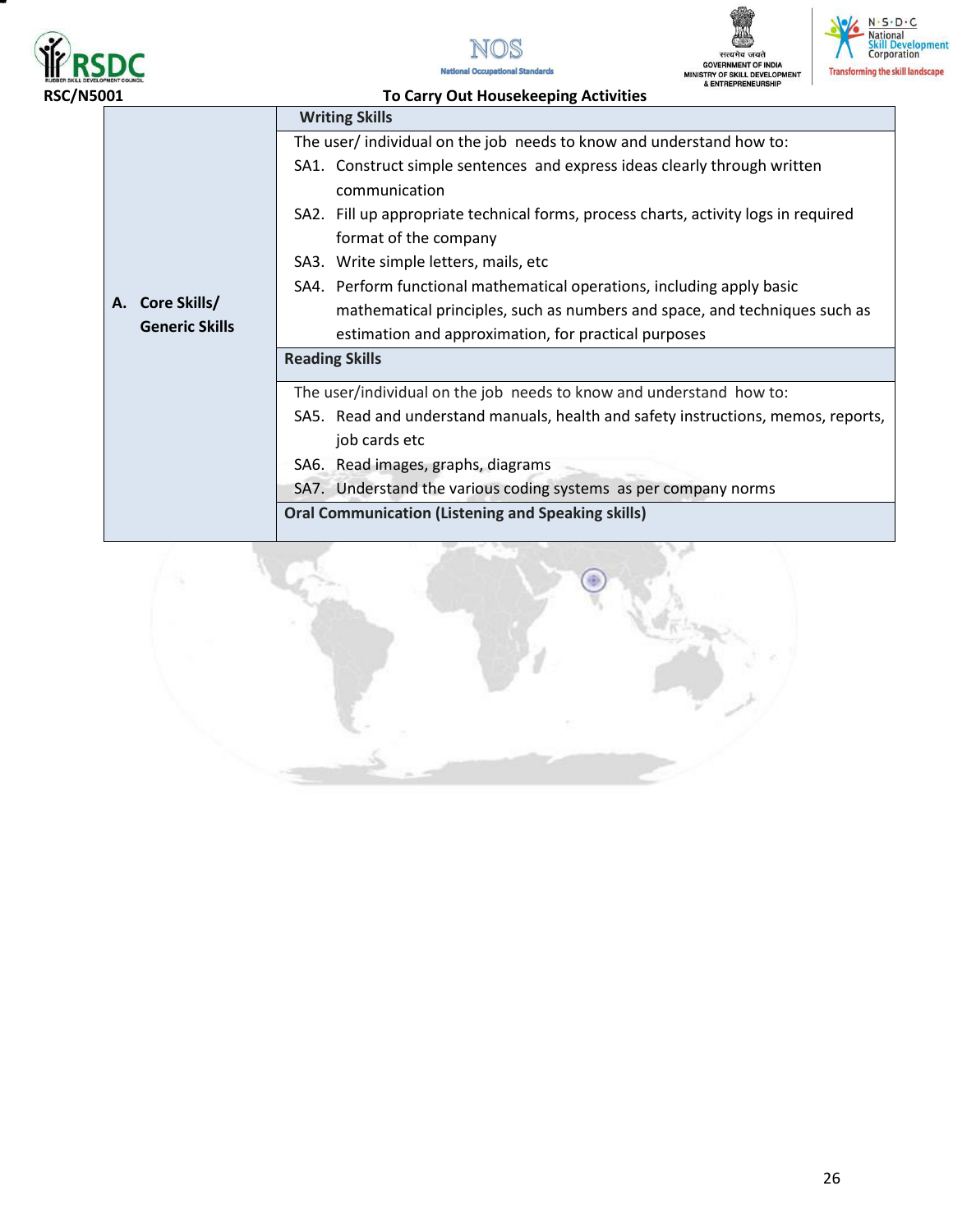| | |
|---|---|
| **A. Core Skills/ Generic Skills** | **Writing Skills** |
| | The user/ individual on the job needs to know and understand how to:<br>SA1. Construct simple sentences and express ideas clearly through written communication<br>SA2. Fill up appropriate technical forms, process charts, activity logs in required format of the company<br>SA3. Write simple letters, mails, etc<br>SA4. Perform functional mathematical operations, including apply basic mathematical principles, such as numbers and space, and techniques such as estimation and approximation, for practical purposes |
| | **Reading Skills** |
| | The user/individual on the job needs to know and understand how to:<br>SA5. Read and understand manuals, health and safety instructions, memos, reports, job cards etc<br>SA6. Read images, graphs, diagrams<br>SA7. Understand the various coding systems as per company norms |
| | **Oral Communication (Listening and Speaking skills)** |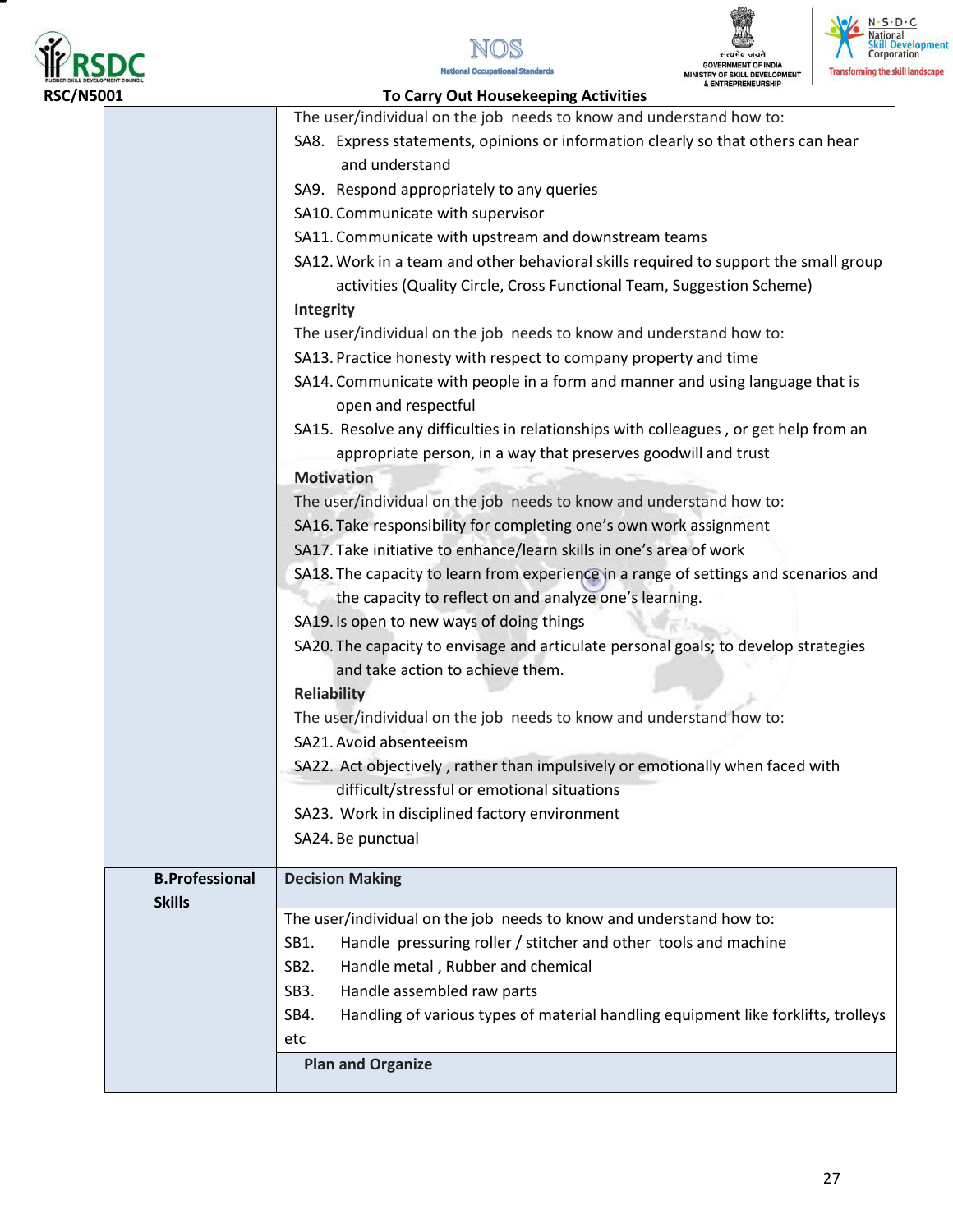| | |
|---|---|
| | The user/individual on the job needs to know and understand how to:<br>SA8. Express statements, opinions or information clearly so that others can hear and understand<br>SA9. Respond appropriately to any queries<br>SA10. Communicate with supervisor<br>SA11. Communicate with upstream and downstream teams<br>SA12. Work in a team and other behavioral skills required to support the small group activities (Quality Circle, Cross Functional Team, Suggestion Scheme)<br>**Integrity**<br>The user/individual on the job needs to know and understand how to:<br>SA13. Practice honesty with respect to company property and time<br>SA14. Communicate with people in a form and manner and using language that is open and respectful<br>SA15. Resolve any difficulties in relationships with colleagues , or get help from an appropriate person, in a way that preserves goodwill and trust<br>**Motivation**<br>The user/individual on the job needs to know and understand how to:<br>SA16. Take responsibility for completing one's own work assignment<br>SA17. Take initiative to enhance/learn skills in one's area of work<br>SA18. The capacity to learn from experience in a range of settings and scenarios and the capacity to reflect on and analyze one's learning.<br>SA19. Is open to new ways of doing things<br>SA20. The capacity to envisage and articulate personal goals; to develop strategies and take action to achieve them.<br>**Reliability**<br>The user/individual on the job needs to know and understand how to:<br>SA21. Avoid absenteeism<br>SA22. Act objectively , rather than impulsively or emotionally when faced with difficult/stressful or emotional situations<br>SA23. Work in disciplined factory environment<br>SA24. Be punctual |
| **B.Professional Skills** | **Decision Making** |
| | The user/individual on the job needs to know and understand how to:<br>SB1. Handle pressuring roller / stitcher and other tools and machine<br>SB2. Handle metal , Rubber and chemical<br>SB3. Handle assembled raw parts<br>SB4. Handling of various types of material handling equipment like forklifts, trolleys etc |
| | **Plan and Organize** |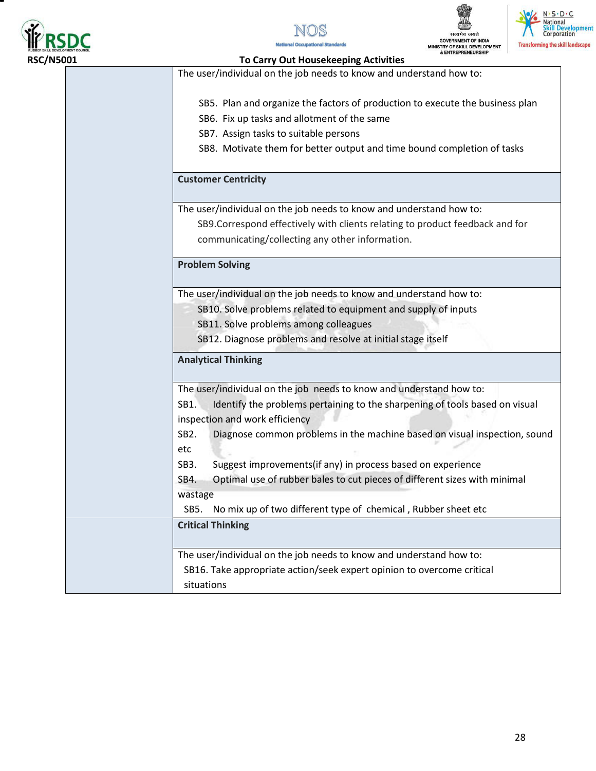**RSC/N5001 To Carry Out Housekeeping Activities**

| | |
|---|---|
| | The user/individual on the job needs to know and understand how to:<br><br>SB5. Plan and organize the factors of production to execute the business plan<br>SB6. Fix up tasks and allotment of the same<br>SB7. Assign tasks to suitable persons<br>SB8. Motivate them for better output and time bound completion of tasks |
| | **Customer Centricity** |
| | The user/individual on the job needs to know and understand how to:<br>SB9.Correspond effectively with clients relating to product feedback and for communicating/collecting any other information. |
| | **Problem Solving** |
| | The user/individual on the job needs to know and understand how to:<br>SB10. Solve problems related to equipment and supply of inputs<br>SB11. Solve problems among colleagues<br>SB12. Diagnose problems and resolve at initial stage itself |
| | **Analytical Thinking** |
| | The user/individual on the job needs to know and understand how to:<br>SB1. Identify the problems pertaining to the sharpening of tools based on visual inspection and work efficiency<br>SB2. Diagnose common problems in the machine based on visual inspection, sound etc<br>SB3. Suggest improvements(if any) in process based on experience<br>SB4. Optimal use of rubber bales to cut pieces of different sizes with minimal wastage<br>SB5. No mix up of two different type of chemical , Rubber sheet etc |
| | **Critical Thinking** |
| | The user/individual on the job needs to know and understand how to:<br>SB16. Take appropriate action/seek expert opinion to overcome critical situations |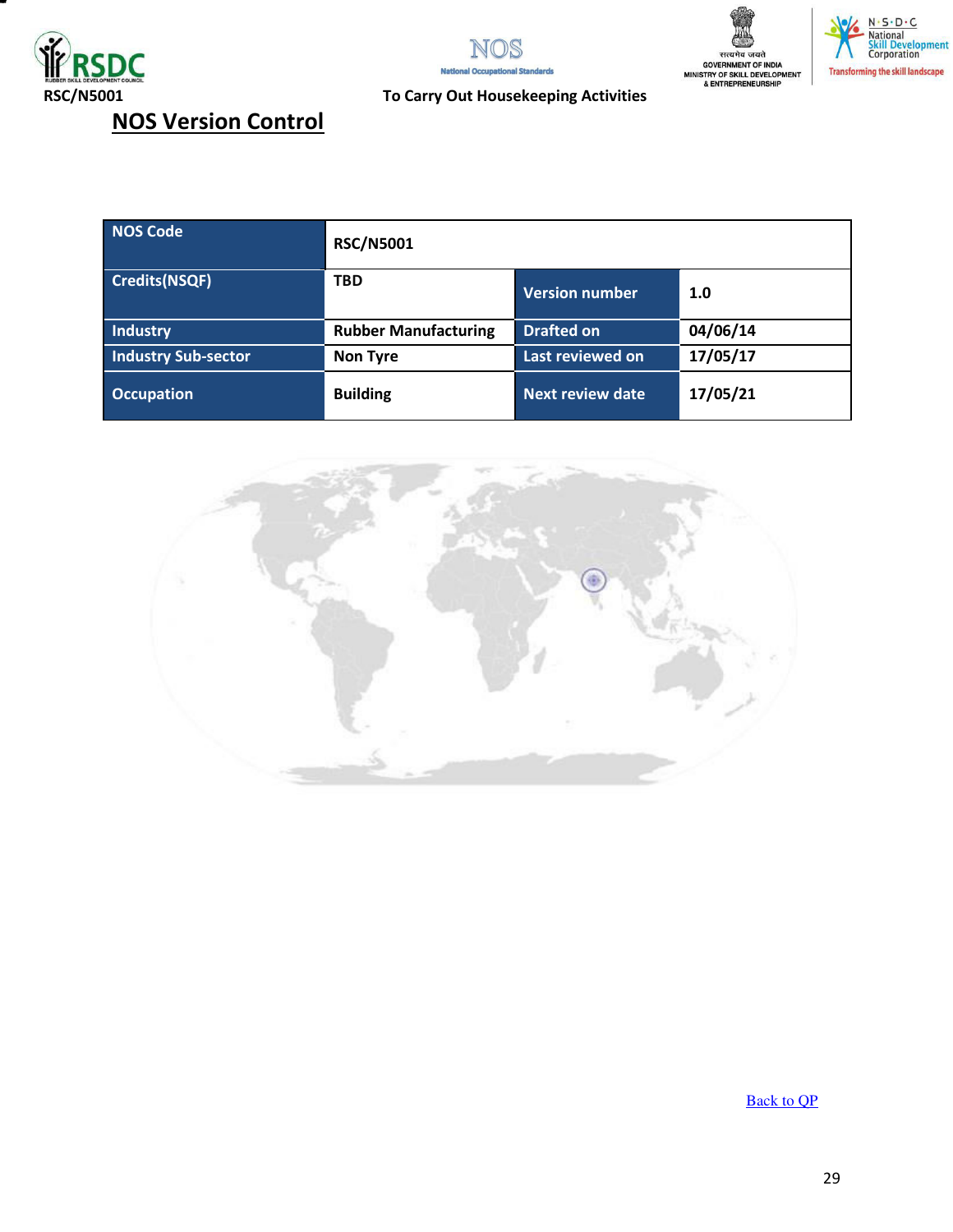## NOS Version Control

| NOS Code | RSC/N5001 | | |
|---|---|---|---|
| Credits(NSQF) | TBD | Version number | 1.0 |
| Industry | Rubber Manufacturing | Drafted on | 04/06/14 |
| Industry Sub-sector | Non Tyre | Last reviewed on | 17/05/17 |
| Occupation | Building | Next review date | 17/05/21 |

Back to QP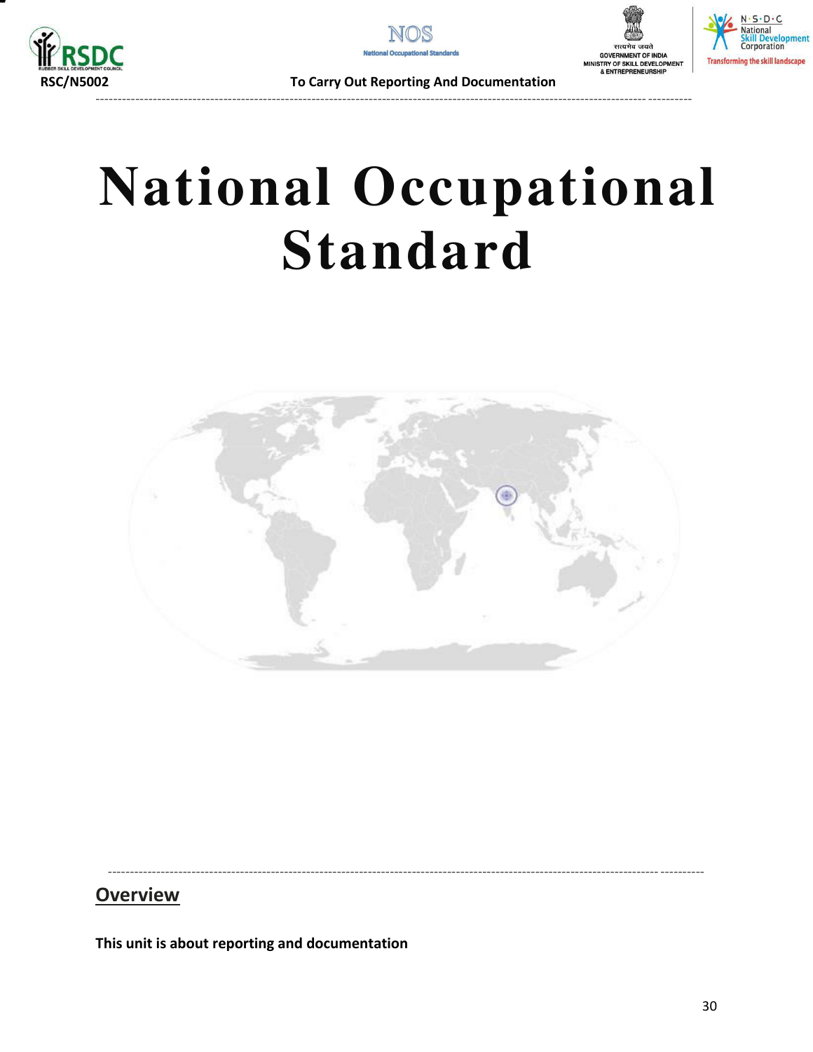# National Occupational Standard

## Overview

**This unit is about reporting and documentation**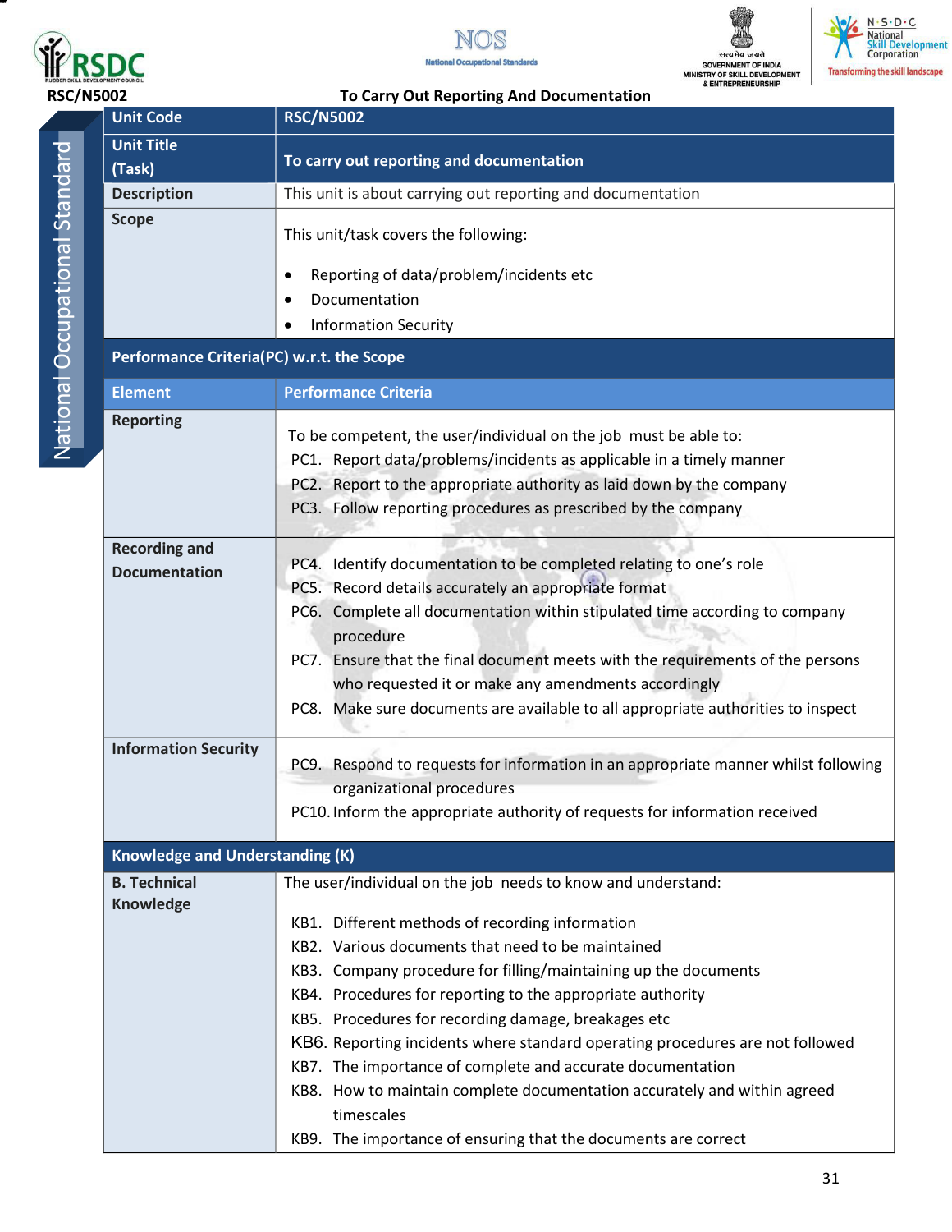RSC/N5002 **To Carry Out Reporting And Documentation**

| **Unit Code** | **RSC/N5002** |
|---|---|
| **Unit Title (Task)** | **To carry out reporting and documentation** |
| **Description** | This unit is about carrying out reporting and documentation |
| **Scope** | This unit/task covers the following:<br><br>• Reporting of data/problem/incidents etc<br>• Documentation<br>• Information Security |
| **Performance Criteria(PC) w.r.t. the Scope** | |
| **Element** | **Performance Criteria** |
| **Reporting** | To be competent, the user/individual on the job must be able to:<br>PC1. Report data/problems/incidents as applicable in a timely manner<br>PC2. Report to the appropriate authority as laid down by the company<br>PC3. Follow reporting procedures as prescribed by the company |
| **Recording and Documentation** | PC4. Identify documentation to be completed relating to one's role<br>PC5. Record details accurately an appropriate format<br>PC6. Complete all documentation within stipulated time according to company procedure<br>PC7. Ensure that the final document meets with the requirements of the persons who requested it or make any amendments accordingly<br>PC8. Make sure documents are available to all appropriate authorities to inspect |
| **Information Security** | PC9. Respond to requests for information in an appropriate manner whilst following organizational procedures<br>PC10. Inform the appropriate authority of requests for information received |
| **Knowledge and Understanding (K)** | |
| **B. Technical Knowledge** | The user/individual on the job needs to know and understand:<br><br>KB1. Different methods of recording information<br>KB2. Various documents that need to be maintained<br>KB3. Company procedure for filling/maintaining up the documents<br>KB4. Procedures for reporting to the appropriate authority<br>KB5. Procedures for recording damage, breakages etc<br>KB6. Reporting incidents where standard operating procedures are not followed<br>KB7. The importance of complete and accurate documentation<br>KB8. How to maintain complete documentation accurately and within agreed timescales<br>KB9. The importance of ensuring that the documents are correct |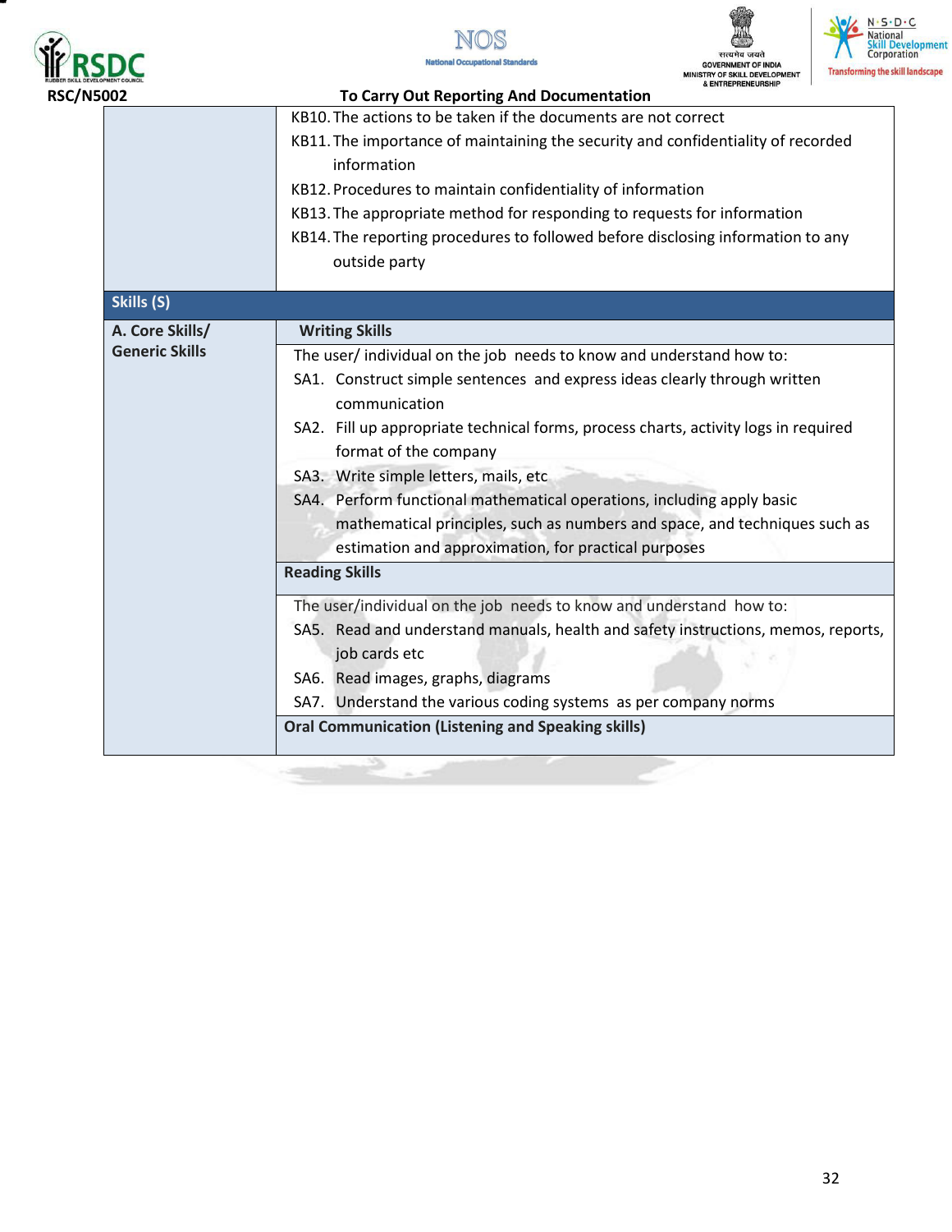**RSC/N5002** **To Carry Out Reporting And Documentation**

| | |
|---|---|
| | KB10. The actions to be taken if the documents are not correct<br>KB11. The importance of maintaining the security and confidentiality of recorded information<br>KB12. Procedures to maintain confidentiality of information<br>KB13. The appropriate method for responding to requests for information<br>KB14. The reporting procedures to followed before disclosing information to any outside party |
| **Skills (S)** | |
| **A. Core Skills/ Generic Skills** | **Writing Skills** |
| | The user/ individual on the job needs to know and understand how to:<br>SA1. Construct simple sentences and express ideas clearly through written communication<br>SA2. Fill up appropriate technical forms, process charts, activity logs in required format of the company<br>SA3. Write simple letters, mails, etc<br>SA4. Perform functional mathematical operations, including apply basic mathematical principles, such as numbers and space, and techniques such as estimation and approximation, for practical purposes |
| | **Reading Skills** |
| | The user/individual on the job needs to know and understand how to:<br>SA5. Read and understand manuals, health and safety instructions, memos, reports, job cards etc<br>SA6. Read images, graphs, diagrams<br>SA7. Understand the various coding systems as per company norms |
| | **Oral Communication (Listening and Speaking skills)** |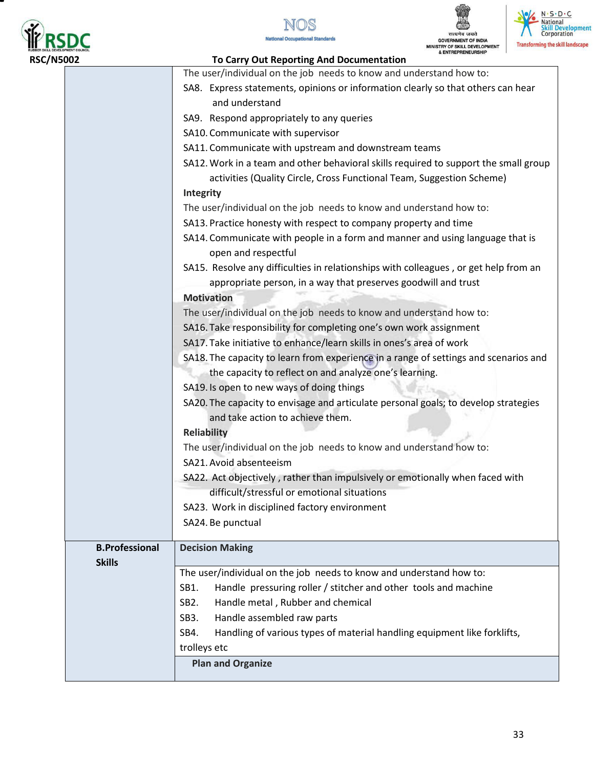RSC/N5002 To Carry Out Reporting And Documentation

| | |
|---|---|
| | The user/individual on the job needs to know and understand how to:<br>SA8. Express statements, opinions or information clearly so that others can hear and understand<br>SA9. Respond appropriately to any queries<br>SA10. Communicate with supervisor<br>SA11. Communicate with upstream and downstream teams<br>SA12. Work in a team and other behavioral skills required to support the small group activities (Quality Circle, Cross Functional Team, Suggestion Scheme)<br>**Integrity**<br>The user/individual on the job needs to know and understand how to:<br>SA13. Practice honesty with respect to company property and time<br>SA14. Communicate with people in a form and manner and using language that is open and respectful<br>SA15. Resolve any difficulties in relationships with colleagues , or get help from an appropriate person, in a way that preserves goodwill and trust<br>**Motivation**<br>The user/individual on the job needs to know and understand how to:<br>SA16. Take responsibility for completing one's own work assignment<br>SA17. Take initiative to enhance/learn skills in ones's area of work<br>SA18. The capacity to learn from experience in a range of settings and scenarios and the capacity to reflect on and analyze one's learning.<br>SA19. Is open to new ways of doing things<br>SA20. The capacity to envisage and articulate personal goals; to develop strategies and take action to achieve them.<br>**Reliability**<br>The user/individual on the job needs to know and understand how to:<br>SA21. Avoid absenteeism<br>SA22. Act objectively , rather than impulsively or emotionally when faced with difficult/stressful or emotional situations<br>SA23. Work in disciplined factory environment<br>SA24. Be punctual |
| **B.Professional Skills** | **Decision Making** |
| | The user/individual on the job needs to know and understand how to:<br>SB1. Handle pressuring roller / stitcher and other tools and machine<br>SB2. Handle metal , Rubber and chemical<br>SB3. Handle assembled raw parts<br>SB4. Handling of various types of material handling equipment like forklifts, trolleys etc |
| | **Plan and Organize** |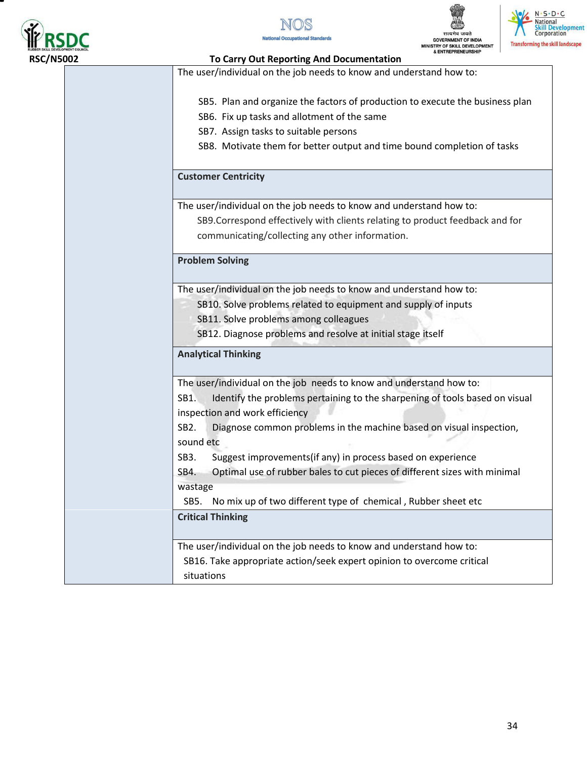RSC/N5002 To Carry Out Reporting And Documentation

| | |
|---|---|
| | The user/individual on the job needs to know and understand how to:<br><br>SB5. Plan and organize the factors of production to execute the business plan<br>SB6. Fix up tasks and allotment of the same<br>SB7. Assign tasks to suitable persons<br>SB8. Motivate them for better output and time bound completion of tasks |
| | **Customer Centricity** |
| | The user/individual on the job needs to know and understand how to:<br>SB9.Correspond effectively with clients relating to product feedback and for communicating/collecting any other information. |
| | **Problem Solving** |
| | The user/individual on the job needs to know and understand how to:<br>SB10. Solve problems related to equipment and supply of inputs<br>SB11. Solve problems among colleagues<br>SB12. Diagnose problems and resolve at initial stage itself |
| | **Analytical Thinking** |
| | The user/individual on the job needs to know and understand how to:<br>SB1. Identify the problems pertaining to the sharpening of tools based on visual inspection and work efficiency<br>SB2. Diagnose common problems in the machine based on visual inspection, sound etc<br>SB3. Suggest improvements(if any) in process based on experience<br>SB4. Optimal use of rubber bales to cut pieces of different sizes with minimal wastage<br>SB5. No mix up of two different type of chemical , Rubber sheet etc |
| | **Critical Thinking** |
| | The user/individual on the job needs to know and understand how to:<br>SB16. Take appropriate action/seek expert opinion to overcome critical situations |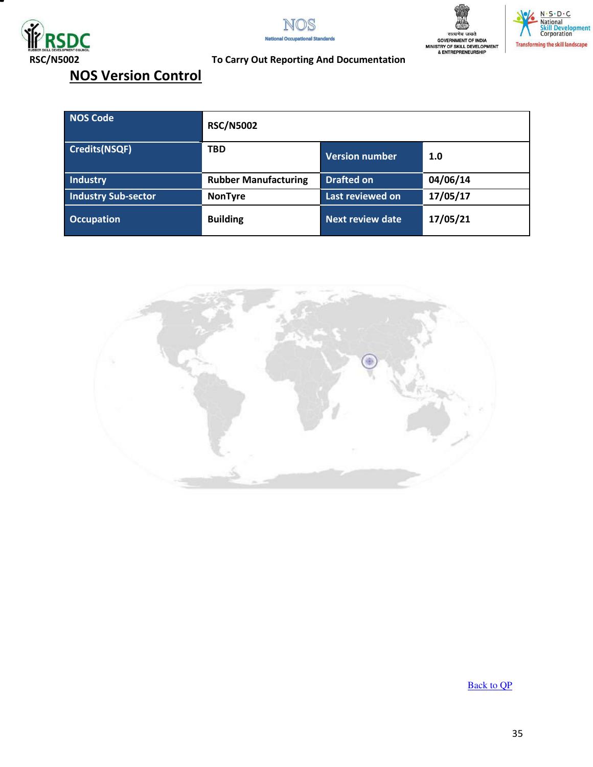## NOS Version Control

| NOS Code | RSC/N5002 | | |
|---|---|---|---|
| Credits(NSQF) | TBD | Version number | 1.0 |
| Industry | Rubber Manufacturing | Drafted on | 04/06/14 |
| Industry Sub-sector | NonTyre | Last reviewed on | 17/05/17 |
| Occupation | Building | Next review date | 17/05/21 |

Back to QP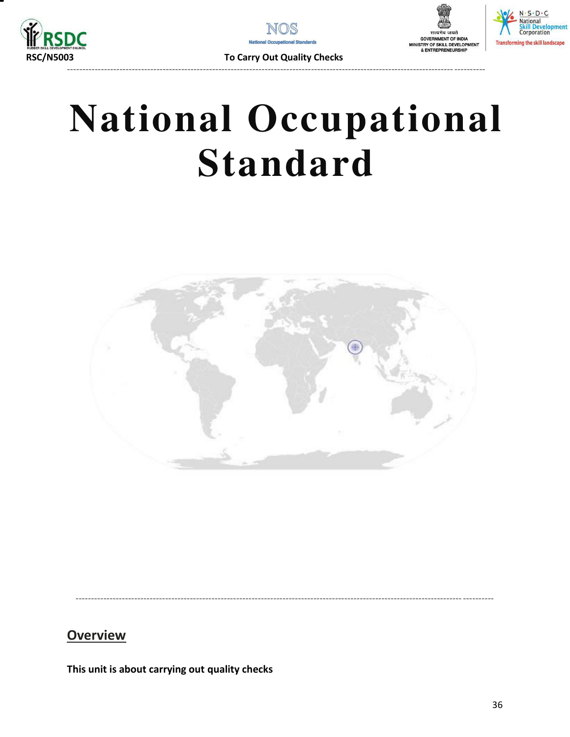# National Occupational Standard

## Overview

**This unit is about carrying out quality checks**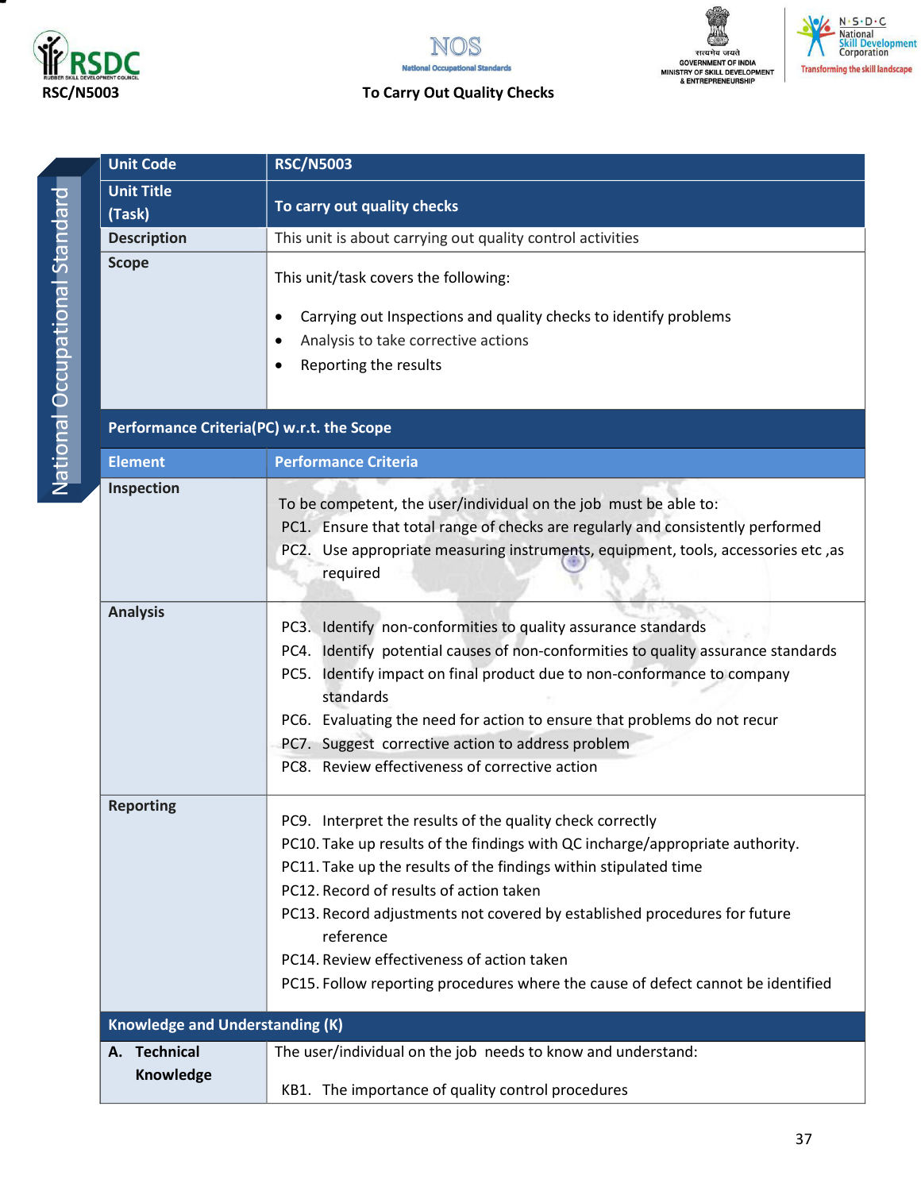| Unit Code | RSC/N5003 |
|---|---|
| Unit Title (Task) | To carry out quality checks |
| Description | This unit is about carrying out quality control activities |
| Scope | This unit/task covers the following:<br><br>• Carrying out Inspections and quality checks to identify problems<br>• Analysis to take corrective actions<br>• Reporting the results |
| **Performance Criteria(PC) w.r.t. the Scope** | |
| **Element** | **Performance Criteria** |
| Inspection | To be competent, the user/individual on the job must be able to:<br>PC1. Ensure that total range of checks are regularly and consistently performed<br>PC2. Use appropriate measuring instruments, equipment, tools, accessories etc ,as required |
| Analysis | PC3. Identify non-conformities to quality assurance standards<br>PC4. Identify potential causes of non-conformities to quality assurance standards<br>PC5. Identify impact on final product due to non-conformance to company standards<br>PC6. Evaluating the need for action to ensure that problems do not recur<br>PC7. Suggest corrective action to address problem<br>PC8. Review effectiveness of corrective action |
| Reporting | PC9. Interpret the results of the quality check correctly<br>PC10. Take up results of the findings with QC incharge/appropriate authority.<br>PC11. Take up the results of the findings within stipulated time<br>PC12. Record of results of action taken<br>PC13. Record adjustments not covered by established procedures for future reference<br>PC14. Review effectiveness of action taken<br>PC15. Follow reporting procedures where the cause of defect cannot be identified |
| **Knowledge and Understanding (K)** | |
| A. Technical Knowledge | The user/individual on the job needs to know and understand:<br><br>KB1. The importance of quality control procedures |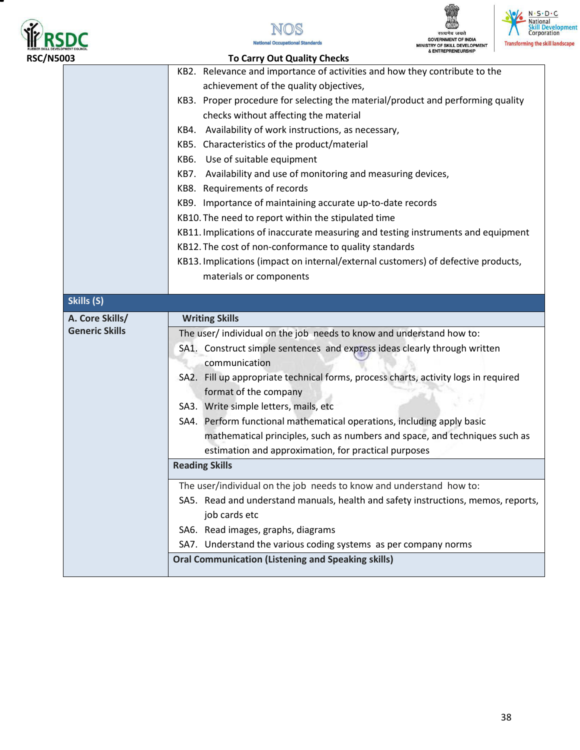| | |
|---|---|
| | KB2. Relevance and importance of activities and how they contribute to the achievement of the quality objectives,<br>KB3. Proper procedure for selecting the material/product and performing quality checks without affecting the material<br>KB4. Availability of work instructions, as necessary,<br>KB5. Characteristics of the product/material<br>KB6. Use of suitable equipment<br>KB7. Availability and use of monitoring and measuring devices,<br>KB8. Requirements of records<br>KB9. Importance of maintaining accurate up-to-date records<br>KB10. The need to report within the stipulated time<br>KB11. Implications of inaccurate measuring and testing instruments and equipment<br>KB12. The cost of non-conformance to quality standards<br>KB13. Implications (impact on internal/external customers) of defective products, materials or components |
| **Skills (S)** | |
| **A. Core Skills/ Generic Skills** | **Writing Skills** |
| | The user/ individual on the job needs to know and understand how to:<br>SA1. Construct simple sentences and express ideas clearly through written communication<br>SA2. Fill up appropriate technical forms, process charts, activity logs in required format of the company<br>SA3. Write simple letters, mails, etc<br>SA4. Perform functional mathematical operations, including apply basic mathematical principles, such as numbers and space, and techniques such as estimation and approximation, for practical purposes |
| | **Reading Skills** |
| | The user/individual on the job needs to know and understand how to:<br>SA5. Read and understand manuals, health and safety instructions, memos, reports, job cards etc<br>SA6. Read images, graphs, diagrams<br>SA7. Understand the various coding systems as per company norms |
| | **Oral Communication (Listening and Speaking skills)** |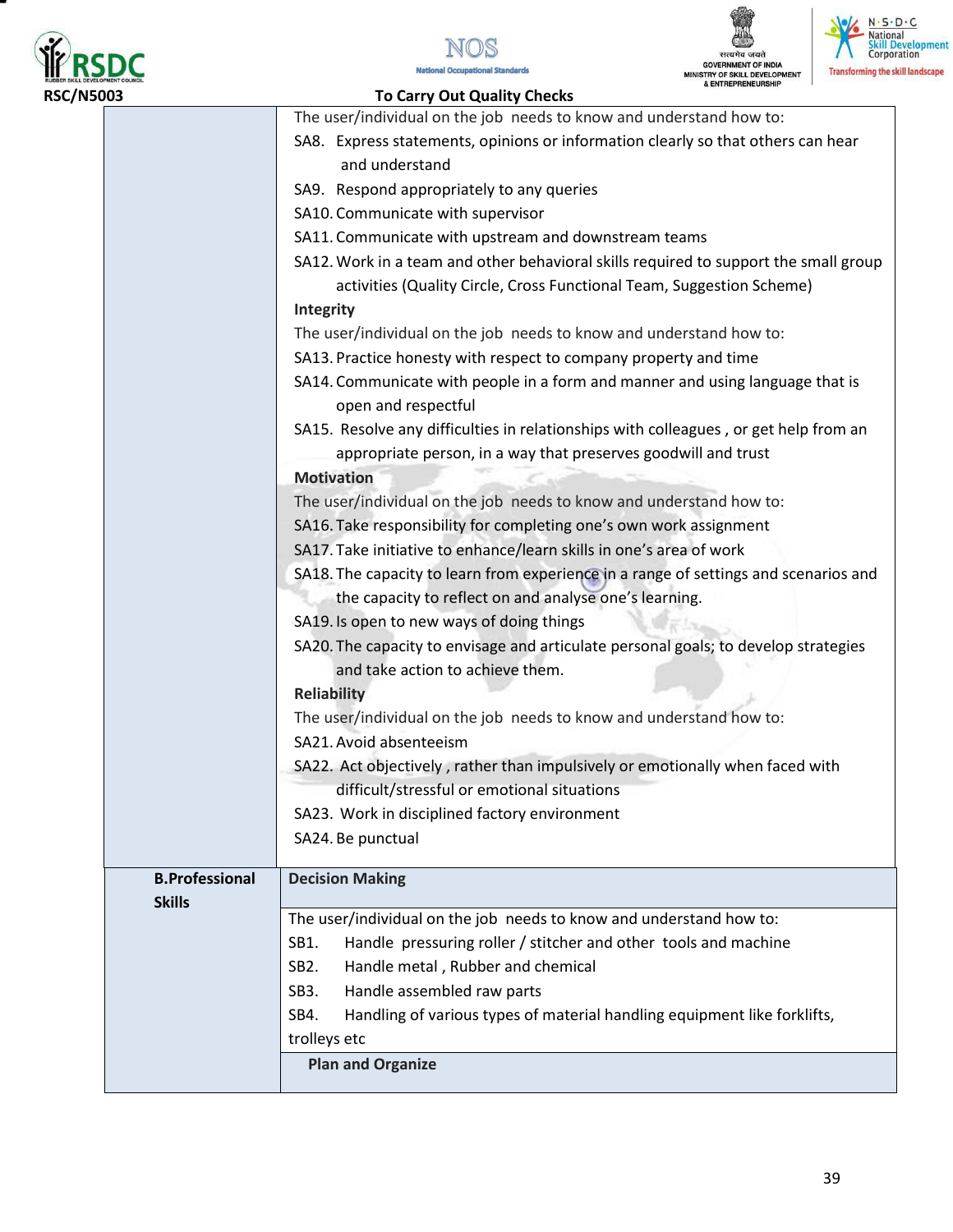| | |
|---|---|
| | The user/individual on the job needs to know and understand how to:<br>SA8. Express statements, opinions or information clearly so that others can hear and understand<br>SA9. Respond appropriately to any queries<br>SA10. Communicate with supervisor<br>SA11. Communicate with upstream and downstream teams<br>SA12. Work in a team and other behavioral skills required to support the small group activities (Quality Circle, Cross Functional Team, Suggestion Scheme)<br>**Integrity**<br>The user/individual on the job needs to know and understand how to:<br>SA13. Practice honesty with respect to company property and time<br>SA14. Communicate with people in a form and manner and using language that is open and respectful<br>SA15. Resolve any difficulties in relationships with colleagues , or get help from an appropriate person, in a way that preserves goodwill and trust<br>**Motivation**<br>The user/individual on the job needs to know and understand how to:<br>SA16. Take responsibility for completing one's own work assignment<br>SA17. Take initiative to enhance/learn skills in one's area of work<br>SA18. The capacity to learn from experience in a range of settings and scenarios and the capacity to reflect on and analyse one's learning.<br>SA19. Is open to new ways of doing things<br>SA20. The capacity to envisage and articulate personal goals; to develop strategies and take action to achieve them.<br>**Reliability**<br>The user/individual on the job needs to know and understand how to:<br>SA21. Avoid absenteeism<br>SA22. Act objectively , rather than impulsively or emotionally when faced with difficult/stressful or emotional situations<br>SA23. Work in disciplined factory environment<br>SA24. Be punctual |
| **B.Professional Skills** | **Decision Making** |
| | The user/individual on the job needs to know and understand how to:<br>SB1. Handle pressuring roller / stitcher and other tools and machine<br>SB2. Handle metal , Rubber and chemical<br>SB3. Handle assembled raw parts<br>SB4. Handling of various types of material handling equipment like forklifts, trolleys etc |
| | **Plan and Organize** |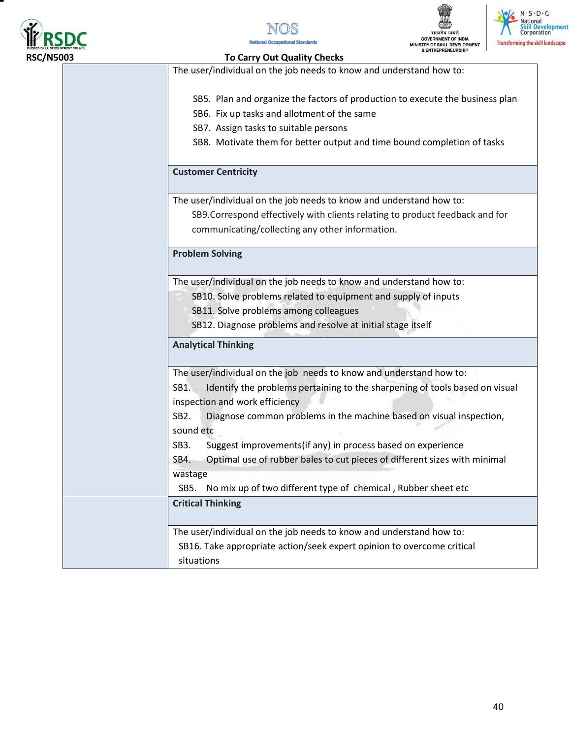RSC/N5003 **To Carry Out Quality Checks**

| | |
|---|---|
| | The user/individual on the job needs to know and understand how to:<br><br>SB5. Plan and organize the factors of production to execute the business plan<br>SB6. Fix up tasks and allotment of the same<br>SB7. Assign tasks to suitable persons<br>SB8. Motivate them for better output and time bound completion of tasks |
| | **Customer Centricity** |
| | The user/individual on the job needs to know and understand how to:<br>SB9.Correspond effectively with clients relating to product feedback and for communicating/collecting any other information. |
| | **Problem Solving** |
| | The user/individual on the job needs to know and understand how to:<br>SB10. Solve problems related to equipment and supply of inputs<br>SB11. Solve problems among colleagues<br>SB12. Diagnose problems and resolve at initial stage itself |
| | **Analytical Thinking** |
| | The user/individual on the job needs to know and understand how to:<br>SB1. Identify the problems pertaining to the sharpening of tools based on visual inspection and work efficiency<br>SB2. Diagnose common problems in the machine based on visual inspection, sound etc<br>SB3. Suggest improvements(if any) in process based on experience<br>SB4. Optimal use of rubber bales to cut pieces of different sizes with minimal wastage<br>SB5. No mix up of two different type of chemical , Rubber sheet etc |
| | **Critical Thinking** |
| | The user/individual on the job needs to know and understand how to:<br>SB16. Take appropriate action/seek expert opinion to overcome critical situations |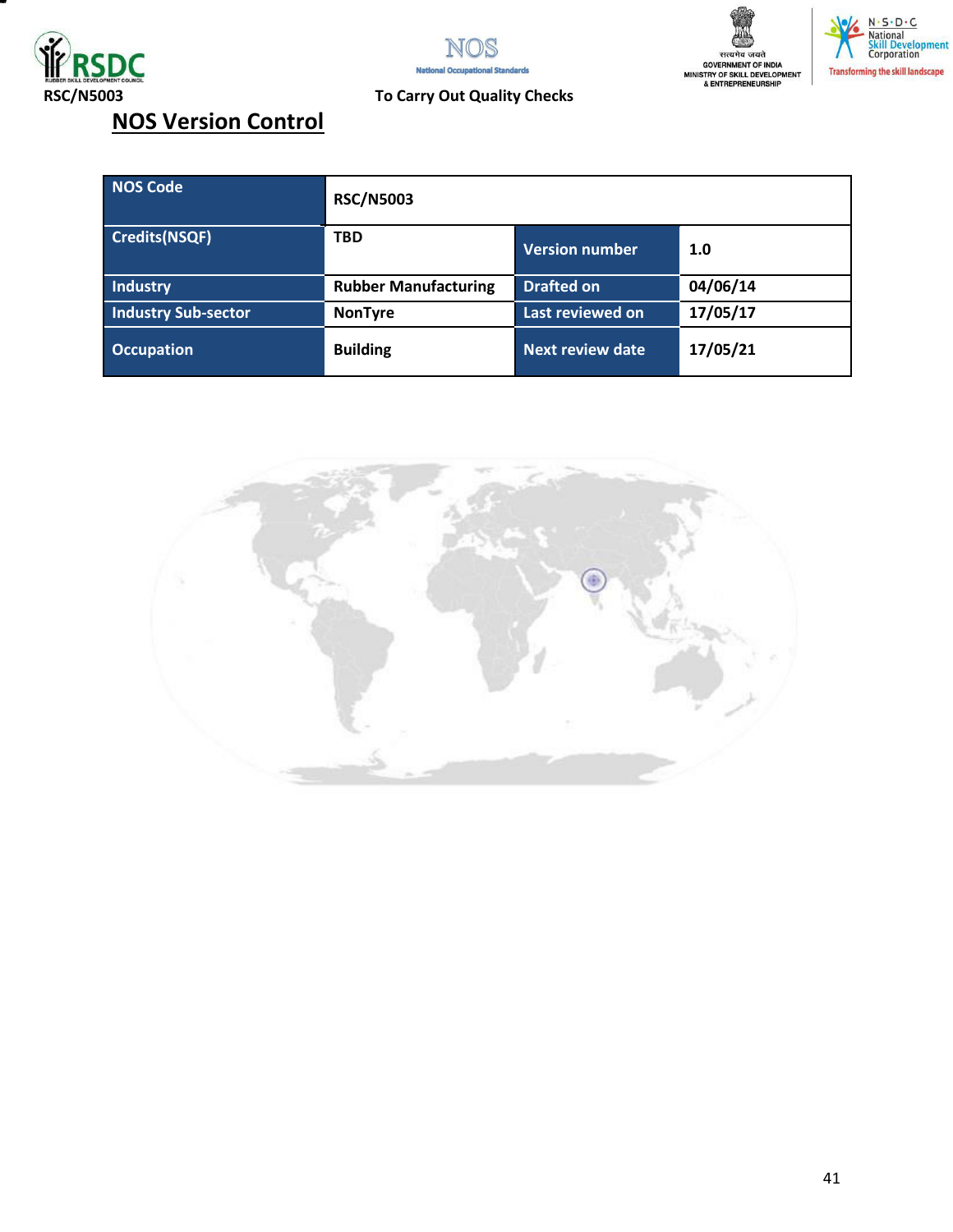## NOS Version Control

| NOS Code | RSC/N5003 | | |
|---|---|---|---|
| Credits(NSQF) | TBD | Version number | 1.0 |
| Industry | Rubber Manufacturing | Drafted on | 04/06/14 |
| Industry Sub-sector | NonTyre | Last reviewed on | 17/05/17 |
| Occupation | Building | Next review date | 17/05/21 |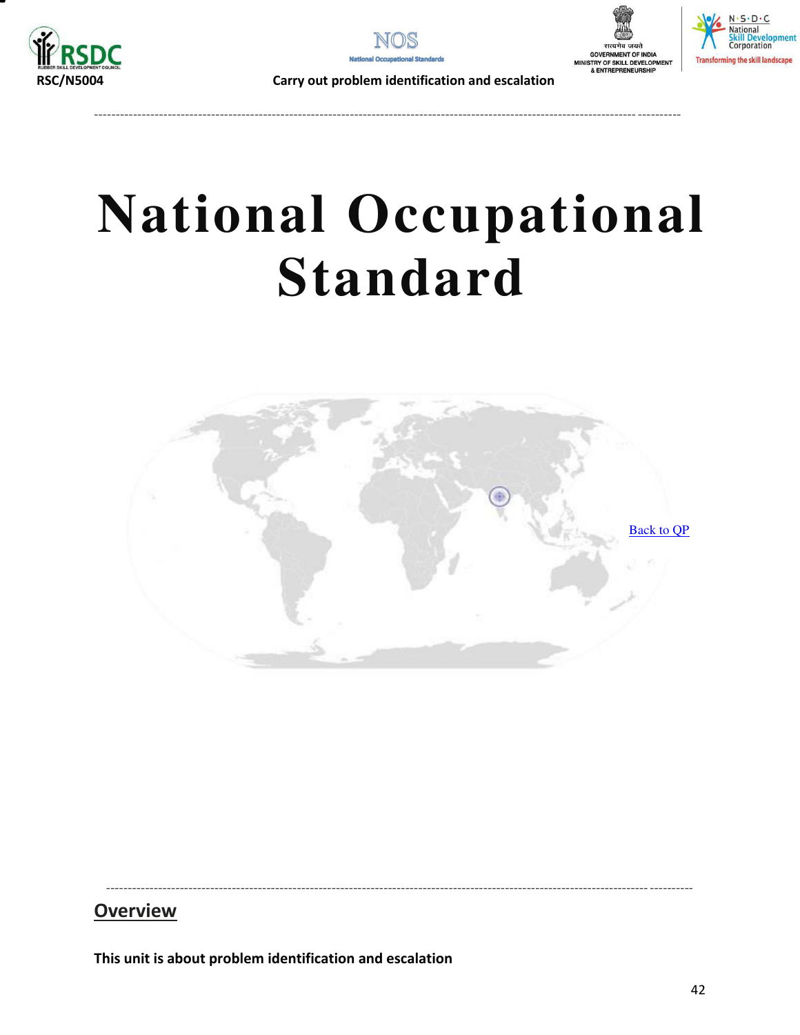# National Occupational Standard

[Back to QP]

## Overview

**This unit is about problem identification and escalation**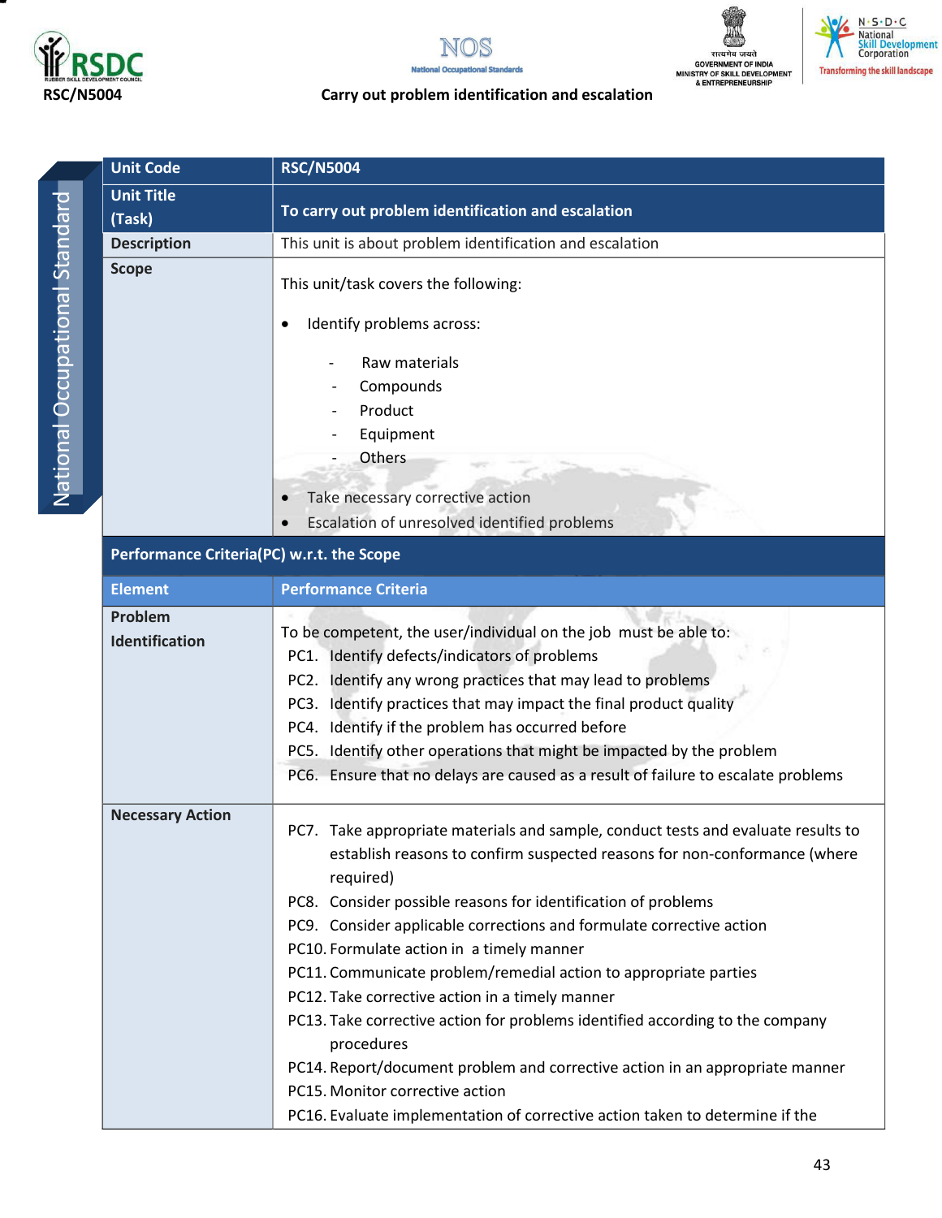RSC/N5004 — Carry out problem identification and escalation

| Unit Code | RSC/N5004 |
|---|---|
| Unit Title (Task) | To carry out problem identification and escalation |
| Description | This unit is about problem identification and escalation |
| Scope | This unit/task covers the following:<br>• Identify problems across:<br>- Raw materials<br>- Compounds<br>- Product<br>- Equipment<br>- Others<br>• Take necessary corrective action<br>• Escalation of unresolved identified problems |
| **Performance Criteria(PC) w.r.t. the Scope** | |
| **Element** | **Performance Criteria** |
| Problem Identification | To be competent, the user/individual on the job must be able to:<br>PC1. Identify defects/indicators of problems<br>PC2. Identify any wrong practices that may lead to problems<br>PC3. Identify practices that may impact the final product quality<br>PC4. Identify if the problem has occurred before<br>PC5. Identify other operations that might be impacted by the problem<br>PC6. Ensure that no delays are caused as a result of failure to escalate problems |
| Necessary Action | PC7. Take appropriate materials and sample, conduct tests and evaluate results to establish reasons to confirm suspected reasons for non-conformance (where required)<br>PC8. Consider possible reasons for identification of problems<br>PC9. Consider applicable corrections and formulate corrective action<br>PC10. Formulate action in a timely manner<br>PC11. Communicate problem/remedial action to appropriate parties<br>PC12. Take corrective action in a timely manner<br>PC13. Take corrective action for problems identified according to the company procedures<br>PC14. Report/document problem and corrective action in an appropriate manner<br>PC15. Monitor corrective action<br>PC16. Evaluate implementation of corrective action taken to determine if the |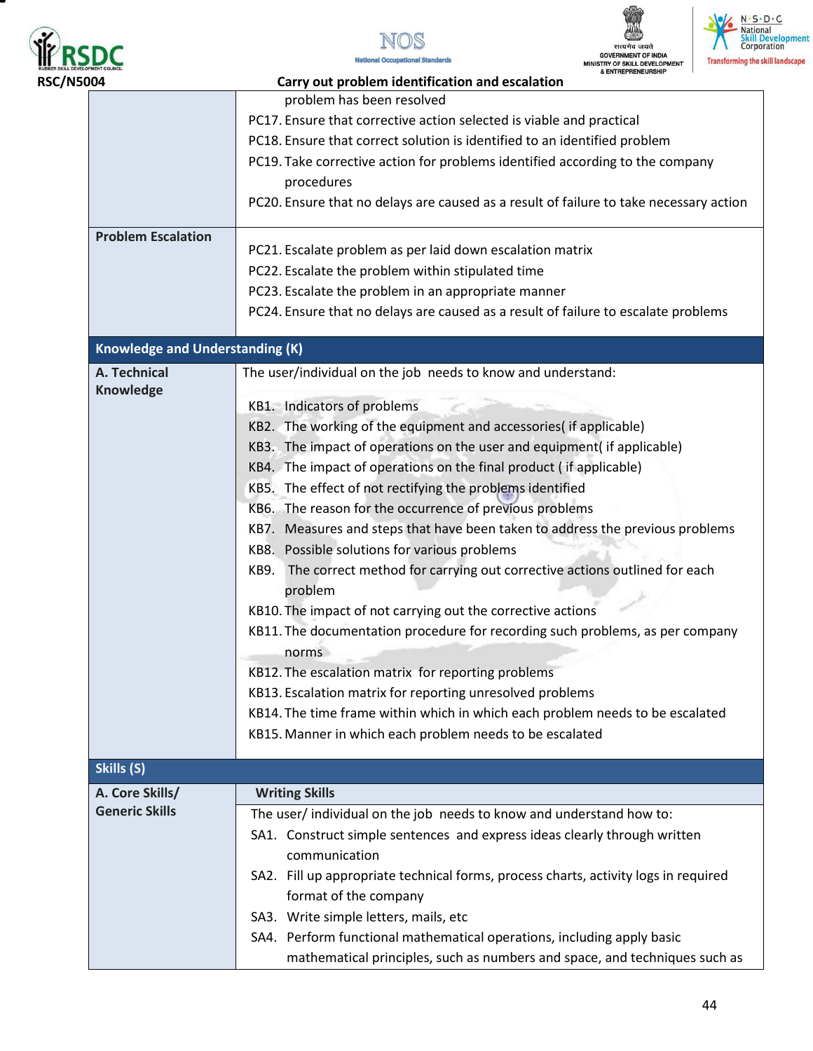| | |
|---|---|
| | problem has been resolved<br>PC17. Ensure that corrective action selected is viable and practical<br>PC18. Ensure that correct solution is identified to an identified problem<br>PC19. Take corrective action for problems identified according to the company procedures<br>PC20. Ensure that no delays are caused as a result of failure to take necessary action |
| **Problem Escalation** | PC21. Escalate problem as per laid down escalation matrix<br>PC22. Escalate the problem within stipulated time<br>PC23. Escalate the problem in an appropriate manner<br>PC24. Ensure that no delays are caused as a result of failure to escalate problems |
| **Knowledge and Understanding (K)** | |
| **A. Technical Knowledge** | The user/individual on the job needs to know and understand:<br>KB1. Indicators of problems<br>KB2. The working of the equipment and accessories( if applicable)<br>KB3. The impact of operations on the user and equipment( if applicable)<br>KB4. The impact of operations on the final product ( if applicable)<br>KB5. The effect of not rectifying the problems identified<br>KB6. The reason for the occurrence of previous problems<br>KB7. Measures and steps that have been taken to address the previous problems<br>KB8. Possible solutions for various problems<br>KB9. The correct method for carrying out corrective actions outlined for each problem<br>KB10. The impact of not carrying out the corrective actions<br>KB11. The documentation procedure for recording such problems, as per company norms<br>KB12. The escalation matrix for reporting problems<br>KB13. Escalation matrix for reporting unresolved problems<br>KB14. The time frame within which in which each problem needs to be escalated<br>KB15. Manner in which each problem needs to be escalated |
| **Skills (S)** | |
| **A. Core Skills/ Generic Skills** | **Writing Skills**<br>The user/ individual on the job needs to know and understand how to:<br>SA1. Construct simple sentences and express ideas clearly through written communication<br>SA2. Fill up appropriate technical forms, process charts, activity logs in required format of the company<br>SA3. Write simple letters, mails, etc<br>SA4. Perform functional mathematical operations, including apply basic mathematical principles, such as numbers and space, and techniques such as |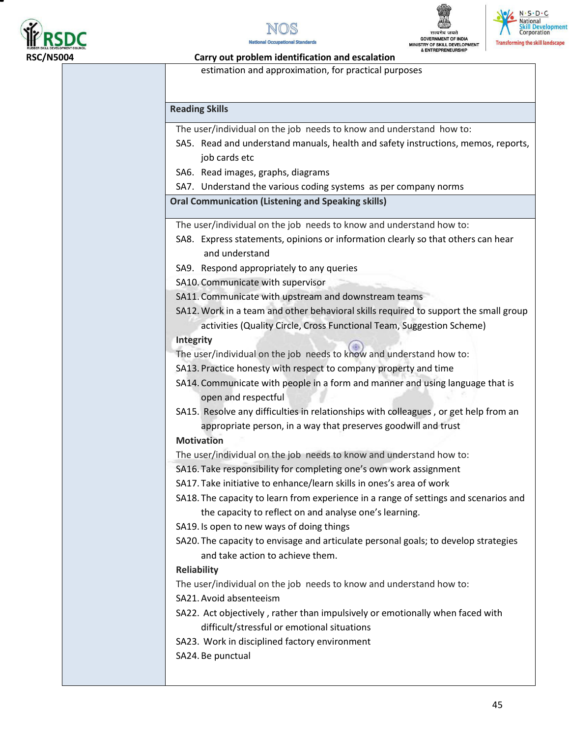estimation and approximation, for practical purposes

**Reading Skills**

The user/individual on the job needs to know and understand how to:

SA5. Read and understand manuals, health and safety instructions, memos, reports, job cards etc

SA6. Read images, graphs, diagrams

SA7. Understand the various coding systems as per company norms

**Oral Communication (Listening and Speaking skills)**

The user/individual on the job needs to know and understand how to:

SA8. Express statements, opinions or information clearly so that others can hear and understand

SA9. Respond appropriately to any queries

SA10. Communicate with supervisor

SA11. Communicate with upstream and downstream teams

SA12. Work in a team and other behavioral skills required to support the small group activities (Quality Circle, Cross Functional Team, Suggestion Scheme)

**Integrity**

The user/individual on the job needs to know and understand how to:

SA13. Practice honesty with respect to company property and time

SA14. Communicate with people in a form and manner and using language that is open and respectful

SA15. Resolve any difficulties in relationships with colleagues , or get help from an appropriate person, in a way that preserves goodwill and trust

**Motivation**

The user/individual on the job needs to know and understand how to:

SA16. Take responsibility for completing one's own work assignment

SA17. Take initiative to enhance/learn skills in ones's area of work

SA18. The capacity to learn from experience in a range of settings and scenarios and the capacity to reflect on and analyse one's learning.

SA19. Is open to new ways of doing things

SA20. The capacity to envisage and articulate personal goals; to develop strategies and take action to achieve them.

**Reliability**

The user/individual on the job needs to know and understand how to:

SA21. Avoid absenteeism

SA22. Act objectively , rather than impulsively or emotionally when faced with difficult/stressful or emotional situations

SA23. Work in disciplined factory environment

SA24. Be punctual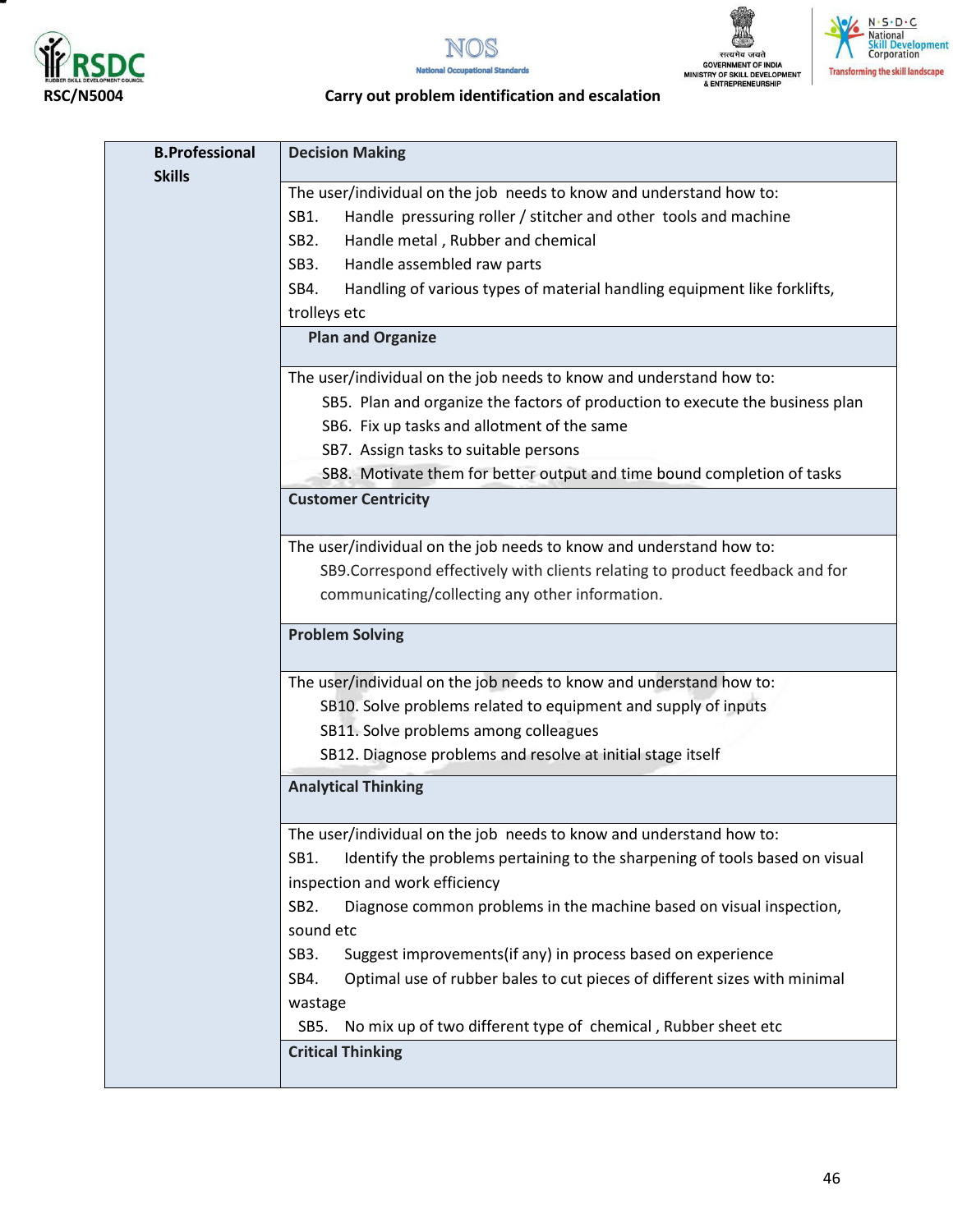| B.Professional Skills | Decision Making |
|---|---|
| | The user/individual on the job needs to know and understand how to:<br>SB1. Handle pressuring roller / stitcher and other tools and machine<br>SB2. Handle metal , Rubber and chemical<br>SB3. Handle assembled raw parts<br>SB4. Handling of various types of material handling equipment like forklifts, trolleys etc |
| | **Plan and Organize** |
| | The user/individual on the job needs to know and understand how to:<br>SB5. Plan and organize the factors of production to execute the business plan<br>SB6. Fix up tasks and allotment of the same<br>SB7. Assign tasks to suitable persons<br>SB8. Motivate them for better output and time bound completion of tasks |
| | **Customer Centricity** |
| | The user/individual on the job needs to know and understand how to:<br>SB9.Correspond effectively with clients relating to product feedback and for communicating/collecting any other information. |
| | **Problem Solving** |
| | The user/individual on the job needs to know and understand how to:<br>SB10. Solve problems related to equipment and supply of inputs<br>SB11. Solve problems among colleagues<br>SB12. Diagnose problems and resolve at initial stage itself |
| | **Analytical Thinking** |
| | The user/individual on the job needs to know and understand how to:<br>SB1. Identify the problems pertaining to the sharpening of tools based on visual inspection and work efficiency<br>SB2. Diagnose common problems in the machine based on visual inspection, sound etc<br>SB3. Suggest improvements(if any) in process based on experience<br>SB4. Optimal use of rubber bales to cut pieces of different sizes with minimal wastage<br>SB5. No mix up of two different type of chemical , Rubber sheet etc |
| | **Critical Thinking** |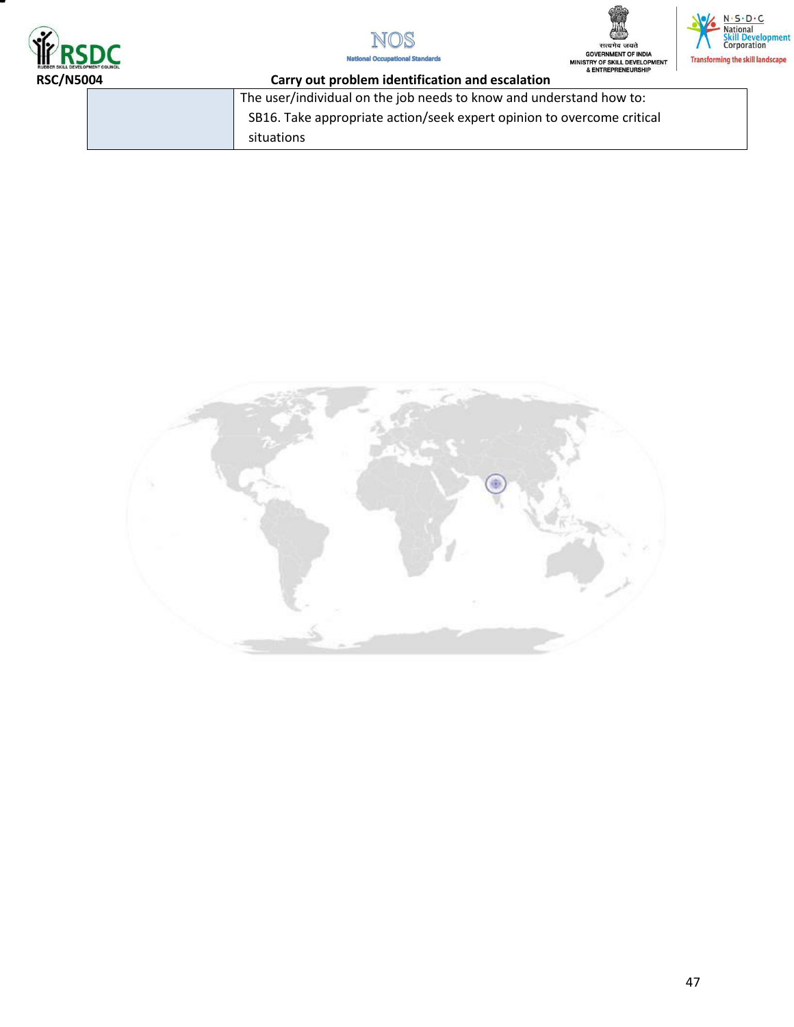| | |
|---|---|
| | The user/individual on the job needs to know and understand how to:<br>SB16. Take appropriate action/seek expert opinion to overcome critical situations |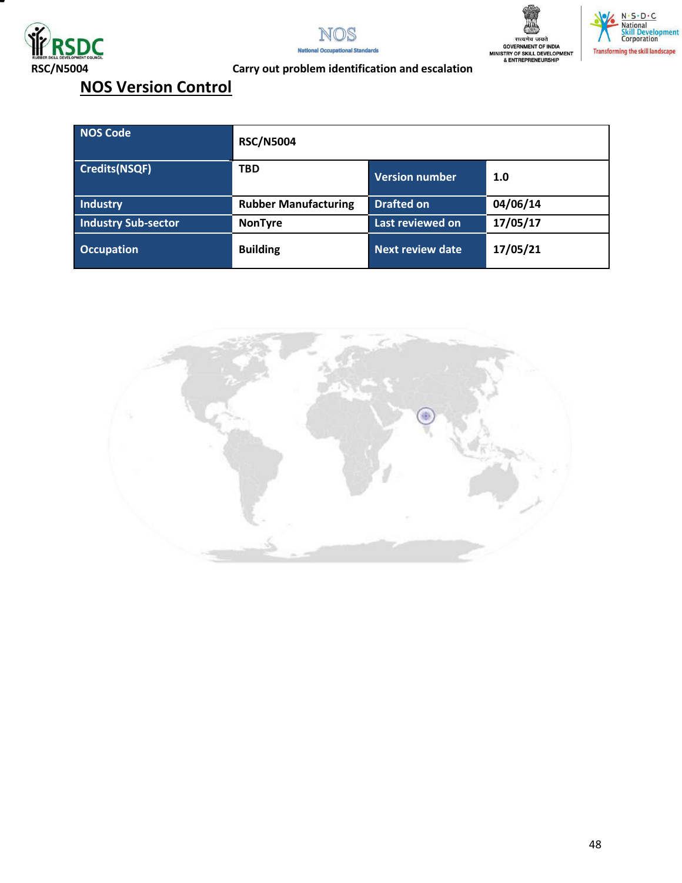## NOS Version Control

| NOS Code | RSC/N5004 | | |
|---|---|---|---|
| Credits(NSQF) | TBD | Version number | 1.0 |
| Industry | Rubber Manufacturing | Drafted on | 04/06/14 |
| Industry Sub-sector | NonTyre | Last reviewed on | 17/05/17 |
| Occupation | Building | Next review date | 17/05/21 |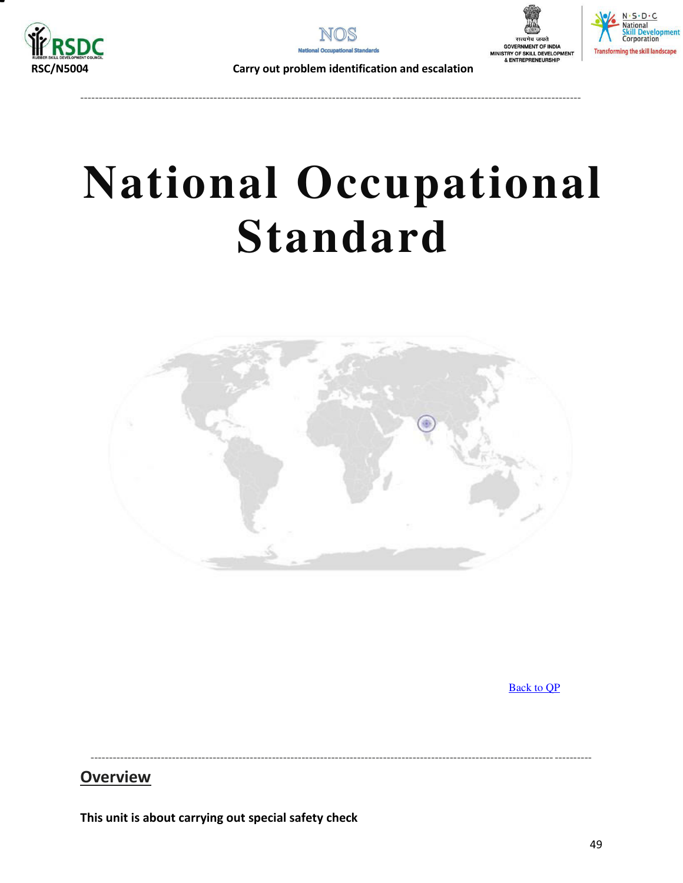# National Occupational Standard

Back to QP

## Overview

**This unit is about carrying out special safety check**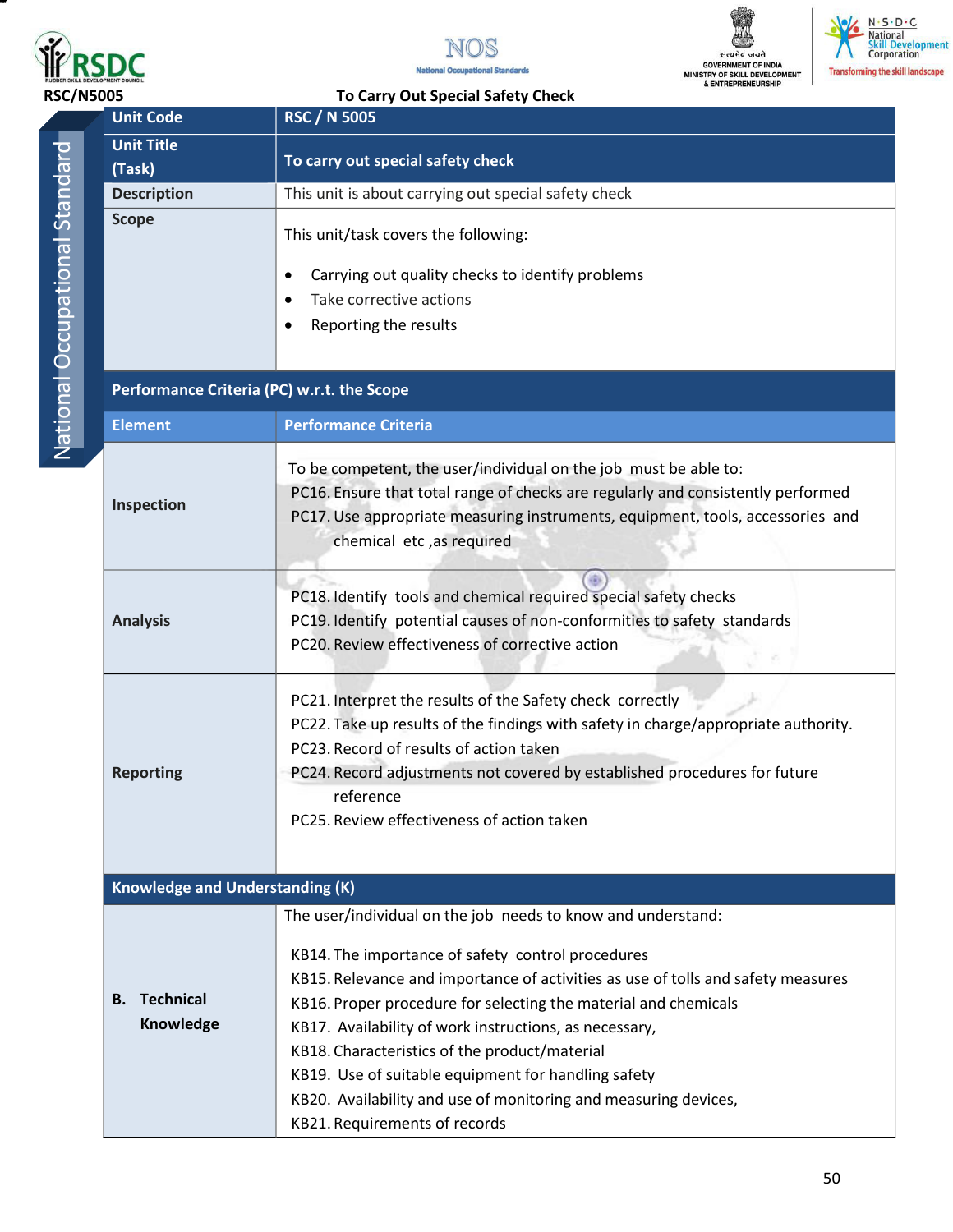RSC/N5005 **To Carry Out Special Safety Check**

| Unit Code | RSC / N 5005 |
|---|---|
| Unit Title (Task) | To carry out special safety check |
| Description | This unit is about carrying out special safety check |
| Scope | This unit/task covers the following:<br>• Carrying out quality checks to identify problems<br>• Take corrective actions<br>• Reporting the results |
| **Performance Criteria (PC) w.r.t. the Scope** | |
| **Element** | **Performance Criteria** |
| **Inspection** | To be competent, the user/individual on the job must be able to:<br>PC16. Ensure that total range of checks are regularly and consistently performed<br>PC17. Use appropriate measuring instruments, equipment, tools, accessories and chemical etc ,as required |
| **Analysis** | PC18. Identify tools and chemical required special safety checks<br>PC19. Identify potential causes of non-conformities to safety standards<br>PC20. Review effectiveness of corrective action |
| **Reporting** | PC21. Interpret the results of the Safety check correctly<br>PC22. Take up results of the findings with safety in charge/appropriate authority.<br>PC23. Record of results of action taken<br>PC24. Record adjustments not covered by established procedures for future reference<br>PC25. Review effectiveness of action taken |
| **Knowledge and Understanding (K)** | |
| **B. Technical Knowledge** | The user/individual on the job needs to know and understand:<br>KB14. The importance of safety control procedures<br>KB15. Relevance and importance of activities as use of tolls and safety measures<br>KB16. Proper procedure for selecting the material and chemicals<br>KB17. Availability of work instructions, as necessary,<br>KB18. Characteristics of the product/material<br>KB19. Use of suitable equipment for handling safety<br>KB20. Availability and use of monitoring and measuring devices,<br>KB21. Requirements of records |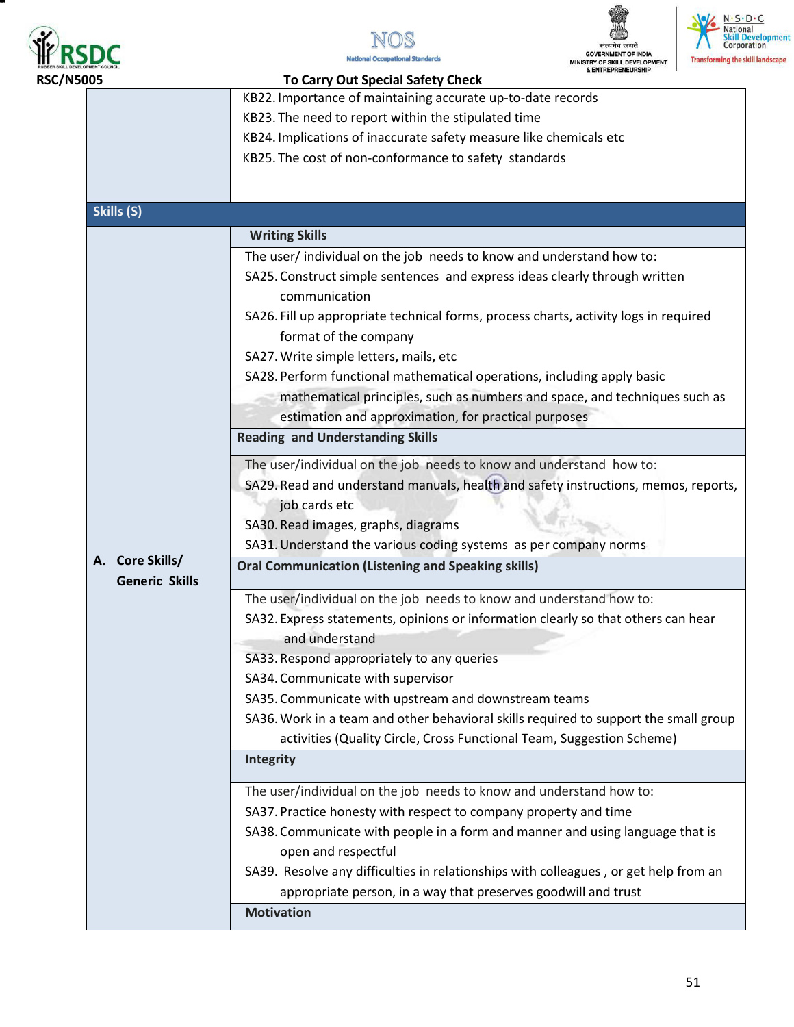| | |
|---|---|
| | KB22. Importance of maintaining accurate up-to-date records<br>KB23. The need to report within the stipulated time<br>KB24. Implications of inaccurate safety measure like chemicals etc<br>KB25. The cost of non-conformance to safety standards |
| **Skills (S)** | |
| **A. Core Skills/ Generic Skills** | **Writing Skills** |
| | The user/ individual on the job needs to know and understand how to:<br>SA25. Construct simple sentences and express ideas clearly through written communication<br>SA26. Fill up appropriate technical forms, process charts, activity logs in required format of the company<br>SA27. Write simple letters, mails, etc<br>SA28. Perform functional mathematical operations, including apply basic mathematical principles, such as numbers and space, and techniques such as estimation and approximation, for practical purposes |
| | **Reading and Understanding Skills** |
| | The user/individual on the job needs to know and understand how to:<br>SA29. Read and understand manuals, health and safety instructions, memos, reports, job cards etc<br>SA30. Read images, graphs, diagrams<br>SA31. Understand the various coding systems as per company norms |
| | **Oral Communication (Listening and Speaking skills)** |
| | The user/individual on the job needs to know and understand how to:<br>SA32. Express statements, opinions or information clearly so that others can hear and understand<br>SA33. Respond appropriately to any queries<br>SA34. Communicate with supervisor<br>SA35. Communicate with upstream and downstream teams<br>SA36. Work in a team and other behavioral skills required to support the small group activities (Quality Circle, Cross Functional Team, Suggestion Scheme) |
| | **Integrity** |
| | The user/individual on the job needs to know and understand how to:<br>SA37. Practice honesty with respect to company property and time<br>SA38. Communicate with people in a form and manner and using language that is open and respectful<br>SA39. Resolve any difficulties in relationships with colleagues , or get help from an appropriate person, in a way that preserves goodwill and trust |
| | **Motivation** |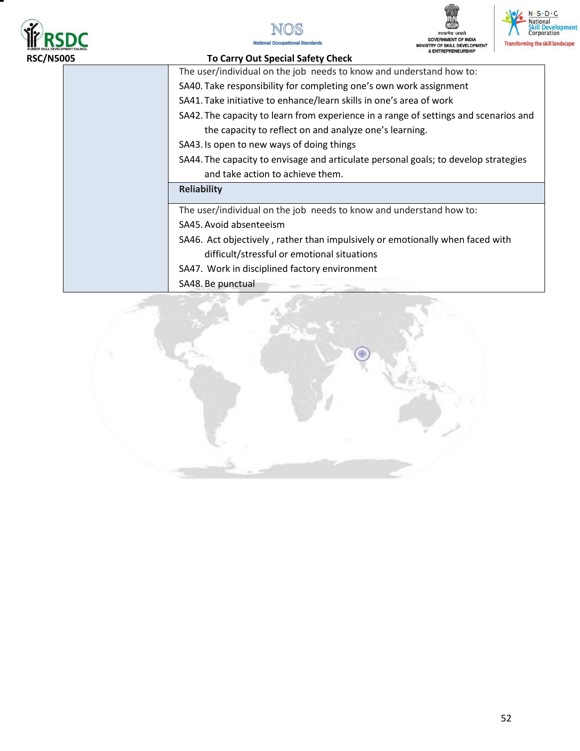| | |
|---|---|
| | The user/individual on the job needs to know and understand how to:<br>SA40. Take responsibility for completing one's own work assignment<br>SA41. Take initiative to enhance/learn skills in one's area of work<br>SA42. The capacity to learn from experience in a range of settings and scenarios and the capacity to reflect on and analyze one's learning.<br>SA43. Is open to new ways of doing things<br>SA44. The capacity to envisage and articulate personal goals; to develop strategies and take action to achieve them. |
| | **Reliability** |
| | The user/individual on the job needs to know and understand how to:<br>SA45. Avoid absenteeism<br>SA46. Act objectively , rather than impulsively or emotionally when faced with difficult/stressful or emotional situations<br>SA47. Work in disciplined factory environment<br>SA48. Be punctual |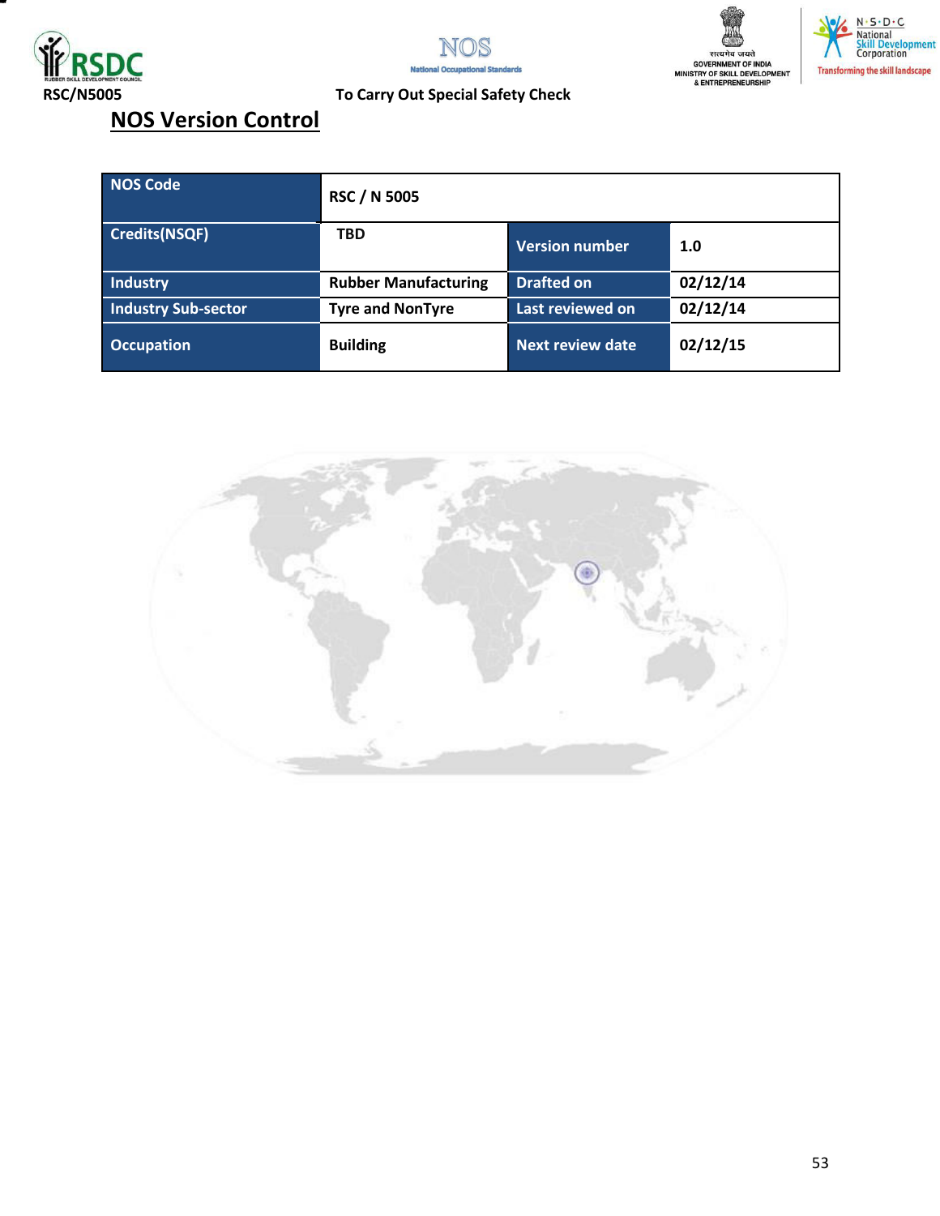## NOS Version Control

| NOS Code | RSC / N 5005 | | |
|---|---|---|---|
| Credits(NSQF) | TBD | Version number | 1.0 |
| Industry | Rubber Manufacturing | Drafted on | 02/12/14 |
| Industry Sub-sector | Tyre and NonTyre | Last reviewed on | 02/12/14 |
| Occupation | Building | Next review date | 02/12/15 |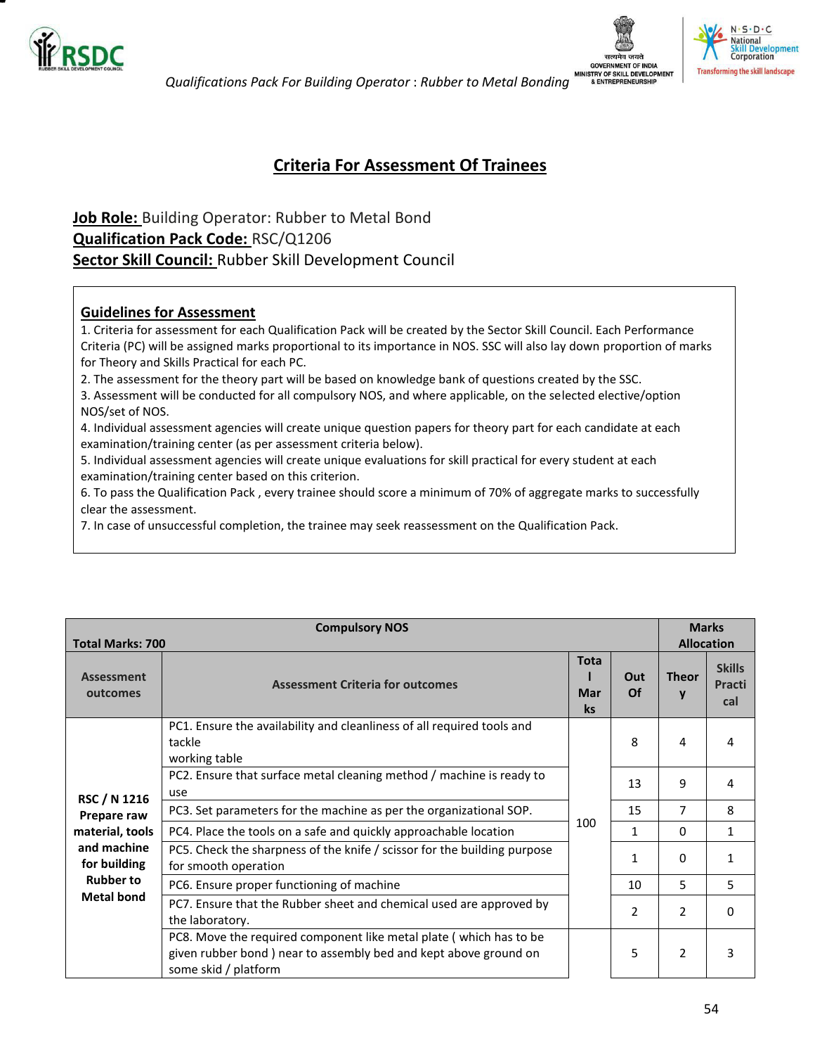## Criteria For Assessment Of Trainees

**Job Role:** Building Operator: Rubber to Metal Bond
**Qualification Pack Code:** RSC/Q1206
**Sector Skill Council:** Rubber Skill Development Council

**Guidelines for Assessment**

1. Criteria for assessment for each Qualification Pack will be created by the Sector Skill Council. Each Performance Criteria (PC) will be assigned marks proportional to its importance in NOS. SSC will also lay down proportion of marks for Theory and Skills Practical for each PC.
2. The assessment for the theory part will be based on knowledge bank of questions created by the SSC.
3. Assessment will be conducted for all compulsory NOS, and where applicable, on the selected elective/option NOS/set of NOS.
4. Individual assessment agencies will create unique question papers for theory part for each candidate at each examination/training center (as per assessment criteria below).
5. Individual assessment agencies will create unique evaluations for skill practical for every student at each examination/training center based on this criterion.
6. To pass the Qualification Pack , every trainee should score a minimum of 70% of aggregate marks to successfully clear the assessment.
7. In case of unsuccessful completion, the trainee may seek reassessment on the Qualification Pack.

| Total Marks: 700 | Compulsory NOS | | | Marks Allocation | |
|---|---|---|---|---|---|
| **Assessment outcomes** | **Assessment Criteria for outcomes** | **Total Marks** | **Out Of** | **Theory** | **Skills Practical** |
| **RSC / N 1216 Prepare raw material, tools and machine for building Rubber to Metal bond** | PC1. Ensure the availability and cleanliness of all required tools and tackle working table | 100 | 8 | 4 | 4 |
| | PC2. Ensure that surface metal cleaning method / machine is ready to use | | 13 | 9 | 4 |
| | PC3. Set parameters for the machine as per the organizational SOP. | | 15 | 7 | 8 |
| | PC4. Place the tools on a safe and quickly approachable location | | 1 | 0 | 1 |
| | PC5. Check the sharpness of the knife / scissor for the building purpose for smooth operation | | 1 | 0 | 1 |
| | PC6. Ensure proper functioning of machine | | 10 | 5 | 5 |
| | PC7. Ensure that the Rubber sheet and chemical used are approved by the laboratory. | | 2 | 2 | 0 |
| | PC8. Move the required component like metal plate ( which has to be given rubber bond ) near to assembly bed and kept above ground on some skid / platform | | 5 | 2 | 3 |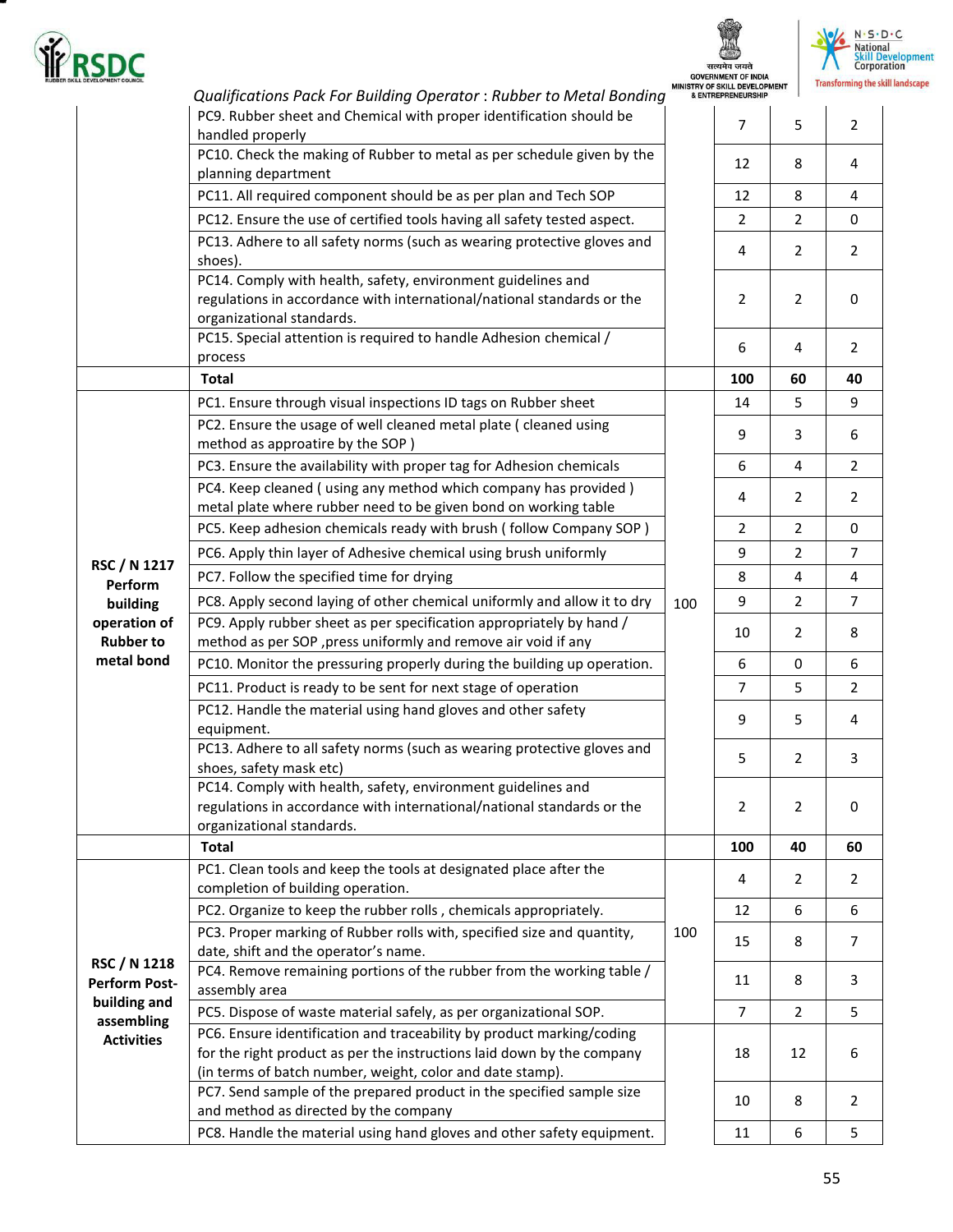| | | | | | |
|---|---|---|---|---|---|
| | PC9. Rubber sheet and Chemical with proper identification should be handled properly | | 7 | 5 | 2 |
| | PC10. Check the making of Rubber to metal as per schedule given by the planning department | | 12 | 8 | 4 |
| | PC11. All required component should be as per plan and Tech SOP | | 12 | 8 | 4 |
| | PC12. Ensure the use of certified tools having all safety tested aspect. | | 2 | 2 | 0 |
| | PC13. Adhere to all safety norms (such as wearing protective gloves and shoes). | | 4 | 2 | 2 |
| | PC14. Comply with health, safety, environment guidelines and regulations in accordance with international/national standards or the organizational standards. | | 2 | 2 | 0 |
| | PC15. Special attention is required to handle Adhesion chemical / process | | 6 | 4 | 2 |
| | **Total** | | **100** | **60** | **40** |
| **RSC / N 1217 Perform building operation of Rubber to metal bond** | PC1. Ensure through visual inspections ID tags on Rubber sheet | 100 | 14 | 5 | 9 |
| | PC2. Ensure the usage of well cleaned metal plate ( cleaned using method as approatire by the SOP ) | | 9 | 3 | 6 |
| | PC3. Ensure the availability with proper tag for Adhesion chemicals | | 6 | 4 | 2 |
| | PC4. Keep cleaned ( using any method which company has provided ) metal plate where rubber need to be given bond on working table | | 4 | 2 | 2 |
| | PC5. Keep adhesion chemicals ready with brush ( follow Company SOP ) | | 2 | 2 | 0 |
| | PC6. Apply thin layer of Adhesive chemical using brush uniformly | | 9 | 2 | 7 |
| | PC7. Follow the specified time for drying | | 8 | 4 | 4 |
| | PC8. Apply second laying of other chemical uniformly and allow it to dry | | 9 | 2 | 7 |
| | PC9. Apply rubber sheet as per specification appropriately by hand / method as per SOP ,press uniformly and remove air void if any | | 10 | 2 | 8 |
| | PC10. Monitor the pressuring properly during the building up operation. | | 6 | 0 | 6 |
| | PC11. Product is ready to be sent for next stage of operation | | 7 | 5 | 2 |
| | PC12. Handle the material using hand gloves and other safety equipment. | | 9 | 5 | 4 |
| | PC13. Adhere to all safety norms (such as wearing protective gloves and shoes, safety mask etc) | | 5 | 2 | 3 |
| | PC14. Comply with health, safety, environment guidelines and regulations in accordance with international/national standards or the organizational standards. | | 2 | 2 | 0 |
| | **Total** | | **100** | **40** | **60** |
| **RSC / N 1218 Perform Post-building and assembling Activities** | PC1. Clean tools and keep the tools at designated place after the completion of building operation. | 100 | 4 | 2 | 2 |
| | PC2. Organize to keep the rubber rolls , chemicals appropriately. | | 12 | 6 | 6 |
| | PC3. Proper marking of Rubber rolls with, specified size and quantity, date, shift and the operator's name. | | 15 | 8 | 7 |
| | PC4. Remove remaining portions of the rubber from the working table / assembly area | | 11 | 8 | 3 |
| | PC5. Dispose of waste material safely, as per organizational SOP. | | 7 | 2 | 5 |
| | PC6. Ensure identification and traceability by product marking/coding for the right product as per the instructions laid down by the company (in terms of batch number, weight, color and date stamp). | | 18 | 12 | 6 |
| | PC7. Send sample of the prepared product in the specified sample size and method as directed by the company | | 10 | 8 | 2 |
| | PC8. Handle the material using hand gloves and other safety equipment. | | 11 | 6 | 5 |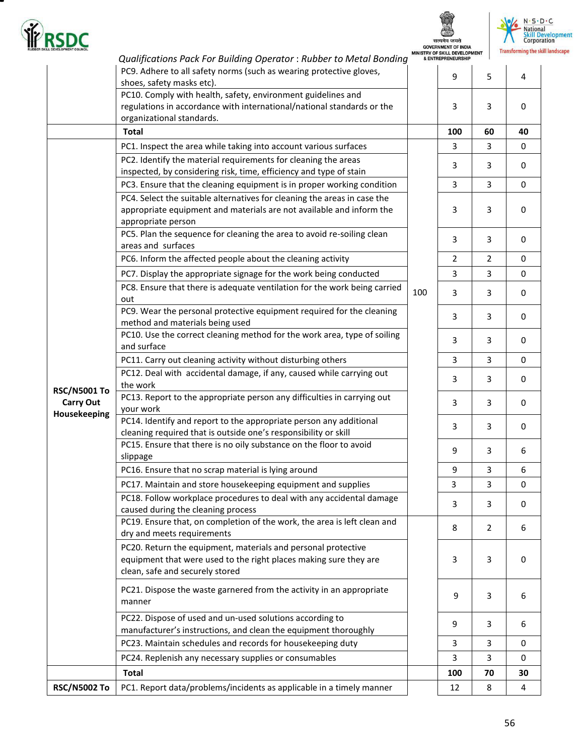| | | | | | |
|---|---|---|---|---|---|
| | PC9. Adhere to all safety norms (such as wearing protective gloves, shoes, safety masks etc). | | 9 | 5 | 4 |
| | PC10. Comply with health, safety, environment guidelines and regulations in accordance with international/national standards or the organizational standards. | | 3 | 3 | 0 |
| | **Total** | | **100** | **60** | **40** |
| **RSC/N5001 To Carry Out Housekeeping** | PC1. Inspect the area while taking into account various surfaces | 100 | 3 | 3 | 0 |
| | PC2. Identify the material requirements for cleaning the areas inspected, by considering risk, time, efficiency and type of stain | | 3 | 3 | 0 |
| | PC3. Ensure that the cleaning equipment is in proper working condition | | 3 | 3 | 0 |
| | PC4. Select the suitable alternatives for cleaning the areas in case the appropriate equipment and materials are not available and inform the appropriate person | | 3 | 3 | 0 |
| | PC5. Plan the sequence for cleaning the area to avoid re-soiling clean areas and surfaces | | 3 | 3 | 0 |
| | PC6. Inform the affected people about the cleaning activity | | 2 | 2 | 0 |
| | PC7. Display the appropriate signage for the work being conducted | | 3 | 3 | 0 |
| | PC8. Ensure that there is adequate ventilation for the work being carried out | | 3 | 3 | 0 |
| | PC9. Wear the personal protective equipment required for the cleaning method and materials being used | | 3 | 3 | 0 |
| | PC10. Use the correct cleaning method for the work area, type of soiling and surface | | 3 | 3 | 0 |
| | PC11. Carry out cleaning activity without disturbing others | | 3 | 3 | 0 |
| | PC12. Deal with accidental damage, if any, caused while carrying out the work | | 3 | 3 | 0 |
| | PC13. Report to the appropriate person any difficulties in carrying out your work | | 3 | 3 | 0 |
| | PC14. Identify and report to the appropriate person any additional cleaning required that is outside one's responsibility or skill | | 3 | 3 | 0 |
| | PC15. Ensure that there is no oily substance on the floor to avoid slippage | | 9 | 3 | 6 |
| | PC16. Ensure that no scrap material is lying around | | 9 | 3 | 6 |
| | PC17. Maintain and store housekeeping equipment and supplies | | 3 | 3 | 0 |
| | PC18. Follow workplace procedures to deal with any accidental damage caused during the cleaning process | | 3 | 3 | 0 |
| | PC19. Ensure that, on completion of the work, the area is left clean and dry and meets requirements | | 8 | 2 | 6 |
| | PC20. Return the equipment, materials and personal protective equipment that were used to the right places making sure they are clean, safe and securely stored | | 3 | 3 | 0 |
| | PC21. Dispose the waste garnered from the activity in an appropriate manner | | 9 | 3 | 6 |
| | PC22. Dispose of used and un-used solutions according to manufacturer's instructions, and clean the equipment thoroughly | | 9 | 3 | 6 |
| | PC23. Maintain schedules and records for housekeeping duty | | 3 | 3 | 0 |
| | PC24. Replenish any necessary supplies or consumables | | 3 | 3 | 0 |
| | **Total** | | **100** | **70** | **30** |
| **RSC/N5002 To** | PC1. Report data/problems/incidents as applicable in a timely manner | | 12 | 8 | 4 |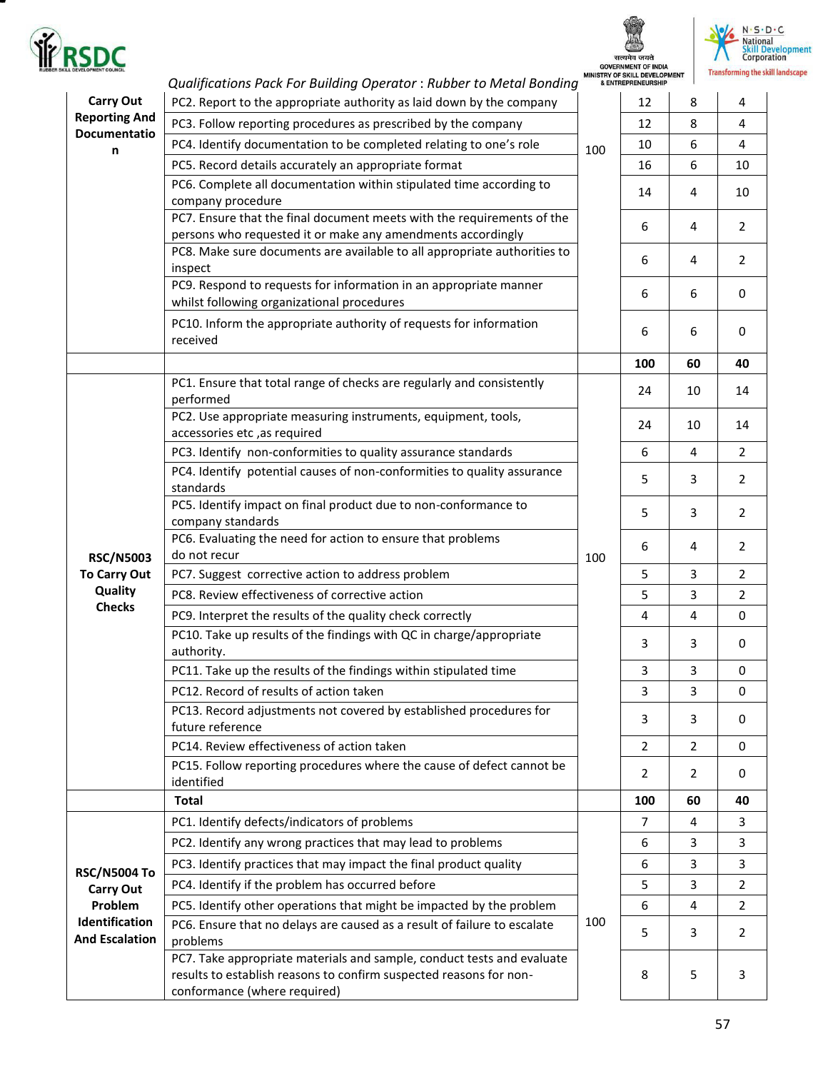| Carry Out Reporting And Documentation | PC2. Report to the appropriate authority as laid down by the company | 100 | 12 | 8 | 4 |
|---|---|---|---|---|---|
| | PC3. Follow reporting procedures as prescribed by the company | | 12 | 8 | 4 |
| | PC4. Identify documentation to be completed relating to one's role | | 10 | 6 | 4 |
| | PC5. Record details accurately an appropriate format | | 16 | 6 | 10 |
| | PC6. Complete all documentation within stipulated time according to company procedure | | 14 | 4 | 10 |
| | PC7. Ensure that the final document meets with the requirements of the persons who requested it or make any amendments accordingly | | 6 | 4 | 2 |
| | PC8. Make sure documents are available to all appropriate authorities to inspect | | 6 | 4 | 2 |
| | PC9. Respond to requests for information in an appropriate manner whilst following organizational procedures | | 6 | 6 | 0 |
| | PC10. Inform the appropriate authority of requests for information received | | 6 | 6 | 0 |
| | | | **100** | **60** | **40** |
| RSC/N5003 To Carry Out Quality Checks | PC1. Ensure that total range of checks are regularly and consistently performed | 100 | 24 | 10 | 14 |
| | PC2. Use appropriate measuring instruments, equipment, tools, accessories etc ,as required | | 24 | 10 | 14 |
| | PC3. Identify non-conformities to quality assurance standards | | 6 | 4 | 2 |
| | PC4. Identify potential causes of non-conformities to quality assurance standards | | 5 | 3 | 2 |
| | PC5. Identify impact on final product due to non-conformance to company standards | | 5 | 3 | 2 |
| | PC6. Evaluating the need for action to ensure that problems do not recur | | 6 | 4 | 2 |
| | PC7. Suggest corrective action to address problem | | 5 | 3 | 2 |
| | PC8. Review effectiveness of corrective action | | 5 | 3 | 2 |
| | PC9. Interpret the results of the quality check correctly | | 4 | 4 | 0 |
| | PC10. Take up results of the findings with QC in charge/appropriate authority. | | 3 | 3 | 0 |
| | PC11. Take up the results of the findings within stipulated time | | 3 | 3 | 0 |
| | PC12. Record of results of action taken | | 3 | 3 | 0 |
| | PC13. Record adjustments not covered by established procedures for future reference | | 3 | 3 | 0 |
| | PC14. Review effectiveness of action taken | | 2 | 2 | 0 |
| | PC15. Follow reporting procedures where the cause of defect cannot be identified | | 2 | 2 | 0 |
| | **Total** | | **100** | **60** | **40** |
| RSC/N5004 To Carry Out Problem Identification And Escalation | PC1. Identify defects/indicators of problems | 100 | 7 | 4 | 3 |
| | PC2. Identify any wrong practices that may lead to problems | | 6 | 3 | 3 |
| | PC3. Identify practices that may impact the final product quality | | 6 | 3 | 3 |
| | PC4. Identify if the problem has occurred before | | 5 | 3 | 2 |
| | PC5. Identify other operations that might be impacted by the problem | | 6 | 4 | 2 |
| | PC6. Ensure that no delays are caused as a result of failure to escalate problems | | 5 | 3 | 2 |
| | PC7. Take appropriate materials and sample, conduct tests and evaluate results to establish reasons to confirm suspected reasons for non-conformance (where required) | | 8 | 5 | 3 |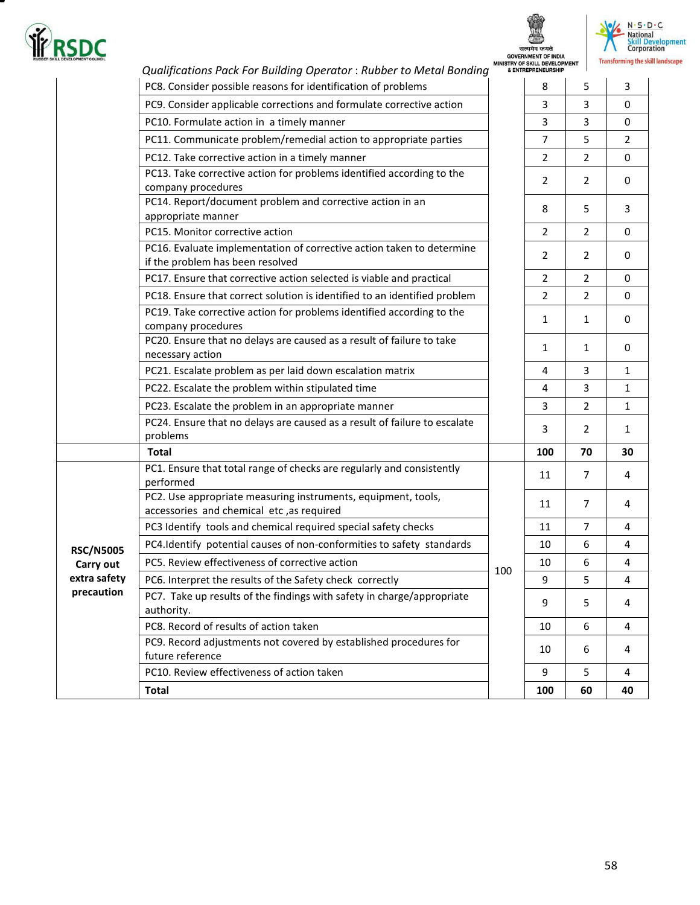| | | | | | |
|---|---|---|---|---|---|
| | PC8. Consider possible reasons for identification of problems | | 8 | 5 | 3 |
| | PC9. Consider applicable corrections and formulate corrective action | | 3 | 3 | 0 |
| | PC10. Formulate action in a timely manner | | 3 | 3 | 0 |
| | PC11. Communicate problem/remedial action to appropriate parties | | 7 | 5 | 2 |
| | PC12. Take corrective action in a timely manner | | 2 | 2 | 0 |
| | PC13. Take corrective action for problems identified according to the company procedures | | 2 | 2 | 0 |
| | PC14. Report/document problem and corrective action in an appropriate manner | | 8 | 5 | 3 |
| | PC15. Monitor corrective action | | 2 | 2 | 0 |
| | PC16. Evaluate implementation of corrective action taken to determine if the problem has been resolved | | 2 | 2 | 0 |
| | PC17. Ensure that corrective action selected is viable and practical | | 2 | 2 | 0 |
| | PC18. Ensure that correct solution is identified to an identified problem | | 2 | 2 | 0 |
| | PC19. Take corrective action for problems identified according to the company procedures | | 1 | 1 | 0 |
| | PC20. Ensure that no delays are caused as a result of failure to take necessary action | | 1 | 1 | 0 |
| | PC21. Escalate problem as per laid down escalation matrix | | 4 | 3 | 1 |
| | PC22. Escalate the problem within stipulated time | | 4 | 3 | 1 |
| | PC23. Escalate the problem in an appropriate manner | | 3 | 2 | 1 |
| | PC24. Ensure that no delays are caused as a result of failure to escalate problems | | 3 | 2 | 1 |
| | **Total** | | **100** | **70** | **30** |
| **RSC/N5005 Carry out extra safety precaution** | PC1. Ensure that total range of checks are regularly and consistently performed | 100 | 11 | 7 | 4 |
| | PC2. Use appropriate measuring instruments, equipment, tools, accessories and chemical etc ,as required | | 11 | 7 | 4 |
| | PC3 Identify tools and chemical required special safety checks | | 11 | 7 | 4 |
| | PC4.Identify potential causes of non-conformities to safety standards | | 10 | 6 | 4 |
| | PC5. Review effectiveness of corrective action | | 10 | 6 | 4 |
| | PC6. Interpret the results of the Safety check correctly | | 9 | 5 | 4 |
| | PC7. Take up results of the findings with safety in charge/appropriate authority. | | 9 | 5 | 4 |
| | PC8. Record of results of action taken | | 10 | 6 | 4 |
| | PC9. Record adjustments not covered by established procedures for future reference | | 10 | 6 | 4 |
| | PC10. Review effectiveness of action taken | | 9 | 5 | 4 |
| | **Total** | | **100** | **60** | **40** |